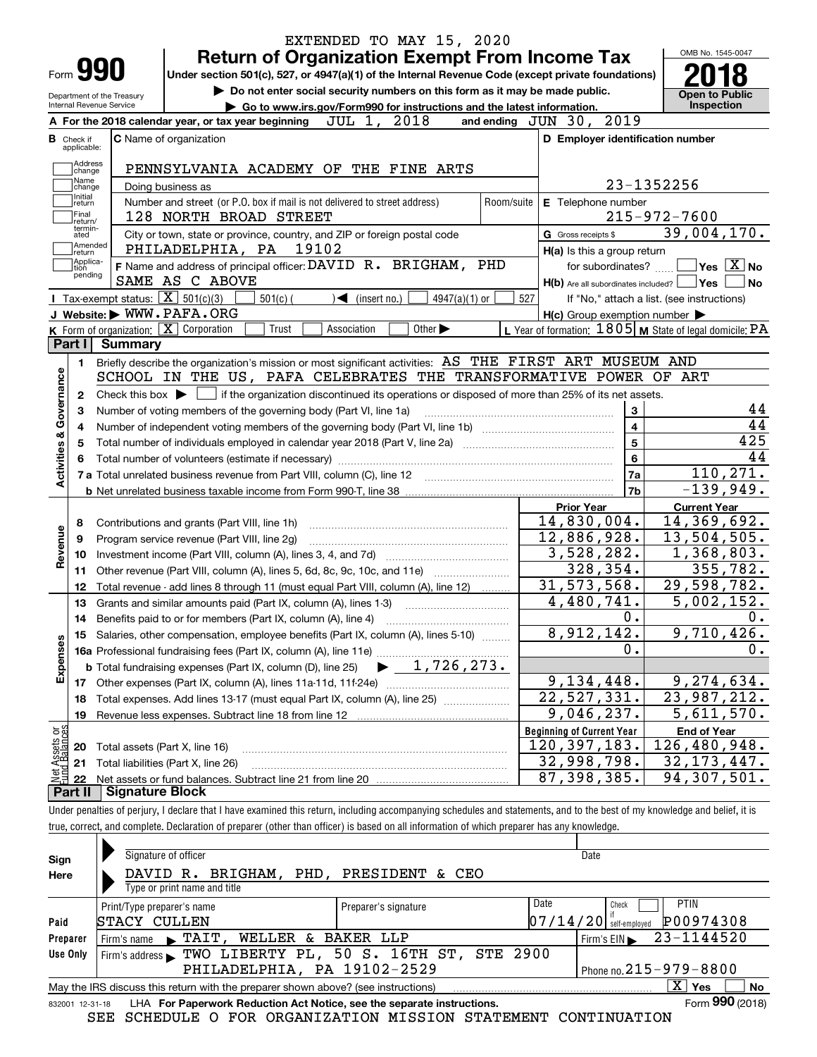EXTENDED TO MAY 15, 2020

# Form 990 — Return of Organization Exempt From Income Tax

Under section 501(c), 527, or 4947(a)(1) of the Internal Revenue Code (except private foundations)

▶ Do not enter social security numbers on this form as it may be made public.

▶ Go to www.irs.gov/Form990 for instructions and the latest information.

Department of the Treasury
Internal Revenue Service

OMB No. 1545-0047

**2018**

**Open to Public Inspection**

**A** For the 2018 calendar year, or tax year beginning JUL 1, 2018 and ending JUN 30, 2019

**B** Check if applicable: Address change, Name change, Initial return, Final return/terminated, Amended return, Application pending

**C** Name of organization: PENNSYLVANIA ACADEMY OF THE FINE ARTS

Doing business as

Number and street (or P.O. box if mail is not delivered to street address): 128 NORTH BROAD STREET — Room/suite

City or town, state or province, country, and ZIP or foreign postal code: PHILADELPHIA, PA 19102

**D** Employer identification number: 23-1352256

**E** Telephone number: 215-972-7600

**G** Gross receipts $ 39,004,170.

**F** Name and address of principal officer: DAVID R. BRIGHAM, PHD
SAME AS C ABOVE

**H(a)** Is this a group return for subordinates? ☐ Yes ☒ No

**H(b)** Are all subordinates included? ☐ Yes ☐ No
If "No," attach a list. (see instructions)

**H(c)** Group exemption number ▶

**I** Tax-exempt status: ☒ 501(c)(3) ☐ 501(c) ( ) ◀ (insert no.) ☐ 4947(a)(1) or ☐ 527

**J** Website: ▶ WWW.PAFA.ORG

**K** Form of organization: ☒ Corporation ☐ Trust ☐ Association ☐ Other ▶

**L** Year of formation: 1805 **M** State of legal domicile: PA

## Part I Summary

**Activities & Governance**

1. Briefly describe the organization's mission or most significant activities: AS THE FIRST ART MUSEUM AND SCHOOL IN THE US, PAFA CELEBRATES THE TRANSFORMATIVE POWER OF ART
2. Check this box ▶ ☐ if the organization discontinued its operations or disposed of more than 25% of its net assets.

| | | | |
|---|---|---|---|
| 3 | Number of voting members of the governing body (Part VI, line 1a) | 3 | 44 |
| 4 | Number of independent voting members of the governing body (Part VI, line 1b) | 4 | 44 |
| 5 | Total number of individuals employed in calendar year 2018 (Part V, line 2a) | 5 | 425 |
| 6 | Total number of volunteers (estimate if necessary) | 6 | 44 |
| 7a | Total unrelated business revenue from Part VIII, column (C), line 12 | 7a | 110,271. |
| b | Net unrelated business taxable income from Form 990-T, line 38 | 7b | -139,949. |

| | | Prior Year | Current Year |
|---|---|---|---|
| **Revenue** | | | |
| 8 | Contributions and grants (Part VIII, line 1h) | 14,830,004. | 14,369,692. |
| 9 | Program service revenue (Part VIII, line 2g) | 12,886,928. | 13,504,505. |
| 10 | Investment income (Part VIII, column (A), lines 3, 4, and 7d) | 3,528,282. | 1,368,803. |
| 11 | Other revenue (Part VIII, column (A), lines 5, 6d, 8c, 9c, 10c, and 11e) | 328,354. | 355,782. |
| 12 | Total revenue - add lines 8 through 11 (must equal Part VIII, column (A), line 12) | 31,573,568. | 29,598,782. |
| **Expenses** | | | |
| 13 | Grants and similar amounts paid (Part IX, column (A), lines 1-3) | 4,480,741. | 5,002,152. |
| 14 | Benefits paid to or for members (Part IX, column (A), line 4) | 0. | 0. |
| 15 | Salaries, other compensation, employee benefits (Part IX, column (A), lines 5-10) | 8,912,142. | 9,710,426. |
| 16a | Professional fundraising fees (Part IX, column (A), line 11e) | 0. | 0. |
| b | Total fundraising expenses (Part IX, column (D), line 25) ▶ 1,726,273. | | |
| 17 | Other expenses (Part IX, column (A), lines 11a-11d, 11f-24e) | 9,134,448. | 9,274,634. |
| 18 | Total expenses. Add lines 13-17 (must equal Part IX, column (A), line 25) | 22,527,331. | 23,987,212. |
| 19 | Revenue less expenses. Subtract line 18 from line 12 | 9,046,237. | 5,611,570. |

| **Net Assets or Fund Balances** | | Beginning of Current Year | End of Year |
|---|---|---|---|
| 20 | Total assets (Part X, line 16) | 120,397,183. | 126,480,948. |
| 21 | Total liabilities (Part X, line 26) | 32,998,798. | 32,173,447. |
| 22 | Net assets or fund balances. Subtract line 21 from line 20 | 87,398,385. | 94,307,501. |

## Part II Signature Block

Under penalties of perjury, I declare that I have examined this return, including accompanying schedules and statements, and to the best of my knowledge and belief, it is true, correct, and complete. Declaration of preparer (other than officer) is based on all information of which preparer has any knowledge.

**Sign Here**

Signature of officer — Date

DAVID R. BRIGHAM, PHD, PRESIDENT & CEO
Type or print name and title

**Paid Preparer Use Only**

| Print/Type preparer's name | Preparer's signature | Date | Check ☐ if self-employed | PTIN |
|---|---|---|---|---|
| STACY CULLEN | | 07/14/20 | | P00974308 |

Firm's name ▶ TAIT, WELLER & BAKER LLP — Firm's EIN ▶ 23-1144520

Firm's address ▶ TWO LIBERTY PL, 50 S. 16TH ST, STE 2900, PHILADELPHIA, PA 19102-2529 — Phone no. 215-979-8800

May the IRS discuss this return with the preparer shown above? (see instructions) ☒ Yes ☐ No

832001 12-31-18 LHA For Paperwork Reduction Act Notice, see the separate instructions. Form **990** (2018)

SEE SCHEDULE O FOR ORGANIZATION MISSION STATEMENT CONTINUATION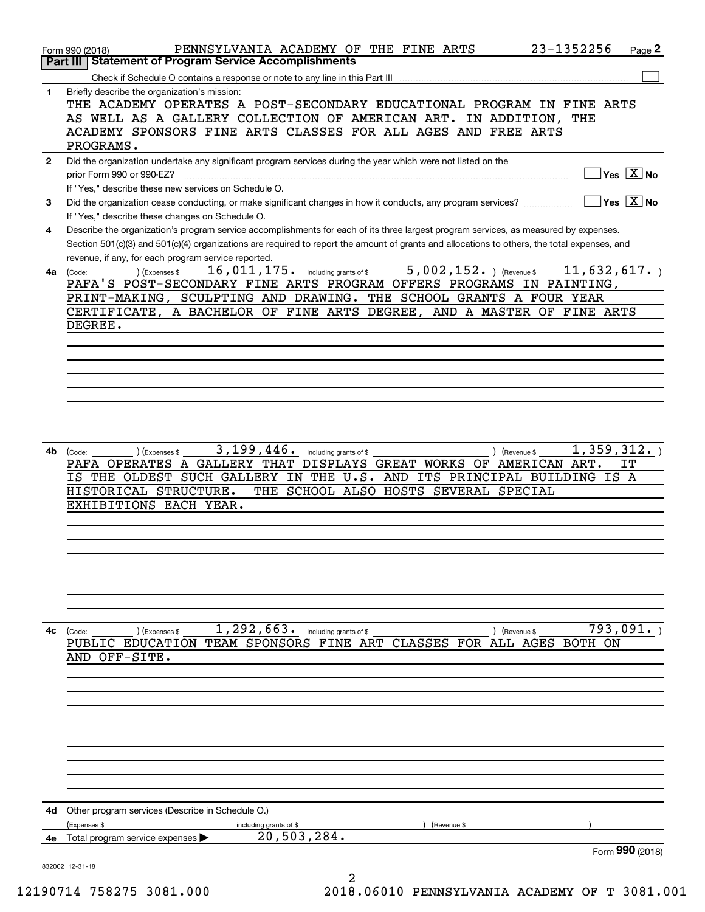Form 990 (2018) PENNSYLVANIA ACADEMY OF THE FINE ARTS 23-1352256 Page **2**

## Part III Statement of Program Service Accomplishments

Check if Schedule O contains a response or note to any line in this Part III ☐

**1** Briefly describe the organization's mission:

THE ACADEMY OPERATES A POST-SECONDARY EDUCATIONAL PROGRAM IN FINE ARTS AS WELL AS A GALLERY COLLECTION OF AMERICAN ART. IN ADDITION, THE ACADEMY SPONSORS FINE ARTS CLASSES FOR ALL AGES AND FREE ARTS PROGRAMS.

**2** Did the organization undertake any significant program services during the year which were not listed on the prior Form 990 or 990-EZ? ☐ Yes ☒ No

If "Yes," describe these new services on Schedule O.

**3** Did the organization cease conducting, or make significant changes in how it conducts, any program services? ☐ Yes ☒ No

If "Yes," describe these changes on Schedule O.

**4** Describe the organization's program service accomplishments for each of its three largest program services, as measured by expenses. Section 501(c)(3) and 501(c)(4) organizations are required to report the amount of grants and allocations to others, the total expenses, and revenue, if any, for each program service reported.

**4a** (Code: ) (Expenses $ 16,011,175. including grants of $ 5,002,152. ) (Revenue $ 11,632,617. )

PAFA'S POST-SECONDARY FINE ARTS PROGRAM OFFERS PROGRAMS IN PAINTING, PRINT-MAKING, SCULPTING AND DRAWING. THE SCHOOL GRANTS A FOUR YEAR CERTIFICATE, A BACHELOR OF FINE ARTS DEGREE, AND A MASTER OF FINE ARTS DEGREE.

**4b** (Code: ) (Expenses $ 3,199,446. including grants of $ ) (Revenue $ 1,359,312. )

PAFA OPERATES A GALLERY THAT DISPLAYS GREAT WORKS OF AMERICAN ART. IT IS THE OLDEST SUCH GALLERY IN THE U.S. AND ITS PRINCIPAL BUILDING IS A HISTORICAL STRUCTURE. THE SCHOOL ALSO HOSTS SEVERAL SPECIAL EXHIBITIONS EACH YEAR.

**4c** (Code: ) (Expenses $ 1,292,663. including grants of $ ) (Revenue $ 793,091. )

PUBLIC EDUCATION TEAM SPONSORS FINE ART CLASSES FOR ALL AGES BOTH ON AND OFF-SITE.

**4d** Other program services (Describe in Schedule O.)

(Expenses $ including grants of $ ) (Revenue $ )

**4e** Total program service expenses ▶ 20,503,284.

Form **990** (2018)

832002 12-31-18

12190714 758275 3081.000 2018.06010 PENNSYLVANIA ACADEMY OF T 3081.001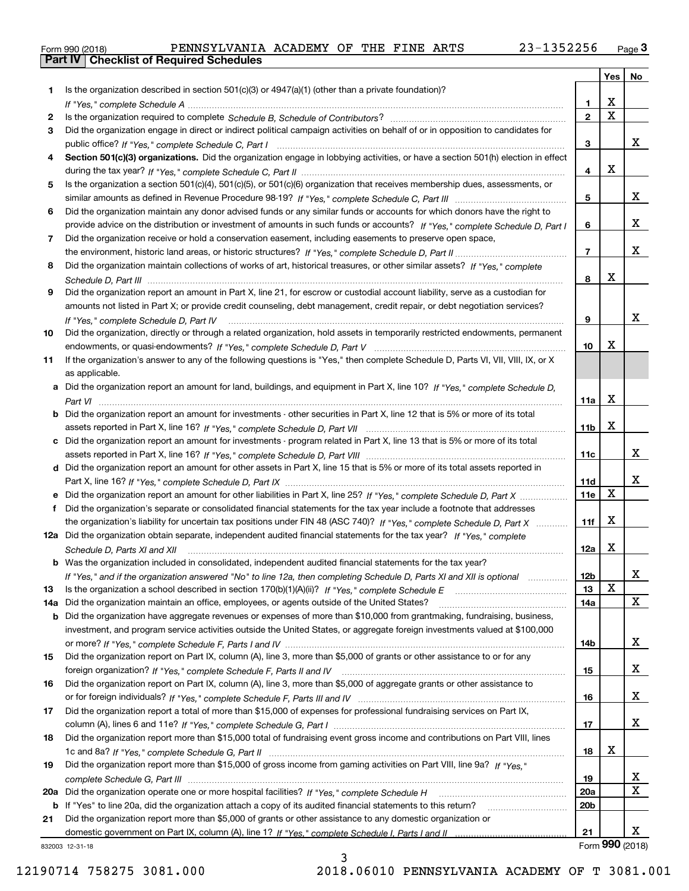Form 990 (2018) PENNSYLVANIA ACADEMY OF THE FINE ARTS 23-1352256

## Part IV Checklist of Required Schedules

| | | | Yes | No |
|---|---|---|---|---|
| 1 | Is the organization described in section 501(c)(3) or 4947(a)(1) (other than a private foundation)? *If "Yes," complete Schedule A* | 1 | X | |
| 2 | Is the organization required to complete *Schedule B, Schedule of Contributors*? | 2 | X | |
| 3 | Did the organization engage in direct or indirect political campaign activities on behalf of or in opposition to candidates for public office? *If "Yes," complete Schedule C, Part I* | 3 | | X |
| 4 | **Section 501(c)(3) organizations.** Did the organization engage in lobbying activities, or have a section 501(h) election in effect during the tax year? *If "Yes," complete Schedule C, Part II* | 4 | X | |
| 5 | Is the organization a section 501(c)(4), 501(c)(5), or 501(c)(6) organization that receives membership dues, assessments, or similar amounts as defined in Revenue Procedure 98-19? *If "Yes," complete Schedule C, Part III* | 5 | | X |
| 6 | Did the organization maintain any donor advised funds or any similar funds or accounts for which donors have the right to provide advice on the distribution or investment of amounts in such funds or accounts? *If "Yes," complete Schedule D, Part I* | 6 | | X |
| 7 | Did the organization receive or hold a conservation easement, including easements to preserve open space, the environment, historic land areas, or historic structures? *If "Yes," complete Schedule D, Part II* | 7 | | X |
| 8 | Did the organization maintain collections of works of art, historical treasures, or other similar assets? *If "Yes," complete Schedule D, Part III* | 8 | X | |
| 9 | Did the organization report an amount in Part X, line 21, for escrow or custodial account liability, serve as a custodian for amounts not listed in Part X; or provide credit counseling, debt management, credit repair, or debt negotiation services? *If "Yes," complete Schedule D, Part IV* | 9 | | X |
| 10 | Did the organization, directly or through a related organization, hold assets in temporarily restricted endowments, permanent endowments, or quasi-endowments? *If "Yes," complete Schedule D, Part V* | 10 | X | |
| 11 | If the organization's answer to any of the following questions is "Yes," then complete Schedule D, Parts VI, VII, VIII, IX, or X as applicable. | | | |
| a | Did the organization report an amount for land, buildings, and equipment in Part X, line 10? *If "Yes," complete Schedule D, Part VI* | 11a | X | |
| b | Did the organization report an amount for investments - other securities in Part X, line 12 that is 5% or more of its total assets reported in Part X, line 16? *If "Yes," complete Schedule D, Part VII* | 11b | X | |
| c | Did the organization report an amount for investments - program related in Part X, line 13 that is 5% or more of its total assets reported in Part X, line 16? *If "Yes," complete Schedule D, Part VIII* | 11c | | X |
| d | Did the organization report an amount for other assets in Part X, line 15 that is 5% or more of its total assets reported in Part X, line 16? *If "Yes," complete Schedule D, Part IX* | 11d | | X |
| e | Did the organization report an amount for other liabilities in Part X, line 25? *If "Yes," complete Schedule D, Part X* | 11e | X | |
| f | Did the organization's separate or consolidated financial statements for the tax year include a footnote that addresses the organization's liability for uncertain tax positions under FIN 48 (ASC 740)? *If "Yes," complete Schedule D, Part X* | 11f | X | |
| 12a | Did the organization obtain separate, independent audited financial statements for the tax year? *If "Yes," complete Schedule D, Parts XI and XII* | 12a | X | |
| b | Was the organization included in consolidated, independent audited financial statements for the tax year? *If "Yes," and if the organization answered "No" to line 12a, then completing Schedule D, Parts XI and XII is optional* | 12b | | X |
| 13 | Is the organization a school described in section 170(b)(1)(A)(ii)? *If "Yes," complete Schedule E* | 13 | X | |
| 14a | Did the organization maintain an office, employees, or agents outside of the United States? | 14a | | X |
| b | Did the organization have aggregate revenues or expenses of more than $10,000 from grantmaking, fundraising, business, investment, and program service activities outside the United States, or aggregate foreign investments valued at $100,000 or more? *If "Yes," complete Schedule F, Parts I and IV* | 14b | | X |
| 15 | Did the organization report on Part IX, column (A), line 3, more than $5,000 of grants or other assistance to or for any foreign organization? *If "Yes," complete Schedule F, Parts II and IV* | 15 | | X |
| 16 | Did the organization report on Part IX, column (A), line 3, more than $5,000 of aggregate grants or other assistance to or for foreign individuals? *If "Yes," complete Schedule F, Parts III and IV* | 16 | | X |
| 17 | Did the organization report a total of more than $15,000 of expenses for professional fundraising services on Part IX, column (A), lines 6 and 11e? *If "Yes," complete Schedule G, Part I* | 17 | | X |
| 18 | Did the organization report more than $15,000 total of fundraising event gross income and contributions on Part VIII, lines 1c and 8a? *If "Yes," complete Schedule G, Part II* | 18 | X | |
| 19 | Did the organization report more than $15,000 of gross income from gaming activities on Part VIII, line 9a? *If "Yes," complete Schedule G, Part III* | 19 | | X |
| 20a | Did the organization operate one or more hospital facilities? *If "Yes," complete Schedule H* | 20a | | X |
| b | If "Yes" to line 20a, did the organization attach a copy of its audited financial statements to this return? | 20b | | |
| 21 | Did the organization report more than $5,000 of grants or other assistance to any domestic organization or domestic government on Part IX, column (A), line 1? *If "Yes," complete Schedule I, Parts I and II* | 21 | | X |

832003 12-31-18

Form **990** (2018)

12190714 758275 3081.000 2018.06010 PENNSYLVANIA ACADEMY OF T 3081.001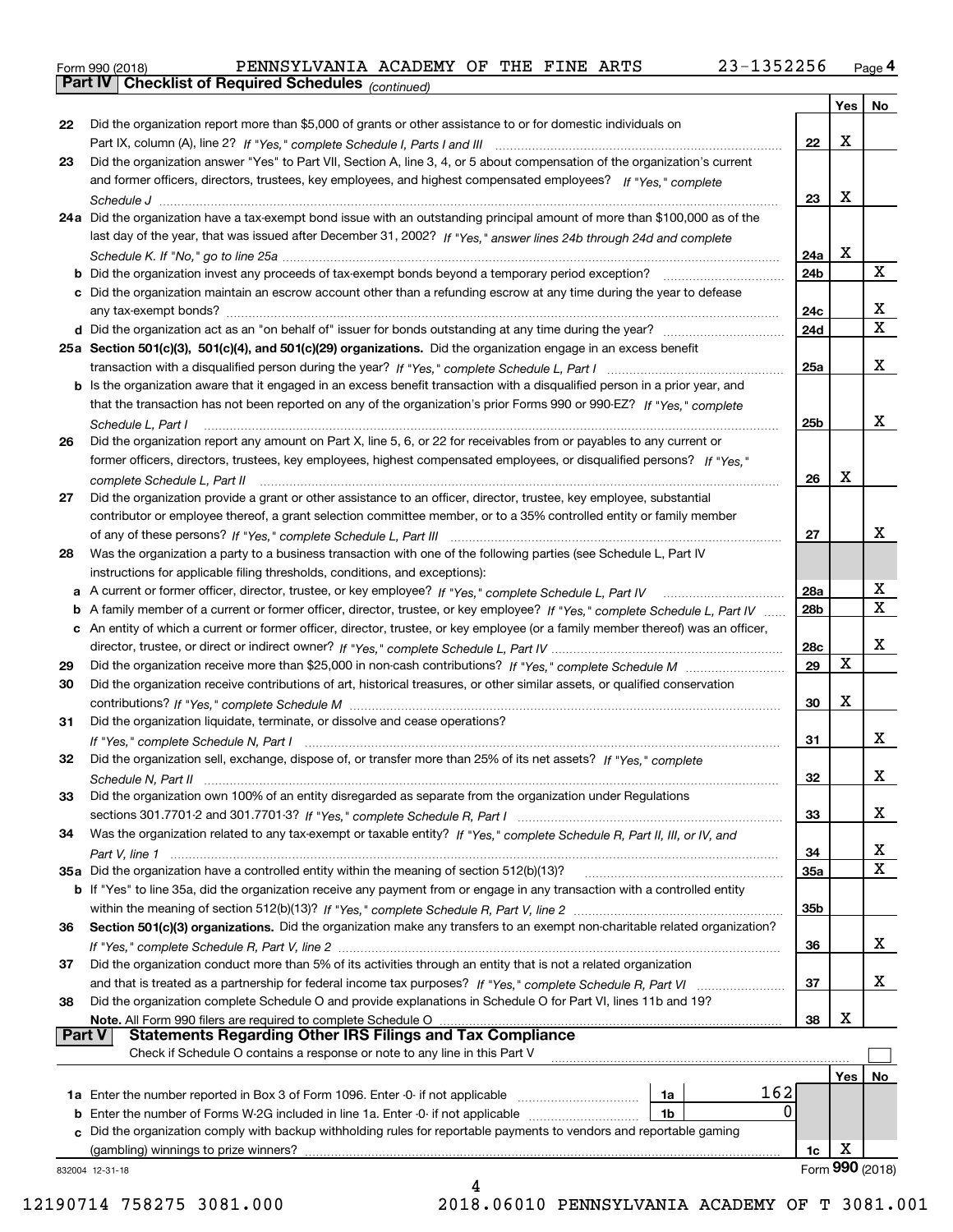Form 990 (2018) PENNSYLVANIA ACADEMY OF THE FINE ARTS 23-1352256 Page 4

**Part IV | Checklist of Required Schedules** *(continued)*

| | | | Yes | No |
|---|---|---|---|---|
| 22 | Did the organization report more than $5,000 of grants or other assistance to or for domestic individuals on Part IX, column (A), line 2? *If "Yes," complete Schedule I, Parts I and III* | 22 | X | |
| 23 | Did the organization answer "Yes" to Part VII, Section A, line 3, 4, or 5 about compensation of the organization's current and former officers, directors, trustees, key employees, and highest compensated employees? *If "Yes," complete Schedule J* | 23 | X | |
| 24a | Did the organization have a tax-exempt bond issue with an outstanding principal amount of more than $100,000 as of the last day of the year, that was issued after December 31, 2002? *If "Yes," answer lines 24b through 24d and complete Schedule K. If "No," go to line 25a* | 24a | X | |
| b | Did the organization invest any proceeds of tax-exempt bonds beyond a temporary period exception? | 24b | | X |
| c | Did the organization maintain an escrow account other than a refunding escrow at any time during the year to defease any tax-exempt bonds? | 24c | | X |
| d | Did the organization act as an "on behalf of" issuer for bonds outstanding at any time during the year? | 24d | | X |
| 25a | **Section 501(c)(3), 501(c)(4), and 501(c)(29) organizations.** Did the organization engage in an excess benefit transaction with a disqualified person during the year? *If "Yes," complete Schedule L, Part I* | 25a | | X |
| b | Is the organization aware that it engaged in an excess benefit transaction with a disqualified person in a prior year, and that the transaction has not been reported on any of the organization's prior Forms 990 or 990-EZ? *If "Yes," complete Schedule L, Part I* | 25b | | X |
| 26 | Did the organization report any amount on Part X, line 5, 6, or 22 for receivables from or payables to any current or former officers, directors, trustees, key employees, highest compensated employees, or disqualified persons? *If "Yes," complete Schedule L, Part II* | 26 | X | |
| 27 | Did the organization provide a grant or other assistance to an officer, director, trustee, key employee, substantial contributor or employee thereof, a grant selection committee member, or to a 35% controlled entity or family member of any of these persons? *If "Yes," complete Schedule L, Part III* | 27 | | X |
| 28 | Was the organization a party to a business transaction with one of the following parties (see Schedule L, Part IV instructions for applicable filing thresholds, conditions, and exceptions): | | | |
| a | A current or former officer, director, trustee, or key employee? *If "Yes," complete Schedule L, Part IV* | 28a | | X |
| b | A family member of a current or former officer, director, trustee, or key employee? *If "Yes," complete Schedule L, Part IV* | 28b | | X |
| c | An entity of which a current or former officer, director, trustee, or key employee (or a family member thereof) was an officer, director, trustee, or direct or indirect owner? *If "Yes," complete Schedule L, Part IV* | 28c | | X |
| 29 | Did the organization receive more than $25,000 in non-cash contributions? *If "Yes," complete Schedule M* | 29 | X | |
| 30 | Did the organization receive contributions of art, historical treasures, or other similar assets, or qualified conservation contributions? *If "Yes," complete Schedule M* | 30 | X | |
| 31 | Did the organization liquidate, terminate, or dissolve and cease operations? *If "Yes," complete Schedule N, Part I* | 31 | | X |
| 32 | Did the organization sell, exchange, dispose of, or transfer more than 25% of its net assets? *If "Yes," complete Schedule N, Part II* | 32 | | X |
| 33 | Did the organization own 100% of an entity disregarded as separate from the organization under Regulations sections 301.7701-2 and 301.7701-3? *If "Yes," complete Schedule R, Part I* | 33 | | X |
| 34 | Was the organization related to any tax-exempt or taxable entity? *If "Yes," complete Schedule R, Part II, III, or IV, and Part V, line 1* | 34 | | X |
| 35a | Did the organization have a controlled entity within the meaning of section 512(b)(13)? | 35a | | X |
| b | If "Yes" to line 35a, did the organization receive any payment from or engage in any transaction with a controlled entity within the meaning of section 512(b)(13)? *If "Yes," complete Schedule R, Part V, line 2* | 35b | | |
| 36 | **Section 501(c)(3) organizations.** Did the organization make any transfers to an exempt non-charitable related organization? *If "Yes," complete Schedule R, Part V, line 2* | 36 | | X |
| 37 | Did the organization conduct more than 5% of its activities through an entity that is not a related organization and that is treated as a partnership for federal income tax purposes? *If "Yes," complete Schedule R, Part VI* | 37 | | X |
| 38 | Did the organization complete Schedule O and provide explanations in Schedule O for Part VI, lines 11b and 19? **Note.** All Form 990 filers are required to complete Schedule O | 38 | X | |

**Part V | Statements Regarding Other IRS Filings and Tax Compliance**

Check if Schedule O contains a response or note to any line in this Part V ☐

| | | | | | Yes | No |
|---|---|---|---|---|---|---|
| 1a | Enter the number reported in Box 3 of Form 1096. Enter -0- if not applicable | 1a | 162 | | | |
| b | Enter the number of Forms W-2G included in line 1a. Enter -0- if not applicable | 1b | 0 | | | |
| c | Did the organization comply with backup withholding rules for reportable payments to vendors and reportable gaming (gambling) winnings to prize winners? | | | 1c | X | |

832004 12-31-18 Form **990** (2018)

12190714 758275 3081.000 2018.06010 PENNSYLVANIA ACADEMY OF T 3081.001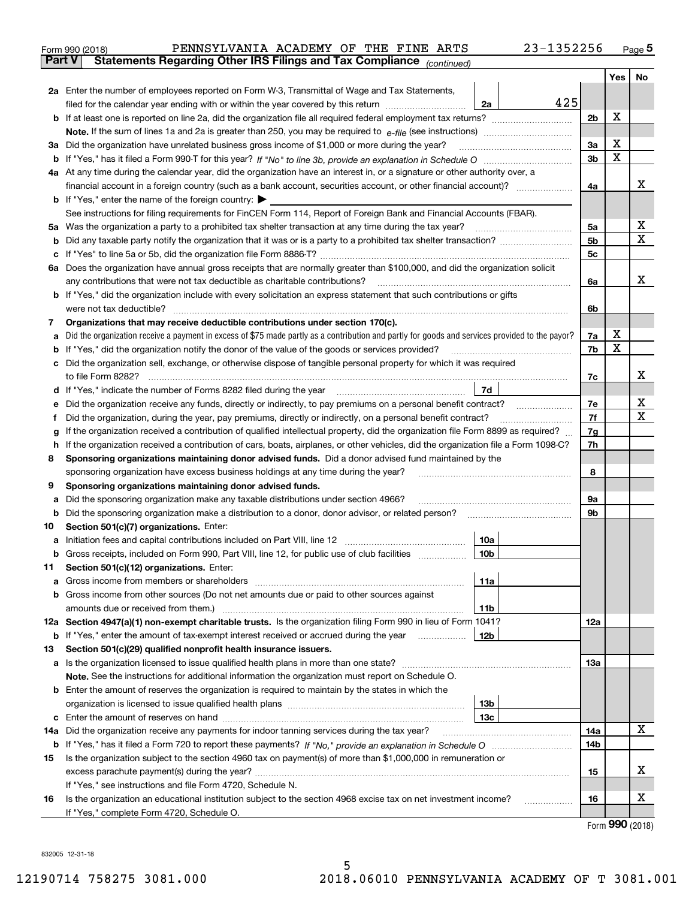Form 990 (2018) PENNSYLVANIA ACADEMY OF THE FINE ARTS 23-1352256

**Part V Statements Regarding Other IRS Filings and Tax Compliance** *(continued)*

| | | | | | Yes | No |
|---|---|---|---|---|---|---|
| **2a** | Enter the number of employees reported on Form W-3, Transmittal of Wage and Tax Statements, filed for the calendar year ending with or within the year covered by this return | 2a | 425 | | | |
| **b** | If at least one is reported on line 2a, did the organization file all required federal employment tax returns? | | | 2b | X | |
| | **Note.** If the sum of lines 1a and 2a is greater than 250, you may be required to *e-file* (see instructions) | | | | | |
| **3a** | Did the organization have unrelated business gross income of $1,000 or more during the year? | | | 3a | X | |
| **b** | If "Yes," has it filed a Form 990-T for this year? *If "No" to line 3b, provide an explanation in Schedule O* | | | 3b | X | |
| **4a** | At any time during the calendar year, did the organization have an interest in, or a signature or other authority over, a financial account in a foreign country (such as a bank account, securities account, or other financial account)? | | | 4a | | X |
| **b** | If "Yes," enter the name of the foreign country: ▶ | | | | | |
| | See instructions for filing requirements for FinCEN Form 114, Report of Foreign Bank and Financial Accounts (FBAR). | | | | | |
| **5a** | Was the organization a party to a prohibited tax shelter transaction at any time during the tax year? | | | 5a | | X |
| **b** | Did any taxable party notify the organization that it was or is a party to a prohibited tax shelter transaction? | | | 5b | | X |
| **c** | If "Yes" to line 5a or 5b, did the organization file Form 8886-T? | | | 5c | | |
| **6a** | Does the organization have annual gross receipts that are normally greater than $100,000, and did the organization solicit any contributions that were not tax deductible as charitable contributions? | | | 6a | | X |
| **b** | If "Yes," did the organization include with every solicitation an express statement that such contributions or gifts were not tax deductible? | | | 6b | | |
| **7** | **Organizations that may receive deductible contributions under section 170(c).** | | | | | |
| **a** | Did the organization receive a payment in excess of $75 made partly as a contribution and partly for goods and services provided to the payor? | | | 7a | X | |
| **b** | If "Yes," did the organization notify the donor of the value of the goods or services provided? | | | 7b | X | |
| **c** | Did the organization sell, exchange, or otherwise dispose of tangible personal property for which it was required to file Form 8282? | | | 7c | | X |
| **d** | If "Yes," indicate the number of Forms 8282 filed during the year | 7d | | | | |
| **e** | Did the organization receive any funds, directly or indirectly, to pay premiums on a personal benefit contract? | | | 7e | | X |
| **f** | Did the organization, during the year, pay premiums, directly or indirectly, on a personal benefit contract? | | | 7f | | X |
| **g** | If the organization received a contribution of qualified intellectual property, did the organization file Form 8899 as required? | | | 7g | | |
| **h** | If the organization received a contribution of cars, boats, airplanes, or other vehicles, did the organization file a Form 1098-C? | | | 7h | | |
| **8** | **Sponsoring organizations maintaining donor advised funds.** Did a donor advised fund maintained by the sponsoring organization have excess business holdings at any time during the year? | | | 8 | | |
| **9** | **Sponsoring organizations maintaining donor advised funds.** | | | | | |
| **a** | Did the sponsoring organization make any taxable distributions under section 4966? | | | 9a | | |
| **b** | Did the sponsoring organization make a distribution to a donor, donor advisor, or related person? | | | 9b | | |
| **10** | **Section 501(c)(7) organizations.** Enter: | | | | | |
| **a** | Initiation fees and capital contributions included on Part VIII, line 12 | 10a | | | | |
| **b** | Gross receipts, included on Form 990, Part VIII, line 12, for public use of club facilities | 10b | | | | |
| **11** | **Section 501(c)(12) organizations.** Enter: | | | | | |
| **a** | Gross income from members or shareholders | 11a | | | | |
| **b** | Gross income from other sources (Do not net amounts due or paid to other sources against amounts due or received from them.) | 11b | | | | |
| **12a** | **Section 4947(a)(1) non-exempt charitable trusts.** Is the organization filing Form 990 in lieu of Form 1041? | | | 12a | | |
| **b** | If "Yes," enter the amount of tax-exempt interest received or accrued during the year | 12b | | | | |
| **13** | **Section 501(c)(29) qualified nonprofit health insurance issuers.** | | | | | |
| **a** | Is the organization licensed to issue qualified health plans in more than one state? | | | 13a | | |
| | **Note.** See the instructions for additional information the organization must report on Schedule O. | | | | | |
| **b** | Enter the amount of reserves the organization is required to maintain by the states in which the organization is licensed to issue qualified health plans | 13b | | | | |
| **c** | Enter the amount of reserves on hand | 13c | | | | |
| **14a** | Did the organization receive any payments for indoor tanning services during the tax year? | | | 14a | | X |
| **b** | If "Yes," has it filed a Form 720 to report these payments? *If "No," provide an explanation in Schedule O* | | | 14b | | |
| **15** | Is the organization subject to the section 4960 tax on payment(s) of more than $1,000,000 in remuneration or excess parachute payment(s) during the year? | | | 15 | | X |
| | If "Yes," see instructions and file Form 4720, Schedule N. | | | | | |
| **16** | Is the organization an educational institution subject to the section 4968 excise tax on net investment income? | | | 16 | | X |
| | If "Yes," complete Form 4720, Schedule O. | | | | | |

Form **990** (2018)

832005 12-31-18

12190714 758275 3081.000 2018.06010 PENNSYLVANIA ACADEMY OF T 3081.001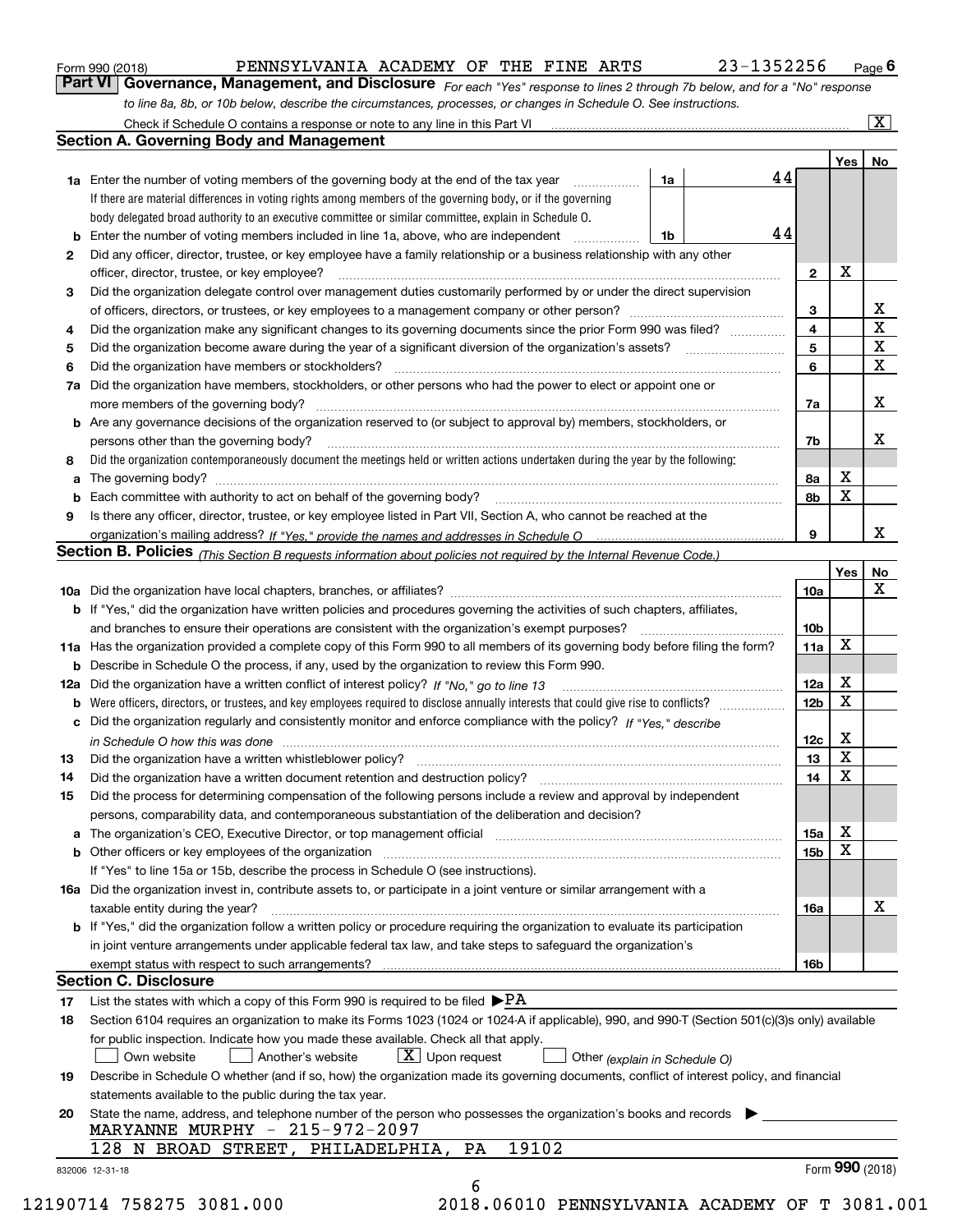Form 990 (2018) PENNSYLVANIA ACADEMY OF THE FINE ARTS 23-1352256 Page 6

**Part VI Governance, Management, and Disclosure** *For each "Yes" response to lines 2 through 7b below, and for a "No" response to line 8a, 8b, or 10b below, describe the circumstances, processes, or changes in Schedule O. See instructions.*

Check if Schedule O contains a response or note to any line in this Part VI ..... [X]

## Section A. Governing Body and Management

| | | | | Yes | No |
|---|---|---|---|---|---|
| **1a** | Enter the number of voting members of the governing body at the end of the tax year ..... **1a** | 44 | | | |
| | If there are material differences in voting rights among members of the governing body, or if the governing body delegated broad authority to an executive committee or similar committee, explain in Schedule O. | | | | |
| **b** | Enter the number of voting members included in line 1a, above, who are independent ..... **1b** | 44 | | | |
| **2** | Did any officer, director, trustee, or key employee have a family relationship or a business relationship with any other officer, director, trustee, or key employee? | | **2** | X | |
| **3** | Did the organization delegate control over management duties customarily performed by or under the direct supervision of officers, directors, or trustees, or key employees to a management company or other person? | | **3** | | X |
| **4** | Did the organization make any significant changes to its governing documents since the prior Form 990 was filed? | | **4** | | X |
| **5** | Did the organization become aware during the year of a significant diversion of the organization's assets? | | **5** | | X |
| **6** | Did the organization have members or stockholders? | | **6** | | X |
| **7a** | Did the organization have members, stockholders, or other persons who had the power to elect or appoint one or more members of the governing body? | | **7a** | | X |
| **b** | Are any governance decisions of the organization reserved to (or subject to approval by) members, stockholders, or persons other than the governing body? | | **7b** | | X |
| **8** | Did the organization contemporaneously document the meetings held or written actions undertaken during the year by the following: | | | | |
| **a** | The governing body? | | **8a** | X | |
| **b** | Each committee with authority to act on behalf of the governing body? | | **8b** | X | |
| **9** | Is there any officer, director, trustee, or key employee listed in Part VII, Section A, who cannot be reached at the organization's mailing address? *If "Yes," provide the names and addresses in Schedule O* | | **9** | | X |

## Section B. Policies *(This Section B requests information about policies not required by the Internal Revenue Code.)*

| | | | Yes | No |
|---|---|---|---|---|
| **10a** | Did the organization have local chapters, branches, or affiliates? | **10a** | | X |
| **b** | If "Yes," did the organization have written policies and procedures governing the activities of such chapters, affiliates, and branches to ensure their operations are consistent with the organization's exempt purposes? | **10b** | | |
| **11a** | Has the organization provided a complete copy of this Form 990 to all members of its governing body before filing the form? | **11a** | X | |
| **b** | Describe in Schedule O the process, if any, used by the organization to review this Form 990. | | | |
| **12a** | Did the organization have a written conflict of interest policy? *If "No," go to line 13* | **12a** | X | |
| **b** | Were officers, directors, or trustees, and key employees required to disclose annually interests that could give rise to conflicts? | **12b** | X | |
| **c** | Did the organization regularly and consistently monitor and enforce compliance with the policy? *If "Yes," describe in Schedule O how this was done* | **12c** | X | |
| **13** | Did the organization have a written whistleblower policy? | **13** | X | |
| **14** | Did the organization have a written document retention and destruction policy? | **14** | X | |
| **15** | Did the process for determining compensation of the following persons include a review and approval by independent persons, comparability data, and contemporaneous substantiation of the deliberation and decision? | | | |
| **a** | The organization's CEO, Executive Director, or top management official | **15a** | X | |
| **b** | Other officers or key employees of the organization | **15b** | X | |
| | If "Yes" to line 15a or 15b, describe the process in Schedule O (see instructions). | | | |
| **16a** | Did the organization invest in, contribute assets to, or participate in a joint venture or similar arrangement with a taxable entity during the year? | **16a** | | X |
| **b** | If "Yes," did the organization follow a written policy or procedure requiring the organization to evaluate its participation in joint venture arrangements under applicable federal tax law, and take steps to safeguard the organization's exempt status with respect to such arrangements? | **16b** | | |

## Section C. Disclosure

**17** List the states with which a copy of this Form 990 is required to be filed ▶PA

**18** Section 6104 requires an organization to make its Forms 1023 (1024 or 1024-A if applicable), 990, and 990-T (Section 501(c)(3)s only) available for public inspection. Indicate how you made these available. Check all that apply.

[ ] Own website [ ] Another's website [X] Upon request [ ] Other *(explain in Schedule O)*

**19** Describe in Schedule O whether (and if so, how) the organization made its governing documents, conflict of interest policy, and financial statements available to the public during the tax year.

**20** State the name, address, and telephone number of the person who possesses the organization's books and records ▶

MARYANNE MURPHY - 215-972-2097
128 N BROAD STREET, PHILADELPHIA, PA 19102

832006 12-31-18 Form **990** (2018)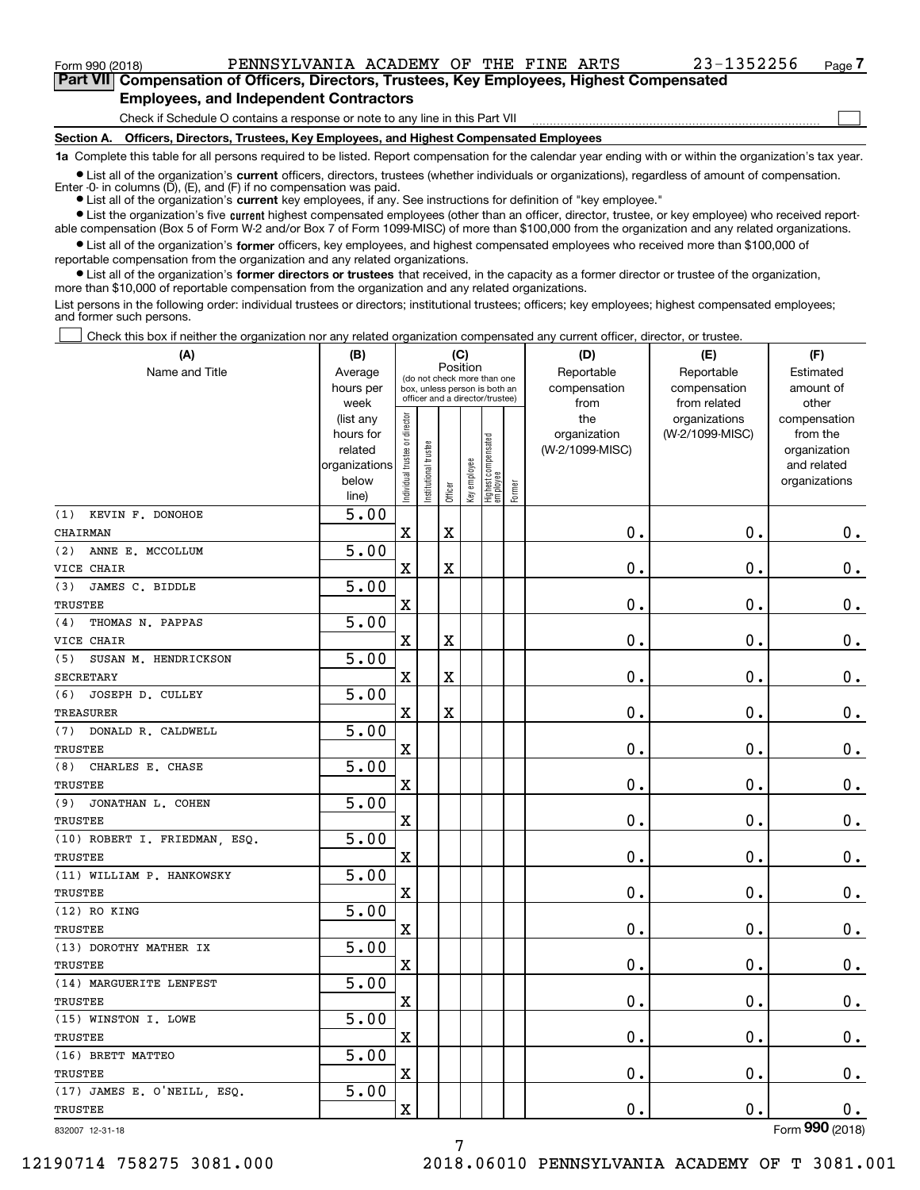Form 990 (2018) PENNSYLVANIA ACADEMY OF THE FINE ARTS 23-1352256 Page 7

## Part VII Compensation of Officers, Directors, Trustees, Key Employees, Highest Compensated Employees, and Independent Contractors

Check if Schedule O contains a response or note to any line in this Part VII ☐

### Section A. Officers, Directors, Trustees, Key Employees, and Highest Compensated Employees

**1a** Complete this table for all persons required to be listed. Report compensation for the calendar year ending with or within the organization's tax year.

- List all of the organization's **current** officers, directors, trustees (whether individuals or organizations), regardless of amount of compensation. Enter -0- in columns (D), (E), and (F) if no compensation was paid.
- List all of the organization's **current** key employees, if any. See instructions for definition of "key employee."
- List the organization's five **current** highest compensated employees (other than an officer, director, trustee, or key employee) who received reportable compensation (Box 5 of Form W-2 and/or Box 7 of Form 1099-MISC) of more than $100,000 from the organization and any related organizations.
- List all of the organization's **former** officers, key employees, and highest compensated employees who received more than $100,000 of reportable compensation from the organization and any related organizations.
- List all of the organization's **former directors or trustees** that received, in the capacity as a former director or trustee of the organization, more than $10,000 of reportable compensation from the organization and any related organizations.

List persons in the following order: individual trustees or directors; institutional trustees; officers; key employees; highest compensated employees; and former such persons.

☐ Check this box if neither the organization nor any related organization compensated any current officer, director, or trustee.

| (A) Name and Title | (B) Average hours per week (list any hours for related organizations below line) | (C) Individual trustee or director | Institutional trustee | Officer | Key employee | Highest compensated employee | Former | (D) Reportable compensation from the organization (W-2/1099-MISC) | (E) Reportable compensation from related organizations (W-2/1099-MISC) | (F) Estimated amount of other compensation from the organization and related organizations |
|---|---|---|---|---|---|---|---|---|---|---|
| (1) KEVIN F. DONOHOE<br>CHAIRMAN | 5.00 | X | | X | | | | 0. | 0. | 0. |
| (2) ANNE E. MCCOLLUM<br>VICE CHAIR | 5.00 | X | | X | | | | 0. | 0. | 0. |
| (3) JAMES C. BIDDLE<br>TRUSTEE | 5.00 | X | | | | | | 0. | 0. | 0. |
| (4) THOMAS N. PAPPAS<br>VICE CHAIR | 5.00 | X | | X | | | | 0. | 0. | 0. |
| (5) SUSAN M. HENDRICKSON<br>SECRETARY | 5.00 | X | | X | | | | 0. | 0. | 0. |
| (6) JOSEPH D. CULLEY<br>TREASURER | 5.00 | X | | X | | | | 0. | 0. | 0. |
| (7) DONALD R. CALDWELL<br>TRUSTEE | 5.00 | X | | | | | | 0. | 0. | 0. |
| (8) CHARLES E. CHASE<br>TRUSTEE | 5.00 | X | | | | | | 0. | 0. | 0. |
| (9) JONATHAN L. COHEN<br>TRUSTEE | 5.00 | X | | | | | | 0. | 0. | 0. |
| (10) ROBERT I. FRIEDMAN, ESQ.<br>TRUSTEE | 5.00 | X | | | | | | 0. | 0. | 0. |
| (11) WILLIAM P. HANKOWSKY<br>TRUSTEE | 5.00 | X | | | | | | 0. | 0. | 0. |
| (12) RO KING<br>TRUSTEE | 5.00 | X | | | | | | 0. | 0. | 0. |
| (13) DOROTHY MATHER IX<br>TRUSTEE | 5.00 | X | | | | | | 0. | 0. | 0. |
| (14) MARGUERITE LENFEST<br>TRUSTEE | 5.00 | X | | | | | | 0. | 0. | 0. |
| (15) WINSTON I. LOWE<br>TRUSTEE | 5.00 | X | | | | | | 0. | 0. | 0. |
| (16) BRETT MATTEO<br>TRUSTEE | 5.00 | X | | | | | | 0. | 0. | 0. |
| (17) JAMES E. O'NEILL, ESQ.<br>TRUSTEE | 5.00 | X | | | | | | 0. | 0. | 0. |

832007 12-31-18 Form 990 (2018)

12190714 758275 3081.000 2018.06010 PENNSYLVANIA ACADEMY OF T 3081.001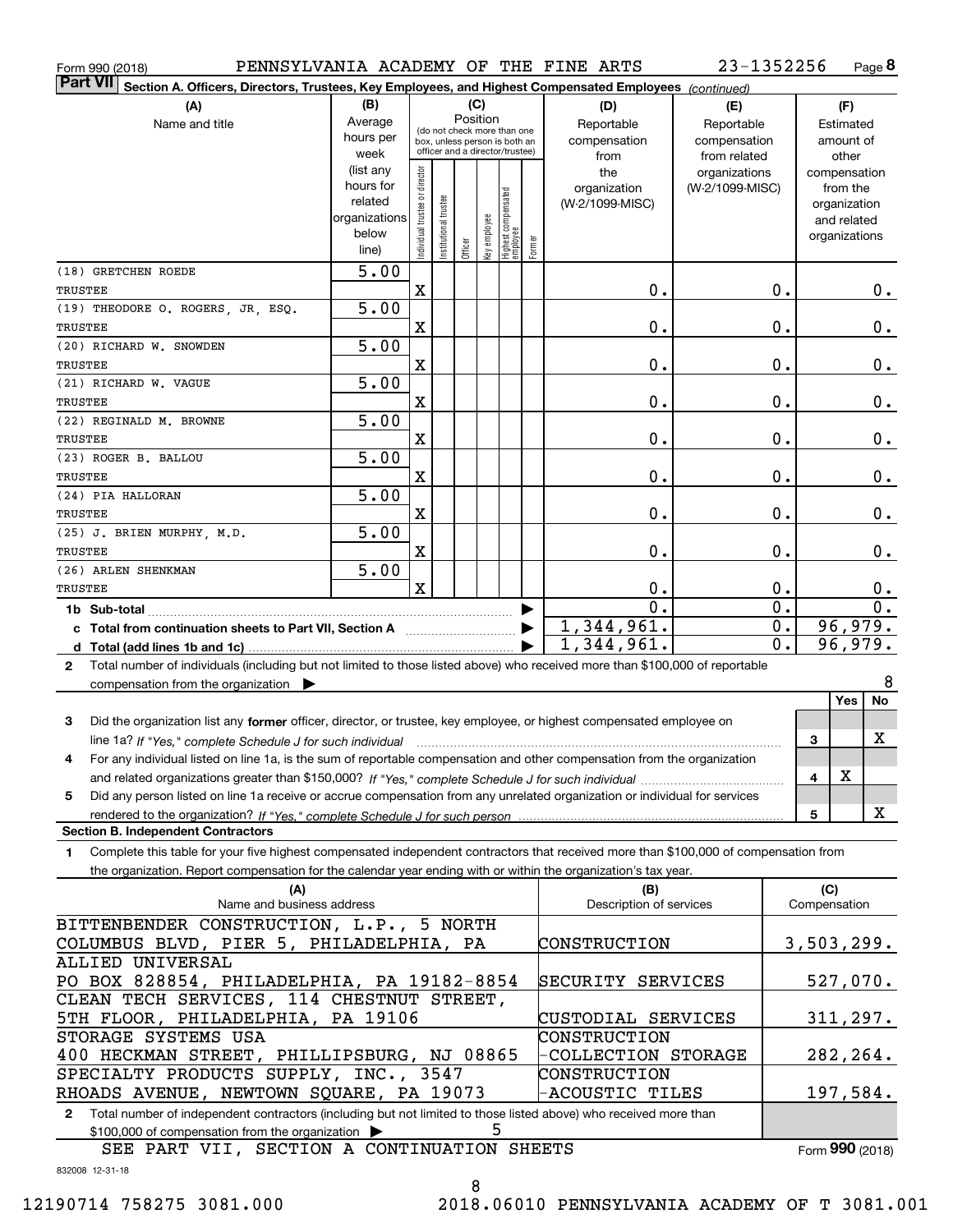Form 990 (2018) PENNSYLVANIA ACADEMY OF THE FINE ARTS 23-1352256

**Part VII Section A. Officers, Directors, Trustees, Key Employees, and Highest Compensated Employees** *(continued)*

| (A) Name and title | (B) Average hours per week (list any hours for related organizations below line) | (C) Position: Individual trustee or director | Institutional trustee | Officer | Key employee | Highest compensated employee | Former | (D) Reportable compensation from the organization (W-2/1099-MISC) | (E) Reportable compensation from related organizations (W-2/1099-MISC) | (F) Estimated amount of other compensation from the organization and related organizations |
|---|---|---|---|---|---|---|---|---|---|---|
| (18) GRETCHEN ROEDE<br>TRUSTEE | 5.00 | X | | | | | | 0. | 0. | 0. |
| (19) THEODORE O. ROGERS, JR, ESQ.<br>TRUSTEE | 5.00 | X | | | | | | 0. | 0. | 0. |
| (20) RICHARD W. SNOWDEN<br>TRUSTEE | 5.00 | X | | | | | | 0. | 0. | 0. |
| (21) RICHARD W. VAGUE<br>TRUSTEE | 5.00 | X | | | | | | 0. | 0. | 0. |
| (22) REGINALD M. BROWNE<br>TRUSTEE | 5.00 | X | | | | | | 0. | 0. | 0. |
| (23) ROGER B. BALLOU<br>TRUSTEE | 5.00 | X | | | | | | 0. | 0. | 0. |
| (24) PIA HALLORAN<br>TRUSTEE | 5.00 | X | | | | | | 0. | 0. | 0. |
| (25) J. BRIEN MURPHY, M.D.<br>TRUSTEE | 5.00 | X | | | | | | 0. | 0. | 0. |
| (26) ARLEN SHENKMAN<br>TRUSTEE | 5.00 | X | | | | | | 0. | 0. | 0. |
| **1b Sub-total** | | | | | | | | 0. | 0. | 0. |
| **c Total from continuation sheets to Part VII, Section A** | | | | | | | | 1,344,961. | 0. | 96,979. |
| **d Total (add lines 1b and 1c)** | | | | | | | | 1,344,961. | 0. | 96,979. |

**2** Total number of individuals (including but not limited to those listed above) who received more than $100,000 of reportable compensation from the organization ▶ 8

| | | | Yes | No |
|---|---|---|---|---|
| **3** | Did the organization list any **former** officer, director, or trustee, key employee, or highest compensated employee on line 1a? *If "Yes," complete Schedule J for such individual* | 3 | | X |
| **4** | For any individual listed on line 1a, is the sum of reportable compensation and other compensation from the organization and related organizations greater than $150,000? *If "Yes," complete Schedule J for such individual* | 4 | X | |
| **5** | Did any person listed on line 1a receive or accrue compensation from any unrelated organization or individual for services rendered to the organization? *If "Yes," complete Schedule J for such person* | 5 | | X |

**Section B. Independent Contractors**

**1** Complete this table for your five highest compensated independent contractors that received more than $100,000 of compensation from the organization. Report compensation for the calendar year ending with or within the organization's tax year.

| (A) Name and business address | (B) Description of services | (C) Compensation |
|---|---|---|
| BITTENBENDER CONSTRUCTION, L.P., 5 NORTH COLUMBUS BLVD, PIER 5, PHILADELPHIA, PA | CONSTRUCTION | 3,503,299. |
| ALLIED UNIVERSAL<br>PO BOX 828854, PHILADELPHIA, PA 19182-8854 | SECURITY SERVICES | 527,070. |
| CLEAN TECH SERVICES, 114 CHESTNUT STREET, 5TH FLOOR, PHILADELPHIA, PA 19106 | CUSTODIAL SERVICES | 311,297. |
| STORAGE SYSTEMS USA<br>400 HECKMAN STREET, PHILLIPSBURG, NJ 08865 | CONSTRUCTION -COLLECTION STORAGE | 282,264. |
| SPECIALTY PRODUCTS SUPPLY, INC., 3547 RHOADS AVENUE, NEWTOWN SQUARE, PA 19073 | CONSTRUCTION -ACOUSTIC TILES | 197,584. |

**2** Total number of independent contractors (including but not limited to those listed above) who received more than $100,000 of compensation from the organization ▶ 5

SEE PART VII, SECTION A CONTINUATION SHEETS

Form **990** (2018)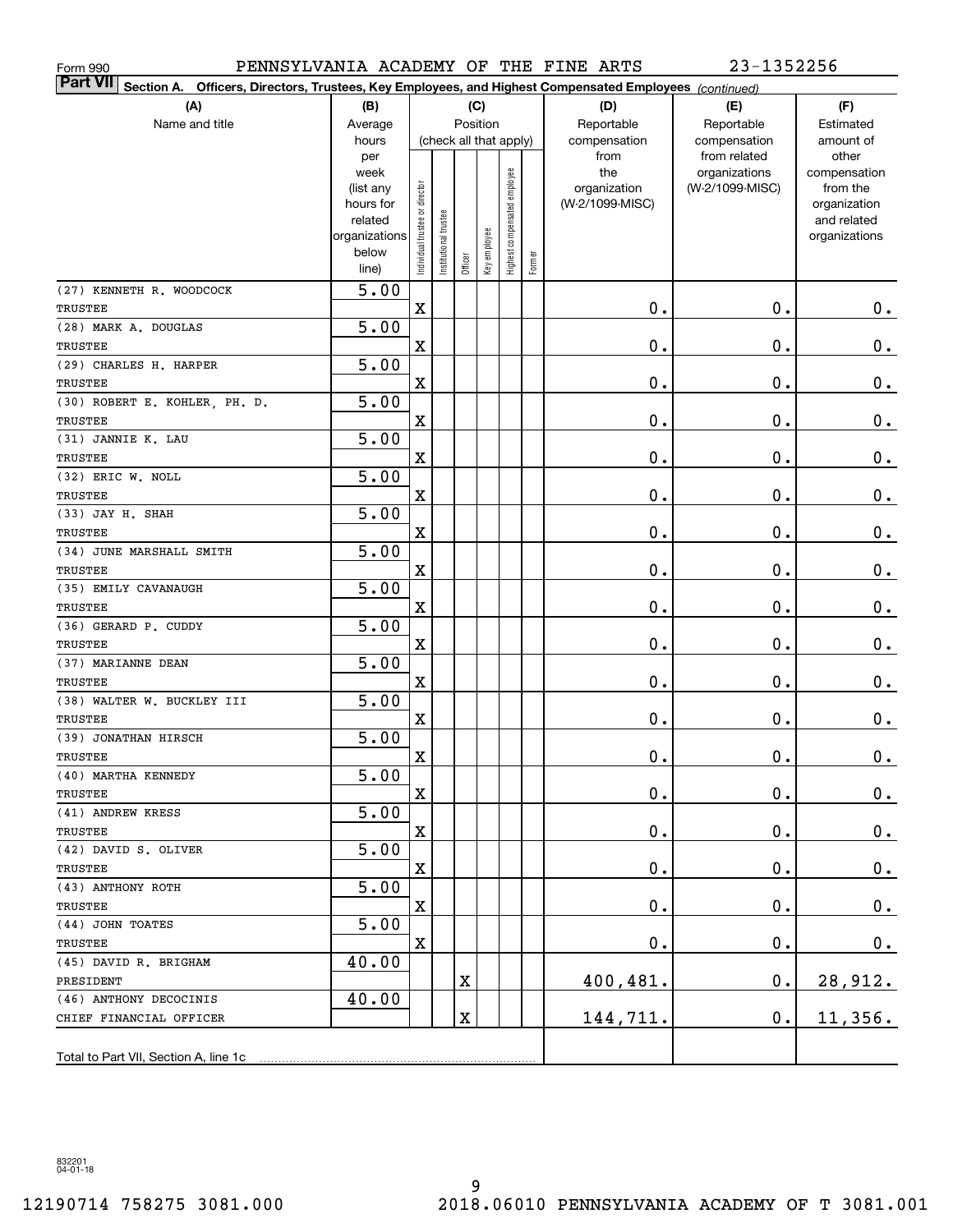Form 990 PENNSYLVANIA ACADEMY OF THE FINE ARTS 23-1352256

**Part VII Section A. Officers, Directors, Trustees, Key Employees, and Highest Compensated Employees** *(continued)*

| (A) Name and title | (B) Average hours per week (list any hours for related organizations below line) | (C) Position: Individual trustee or director | Institutional trustee | Officer | Key employee | Highest compensated employee | Former | (D) Reportable compensation from the organization (W-2/1099-MISC) | (E) Reportable compensation from related organizations (W-2/1099-MISC) | (F) Estimated amount of other compensation from the organization and related organizations |
|---|---|---|---|---|---|---|---|---|---|---|
| (27) KENNETH R. WOODCOCK<br>TRUSTEE | 5.00 | X | | | | | | 0. | 0. | 0. |
| (28) MARK A. DOUGLAS<br>TRUSTEE | 5.00 | X | | | | | | 0. | 0. | 0. |
| (29) CHARLES H. HARPER<br>TRUSTEE | 5.00 | X | | | | | | 0. | 0. | 0. |
| (30) ROBERT E. KOHLER, PH. D.<br>TRUSTEE | 5.00 | X | | | | | | 0. | 0. | 0. |
| (31) JANNIE K. LAU<br>TRUSTEE | 5.00 | X | | | | | | 0. | 0. | 0. |
| (32) ERIC W. NOLL<br>TRUSTEE | 5.00 | X | | | | | | 0. | 0. | 0. |
| (33) JAY H. SHAH<br>TRUSTEE | 5.00 | X | | | | | | 0. | 0. | 0. |
| (34) JUNE MARSHALL SMITH<br>TRUSTEE | 5.00 | X | | | | | | 0. | 0. | 0. |
| (35) EMILY CAVANAUGH<br>TRUSTEE | 5.00 | X | | | | | | 0. | 0. | 0. |
| (36) GERARD P. CUDDY<br>TRUSTEE | 5.00 | X | | | | | | 0. | 0. | 0. |
| (37) MARIANNE DEAN<br>TRUSTEE | 5.00 | X | | | | | | 0. | 0. | 0. |
| (38) WALTER W. BUCKLEY III<br>TRUSTEE | 5.00 | X | | | | | | 0. | 0. | 0. |
| (39) JONATHAN HIRSCH<br>TRUSTEE | 5.00 | X | | | | | | 0. | 0. | 0. |
| (40) MARTHA KENNEDY<br>TRUSTEE | 5.00 | X | | | | | | 0. | 0. | 0. |
| (41) ANDREW KRESS<br>TRUSTEE | 5.00 | X | | | | | | 0. | 0. | 0. |
| (42) DAVID S. OLIVER<br>TRUSTEE | 5.00 | X | | | | | | 0. | 0. | 0. |
| (43) ANTHONY ROTH<br>TRUSTEE | 5.00 | X | | | | | | 0. | 0. | 0. |
| (44) JOHN TOATES<br>TRUSTEE | 5.00 | X | | | | | | 0. | 0. | 0. |
| (45) DAVID R. BRIGHAM<br>PRESIDENT | 40.00 | | | X | | | | 400,481. | 0. | 28,912. |
| (46) ANTHONY DECOCINIS<br>CHIEF FINANCIAL OFFICER | 40.00 | | | X | | | | 144,711. | 0. | 11,356. |
| Total to Part VII, Section A, line 1c | | | | | | | | | | |

832201 04-01-18

12190714 758275 3081.000 2018.06010 PENNSYLVANIA ACADEMY OF T 3081.001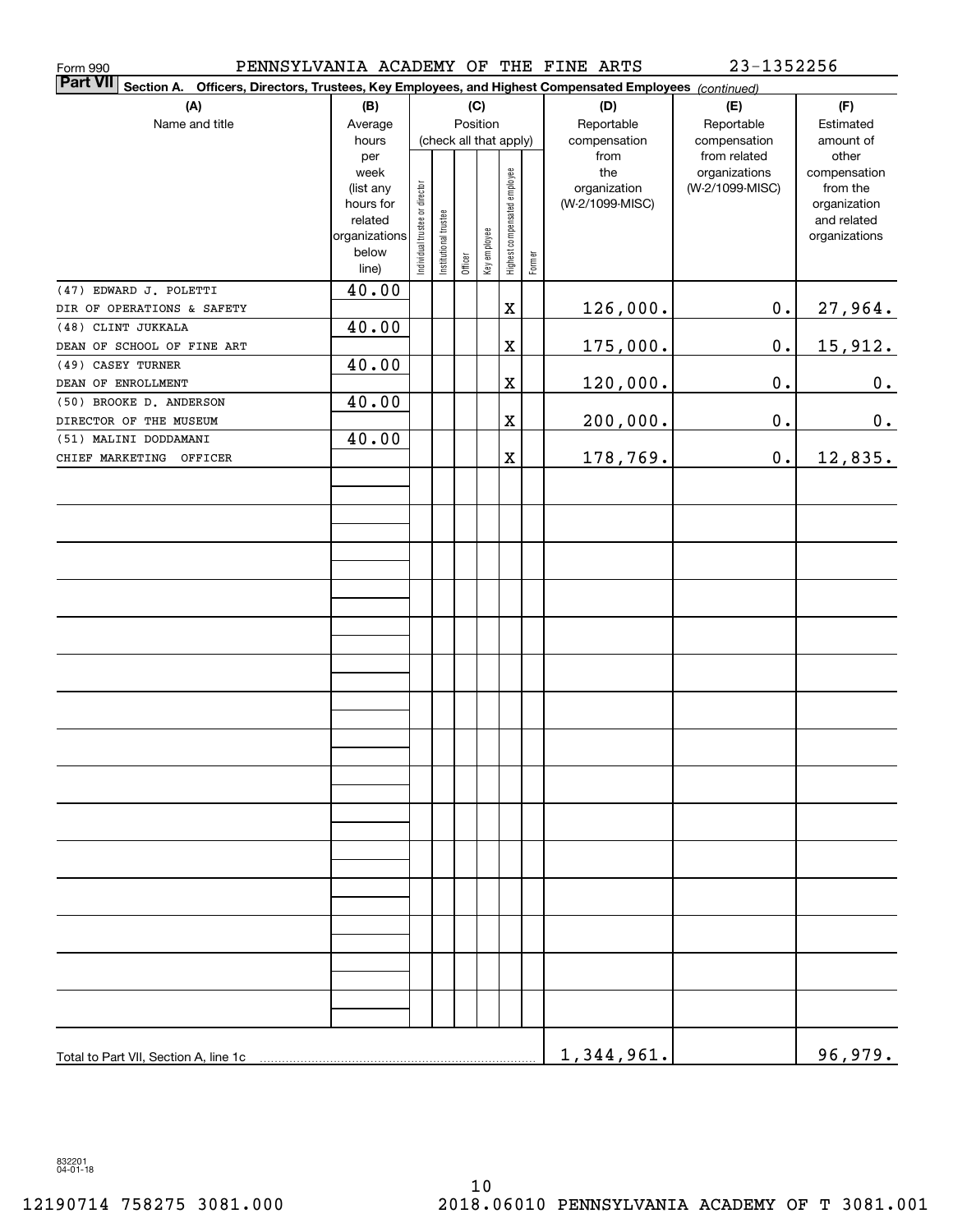Form 990 PENNSYLVANIA ACADEMY OF THE FINE ARTS 23-1352256

**Part VII** **Section A. Officers, Directors, Trustees, Key Employees, and Highest Compensated Employees** *(continued)*

| (A) Name and title | (B) Average hours per week (list any hours for related organizations below line) | (C) Position (check all that apply): Individual trustee or director | Institutional trustee | Officer | Key employee | Highest compensated employee | Former | (D) Reportable compensation from the organization (W-2/1099-MISC) | (E) Reportable compensation from related organizations (W-2/1099-MISC) | (F) Estimated amount of other compensation from the organization and related organizations |
|---|---|---|---|---|---|---|---|---|---|---|
| (47) EDWARD J. POLETTI<br>DIR OF OPERATIONS & SAFETY | 40.00 | | | | | X | | 126,000. | 0. | 27,964. |
| (48) CLINT JUKKALA<br>DEAN OF SCHOOL OF FINE ART | 40.00 | | | | | X | | 175,000. | 0. | 15,912. |
| (49) CASEY TURNER<br>DEAN OF ENROLLMENT | 40.00 | | | | | X | | 120,000. | 0. | 0. |
| (50) BROOKE D. ANDERSON<br>DIRECTOR OF THE MUSEUM | 40.00 | | | | | X | | 200,000. | 0. | 0. |
| (51) MALINI DODDAMANI<br>CHIEF MARKETING OFFICER | 40.00 | | | | | X | | 178,769. | 0. | 12,835. |
| Total to Part VII, Section A, line 1c | | | | | | | | 1,344,961. | | 96,979. |

832201 04-01-18

12190714 758275 3081.000 2018.06010 PENNSYLVANIA ACADEMY OF T 3081.001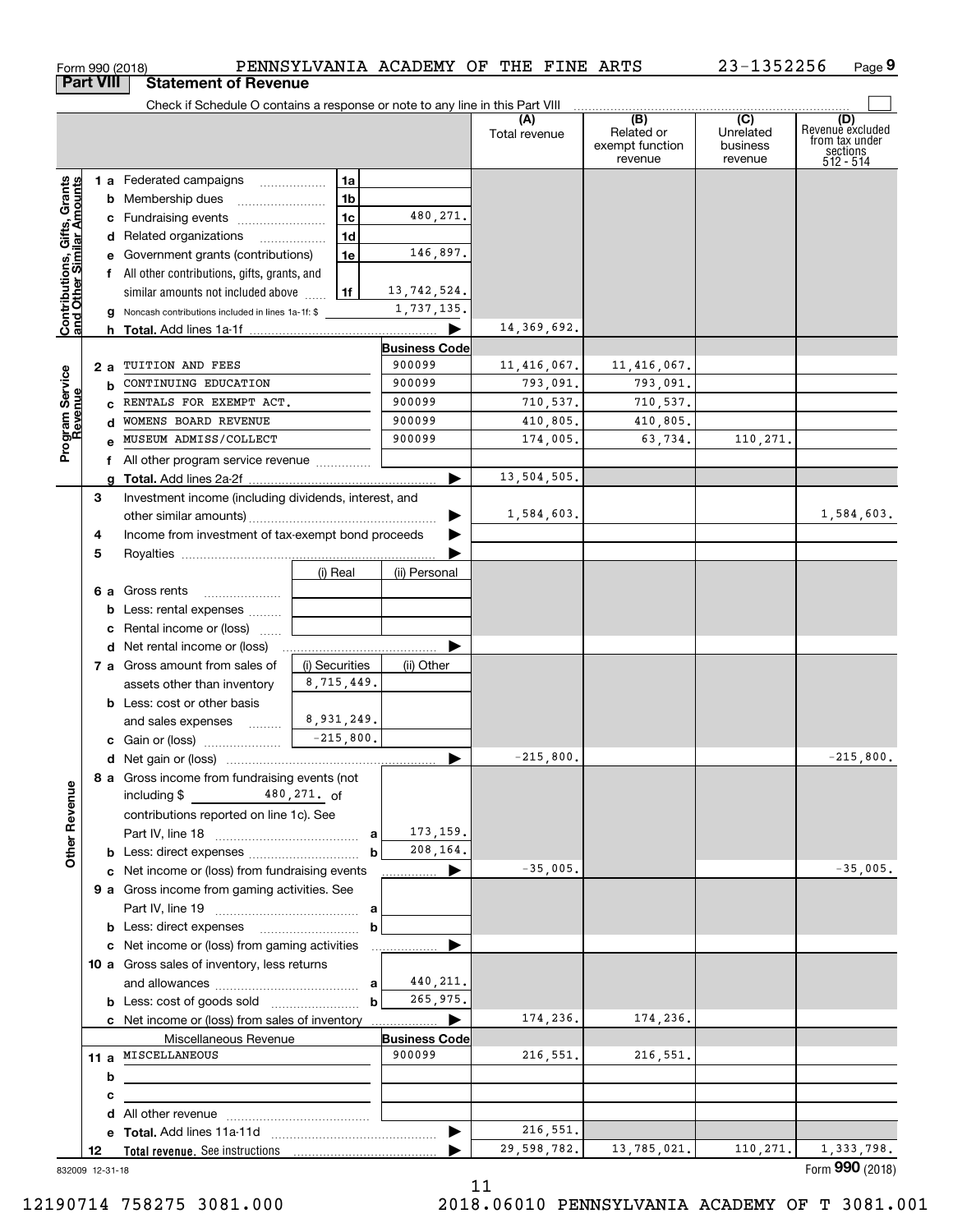Form 990 (2018) PENNSYLVANIA ACADEMY OF THE FINE ARTS 23-1352256 Page 9

## Part VIII Statement of Revenue

Check if Schedule O contains a response or note to any line in this Part VIII

| | | | | (A) Total revenue | (B) Related or exempt function revenue | (C) Unrelated business revenue | (D) Revenue excluded from tax under sections 512 - 514 |
|---|---|---|---|---|---|---|---|
| **Contributions, Gifts, Grants and Other Similar Amounts** | 1 a Federated campaigns | 1a | | | | | |
| | b Membership dues | 1b | | | | | |
| | c Fundraising events | 1c | 480,271. | | | | |
| | d Related organizations | 1d | | | | | |
| | e Government grants (contributions) | 1e | 146,897. | | | | |
| | f All other contributions, gifts, grants, and similar amounts not included above | 1f | 13,742,524. | | | | |
| | g Noncash contributions included in lines 1a-1f: $ | | 1,737,135. | | | | |
| | h Total. Add lines 1a-1f | | ▶ | 14,369,692. | | | |
| **Program Service Revenue** | | | Business Code | | | | |
| | 2 a TUITION AND FEES | | 900099 | 11,416,067. | 11,416,067. | | |
| | b CONTINUING EDUCATION | | 900099 | 793,091. | 793,091. | | |
| | c RENTALS FOR EXEMPT ACT. | | 900099 | 710,537. | 710,537. | | |
| | d WOMENS BOARD REVENUE | | 900099 | 410,805. | 410,805. | | |
| | e MUSEUM ADMISS/COLLECT | | 900099 | 174,005. | 63,734. | 110,271. | |
| | f All other program service revenue | | | | | | |
| | g Total. Add lines 2a-2f | | ▶ | 13,504,505. | | | |
| | 3 Investment income (including dividends, interest, and other similar amounts) | | ▶ | 1,584,603. | | | 1,584,603. |
| | 4 Income from investment of tax-exempt bond proceeds | | ▶ | | | | |
| | 5 Royalties | | ▶ | | | | |
| | | (i) Real | (ii) Personal | | | | |
| | 6 a Gross rents | | | | | | |
| | b Less: rental expenses | | | | | | |
| | c Rental income or (loss) | | | | | | |
| | d Net rental income or (loss) | | ▶ | | | | |
| | 7 a Gross amount from sales of assets other than inventory | (i) Securities 8,715,449. | (ii) Other | | | | |
| | b Less: cost or other basis and sales expenses | 8,931,249. | | | | | |
| | c Gain or (loss) | -215,800. | | | | | |
| | d Net gain or (loss) | | ▶ | -215,800. | | | -215,800. |
| **Other Revenue** | 8 a Gross income from fundraising events (not including $ 480,271. of contributions reported on line 1c). See Part IV, line 18 | a | 173,159. | | | | |
| | b Less: direct expenses | b | 208,164. | | | | |
| | c Net income or (loss) from fundraising events | | ▶ | -35,005. | | | -35,005. |
| | 9 a Gross income from gaming activities. See Part IV, line 19 | a | | | | | |
| | b Less: direct expenses | b | | | | | |
| | c Net income or (loss) from gaming activities | | ▶ | | | | |
| | 10 a Gross sales of inventory, less returns and allowances | a | 440,211. | | | | |
| | b Less: cost of goods sold | b | 265,975. | | | | |
| | c Net income or (loss) from sales of inventory | | ▶ | 174,236. | 174,236. | | |
| | Miscellaneous Revenue | | Business Code | | | | |
| | 11 a MISCELLANEOUS | | 900099 | 216,551. | 216,551. | | |
| | b | | | | | | |
| | c | | | | | | |
| | d All other revenue | | | | | | |
| | e Total. Add lines 11a-11d | | ▶ | 216,551. | | | |
| | 12 Total revenue. See instructions | | ▶ | 29,598,782. | 13,785,021. | 110,271. | 1,333,798. |

832009 12-31-18 Form 990 (2018)

12190714 758275 3081.000 2018.06010 PENNSYLVANIA ACADEMY OF T 3081.001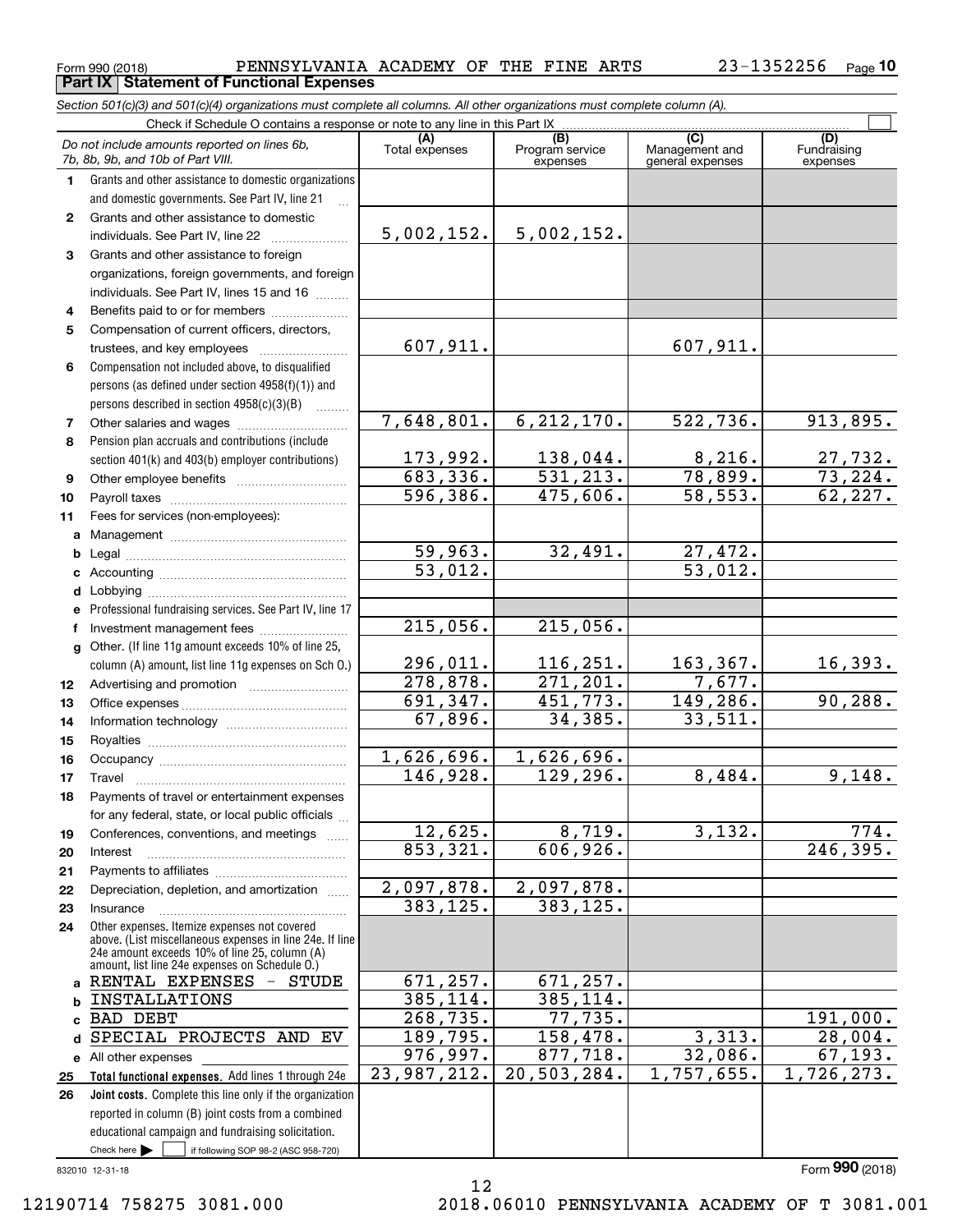Form 990 (2018) PENNSYLVANIA ACADEMY OF THE FINE ARTS 23-1352256 Page 10

**Part IX Statement of Functional Expenses**

*Section 501(c)(3) and 501(c)(4) organizations must complete all columns. All other organizations must complete column (A).*

Check if Schedule O contains a response or note to any line in this Part IX

| | *Do not include amounts reported on lines 6b, 7b, 8b, 9b, and 10b of Part VIII.* | (A) Total expenses | (B) Program service expenses | (C) Management and general expenses | (D) Fundraising expenses |
|---|---|---|---|---|---|
| 1 | Grants and other assistance to domestic organizations and domestic governments. See Part IV, line 21 | | | | |
| 2 | Grants and other assistance to domestic individuals. See Part IV, line 22 | 5,002,152. | 5,002,152. | | |
| 3 | Grants and other assistance to foreign organizations, foreign governments, and foreign individuals. See Part IV, lines 15 and 16 | | | | |
| 4 | Benefits paid to or for members | | | | |
| 5 | Compensation of current officers, directors, trustees, and key employees | 607,911. | | 607,911. | |
| 6 | Compensation not included above, to disqualified persons (as defined under section 4958(f)(1)) and persons described in section 4958(c)(3)(B) | | | | |
| 7 | Other salaries and wages | 7,648,801. | 6,212,170. | 522,736. | 913,895. |
| 8 | Pension plan accruals and contributions (include section 401(k) and 403(b) employer contributions) | 173,992. | 138,044. | 8,216. | 27,732. |
| 9 | Other employee benefits | 683,336. | 531,213. | 78,899. | 73,224. |
| 10 | Payroll taxes | 596,386. | 475,606. | 58,553. | 62,227. |
| 11 | Fees for services (non-employees): | | | | |
| a | Management | | | | |
| b | Legal | 59,963. | 32,491. | 27,472. | |
| c | Accounting | 53,012. | | 53,012. | |
| d | Lobbying | | | | |
| e | Professional fundraising services. See Part IV, line 17 | | | | |
| f | Investment management fees | 215,056. | 215,056. | | |
| g | Other. (If line 11g amount exceeds 10% of line 25, column (A) amount, list line 11g expenses on Sch O.) | 296,011. | 116,251. | 163,367. | 16,393. |
| 12 | Advertising and promotion | 278,878. | 271,201. | 7,677. | |
| 13 | Office expenses | 691,347. | 451,773. | 149,286. | 90,288. |
| 14 | Information technology | 67,896. | 34,385. | 33,511. | |
| 15 | Royalties | | | | |
| 16 | Occupancy | 1,626,696. | 1,626,696. | | |
| 17 | Travel | 146,928. | 129,296. | 8,484. | 9,148. |
| 18 | Payments of travel or entertainment expenses for any federal, state, or local public officials | | | | |
| 19 | Conferences, conventions, and meetings | 12,625. | 8,719. | 3,132. | 774. |
| 20 | Interest | 853,321. | 606,926. | | 246,395. |
| 21 | Payments to affiliates | | | | |
| 22 | Depreciation, depletion, and amortization | 2,097,878. | 2,097,878. | | |
| 23 | Insurance | 383,125. | 383,125. | | |
| 24 | Other expenses. Itemize expenses not covered above. (List miscellaneous expenses in line 24e. If line 24e amount exceeds 10% of line 25, column (A) amount, list line 24e expenses on Schedule O.) | | | | |
| a | RENTAL EXPENSES - STUDE | 671,257. | 671,257. | | |
| b | INSTALLATIONS | 385,114. | 385,114. | | |
| c | BAD DEBT | 268,735. | 77,735. | | 191,000. |
| d | SPECIAL PROJECTS AND EV | 189,795. | 158,478. | 3,313. | 28,004. |
| e | All other expenses | 976,997. | 877,718. | 32,086. | 67,193. |
| 25 | **Total functional expenses.** Add lines 1 through 24e | 23,987,212. | 20,503,284. | 1,757,655. | 1,726,273. |
| 26 | **Joint costs.** Complete this line only if the organization reported in column (B) joint costs from a combined educational campaign and fundraising solicitation. Check here ☐ if following SOP 98-2 (ASC 958-720) | | | | |

832010 12-31-18 Form **990** (2018)

12190714 758275 3081.000 2018.06010 PENNSYLVANIA ACADEMY OF T 3081.001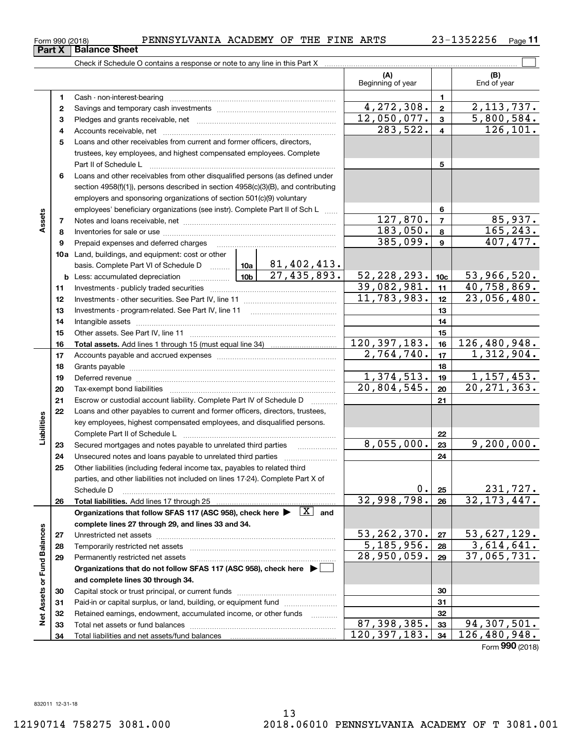Form 990 (2018) PENNSYLVANIA ACADEMY OF THE FINE ARTS 23-1352256 Page **11**

## Part X | Balance Sheet

Check if Schedule O contains a response or note to any line in this Part X ☐

| | | | | | (A) Beginning of year | | (B) End of year |
|---|---|---|---|---|---|---|---|
| **Assets** | 1 | Cash - non-interest-bearing | | | | 1 | |
| | 2 | Savings and temporary cash investments | | | 4,272,308. | 2 | 2,113,737. |
| | 3 | Pledges and grants receivable, net | | | 12,050,077. | 3 | 5,800,584. |
| | 4 | Accounts receivable, net | | | 283,522. | 4 | 126,101. |
| | 5 | Loans and other receivables from current and former officers, directors, trustees, key employees, and highest compensated employees. Complete Part II of Schedule L | | | | 5 | |
| | 6 | Loans and other receivables from other disqualified persons (as defined under section 4958(f)(1)), persons described in section 4958(c)(3)(B), and contributing employers and sponsoring organizations of section 501(c)(9) voluntary employees' beneficiary organizations (see instr). Complete Part II of Sch L | | | | 6 | |
| | 7 | Notes and loans receivable, net | | | 127,870. | 7 | 85,937. |
| | 8 | Inventories for sale or use | | | 183,050. | 8 | 165,243. |
| | 9 | Prepaid expenses and deferred charges | | | 385,099. | 9 | 407,477. |
| | 10a | Land, buildings, and equipment: cost or other basis. Complete Part VI of Schedule D | 10a | 81,402,413. | | | |
| | b | Less: accumulated depreciation | 10b | 27,435,893. | 52,228,293. | 10c | 53,966,520. |
| | 11 | Investments - publicly traded securities | | | 39,082,981. | 11 | 40,758,869. |
| | 12 | Investments - other securities. See Part IV, line 11 | | | 11,783,983. | 12 | 23,056,480. |
| | 13 | Investments - program-related. See Part IV, line 11 | | | | 13 | |
| | 14 | Intangible assets | | | | 14 | |
| | 15 | Other assets. See Part IV, line 11 | | | | 15 | |
| | 16 | **Total assets.** Add lines 1 through 15 (must equal line 34) | | | 120,397,183. | 16 | 126,480,948. |
| **Liabilities** | 17 | Accounts payable and accrued expenses | | | 2,764,740. | 17 | 1,312,904. |
| | 18 | Grants payable | | | | 18 | |
| | 19 | Deferred revenue | | | 1,374,513. | 19 | 1,157,453. |
| | 20 | Tax-exempt bond liabilities | | | 20,804,545. | 20 | 20,271,363. |
| | 21 | Escrow or custodial account liability. Complete Part IV of Schedule D | | | | 21 | |
| | 22 | Loans and other payables to current and former officers, directors, trustees, key employees, highest compensated employees, and disqualified persons. Complete Part II of Schedule L | | | | 22 | |
| | 23 | Secured mortgages and notes payable to unrelated third parties | | | 8,055,000. | 23 | 9,200,000. |
| | 24 | Unsecured notes and loans payable to unrelated third parties | | | | 24 | |
| | 25 | Other liabilities (including federal income tax, payables to related third parties, and other liabilities not included on lines 17-24). Complete Part X of Schedule D | | | 0. | 25 | 231,727. |
| | 26 | **Total liabilities.** Add lines 17 through 25 | | | 32,998,798. | 26 | 32,173,447. |
| **Net Assets or Fund Balances** | | **Organizations that follow SFAS 117 (ASC 958), check here ▶ ☒ and complete lines 27 through 29, and lines 33 and 34.** | | | | | |
| | 27 | Unrestricted net assets | | | 53,262,370. | 27 | 53,627,129. |
| | 28 | Temporarily restricted net assets | | | 5,185,956. | 28 | 3,614,641. |
| | 29 | Permanently restricted net assets | | | 28,950,059. | 29 | 37,065,731. |
| | | **Organizations that do not follow SFAS 117 (ASC 958), check here ▶ ☐ and complete lines 30 through 34.** | | | | | |
| | 30 | Capital stock or trust principal, or current funds | | | | 30 | |
| | 31 | Paid-in or capital surplus, or land, building, or equipment fund | | | | 31 | |
| | 32 | Retained earnings, endowment, accumulated income, or other funds | | | | 32 | |
| | 33 | Total net assets or fund balances | | | 87,398,385. | 33 | 94,307,501. |
| | 34 | Total liabilities and net assets/fund balances | | | 120,397,183. | 34 | 126,480,948. |

Form **990** (2018)

832011 12-31-18

12190714 758275 3081.000 2018.06010 PENNSYLVANIA ACADEMY OF T 3081.001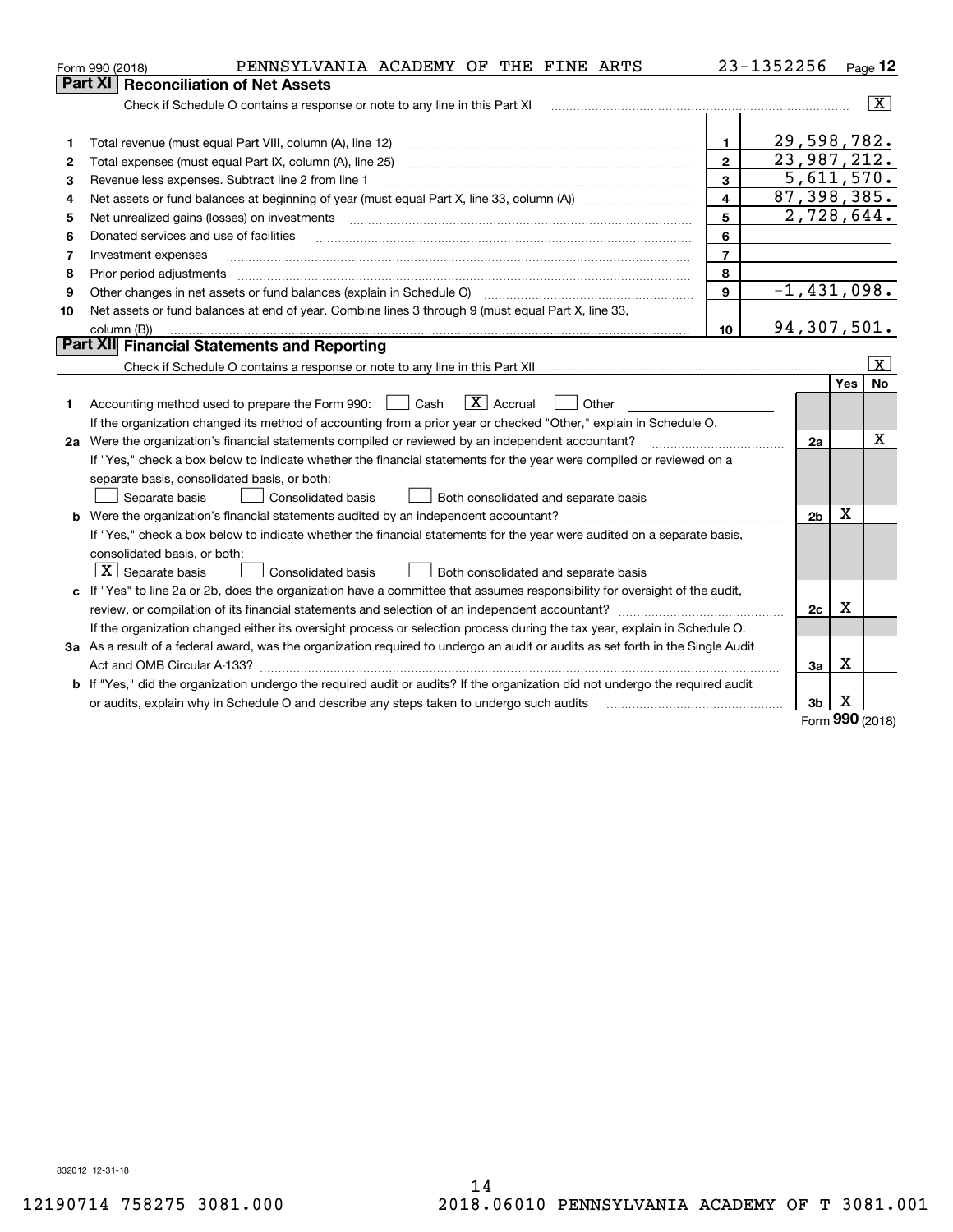Form 990 (2018) PENNSYLVANIA ACADEMY OF THE FINE ARTS 23-1352256 Page 12

## Part XI Reconciliation of Net Assets

Check if Schedule O contains a response or note to any line in this Part XI [X]

| | | | |
|---|---|---|---|
| 1 | Total revenue (must equal Part VIII, column (A), line 12) | 1 | 29,598,782. |
| 2 | Total expenses (must equal Part IX, column (A), line 25) | 2 | 23,987,212. |
| 3 | Revenue less expenses. Subtract line 2 from line 1 | 3 | 5,611,570. |
| 4 | Net assets or fund balances at beginning of year (must equal Part X, line 33, column (A)) | 4 | 87,398,385. |
| 5 | Net unrealized gains (losses) on investments | 5 | 2,728,644. |
| 6 | Donated services and use of facilities | 6 | |
| 7 | Investment expenses | 7 | |
| 8 | Prior period adjustments | 8 | |
| 9 | Other changes in net assets or fund balances (explain in Schedule O) | 9 | -1,431,098. |
| 10 | Net assets or fund balances at end of year. Combine lines 3 through 9 (must equal Part X, line 33, column (B)) | 10 | 94,307,501. |

## Part XII Financial Statements and Reporting

Check if Schedule O contains a response or note to any line in this Part XII [X]

| | | | Yes | No |
|---|---|---|---|---|
| 1 | Accounting method used to prepare the Form 990: [ ] Cash [X] Accrual [ ] Other<br>If the organization changed its method of accounting from a prior year or checked "Other," explain in Schedule O. | | | |
| 2a | Were the organization's financial statements compiled or reviewed by an independent accountant?<br>If "Yes," check a box below to indicate whether the financial statements for the year were compiled or reviewed on a separate basis, consolidated basis, or both:<br>[ ] Separate basis [ ] Consolidated basis [ ] Both consolidated and separate basis | 2a | | X |
| b | Were the organization's financial statements audited by an independent accountant?<br>If "Yes," check a box below to indicate whether the financial statements for the year were audited on a separate basis, consolidated basis, or both:<br>[X] Separate basis [ ] Consolidated basis [ ] Both consolidated and separate basis | 2b | X | |
| c | If "Yes" to line 2a or 2b, does the organization have a committee that assumes responsibility for oversight of the audit, review, or compilation of its financial statements and selection of an independent accountant?<br>If the organization changed either its oversight process or selection process during the tax year, explain in Schedule O. | 2c | X | |
| 3a | As a result of a federal award, was the organization required to undergo an audit or audits as set forth in the Single Audit Act and OMB Circular A-133? | 3a | X | |
| b | If "Yes," did the organization undergo the required audit or audits? If the organization did not undergo the required audit or audits, explain why in Schedule O and describe any steps taken to undergo such audits | 3b | X | |

Form 990 (2018)

832012 12-31-18

12190714 758275 3081.000 2018.06010 PENNSYLVANIA ACADEMY OF T 3081.001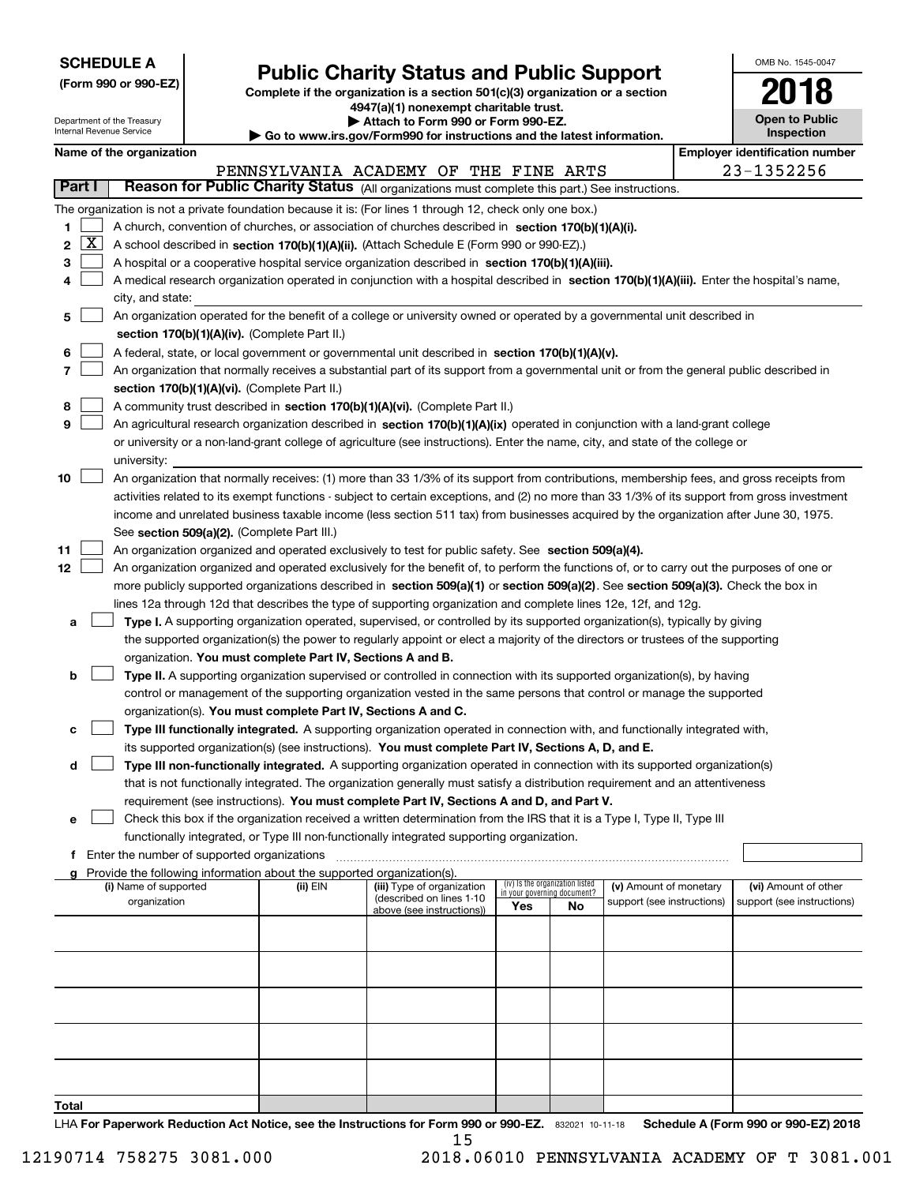**SCHEDULE A**
**(Form 990 or 990-EZ)**

Department of the Treasury
Internal Revenue Service

# Public Charity Status and Public Support

**Complete if the organization is a section 501(c)(3) organization or a section 4947(a)(1) nonexempt charitable trust.**
**▶ Attach to Form 990 or Form 990-EZ.**
**▶ Go to www.irs.gov/Form990 for instructions and the latest information.**

OMB No. 1545-0047
**2018**
**Open to Public Inspection**

**Name of the organization:** PENNSYLVANIA ACADEMY OF THE FINE ARTS
**Employer identification number:** 23-1352256

## Part I Reason for Public Charity Status (All organizations must complete this part.) See instructions.

The organization is not a private foundation because it is: (For lines 1 through 12, check only one box.)

1 ☐ A church, convention of churches, or association of churches described in **section 170(b)(1)(A)(i).**
2 ☒ A school described in **section 170(b)(1)(A)(ii).** (Attach Schedule E (Form 990 or 990-EZ).)
3 ☐ A hospital or a cooperative hospital service organization described in **section 170(b)(1)(A)(iii).**
4 ☐ A medical research organization operated in conjunction with a hospital described in **section 170(b)(1)(A)(iii).** Enter the hospital's name, city, and state:
5 ☐ An organization operated for the benefit of a college or university owned or operated by a governmental unit described in **section 170(b)(1)(A)(iv).** (Complete Part II.)
6 ☐ A federal, state, or local government or governmental unit described in **section 170(b)(1)(A)(v).**
7 ☐ An organization that normally receives a substantial part of its support from a governmental unit or from the general public described in **section 170(b)(1)(A)(vi).** (Complete Part II.)
8 ☐ A community trust described in **section 170(b)(1)(A)(vi).** (Complete Part II.)
9 ☐ An agricultural research organization described in **section 170(b)(1)(A)(ix)** operated in conjunction with a land-grant college or university or a non-land-grant college of agriculture (see instructions). Enter the name, city, and state of the college or university:
10 ☐ An organization that normally receives: (1) more than 33 1/3% of its support from contributions, membership fees, and gross receipts from activities related to its exempt functions - subject to certain exceptions, and (2) no more than 33 1/3% of its support from gross investment income and unrelated business taxable income (less section 511 tax) from businesses acquired by the organization after June 30, 1975. See **section 509(a)(2).** (Complete Part III.)
11 ☐ An organization organized and operated exclusively to test for public safety. See **section 509(a)(4).**
12 ☐ An organization organized and operated exclusively for the benefit of, to perform the functions of, or to carry out the purposes of one or more publicly supported organizations described in **section 509(a)(1)** or **section 509(a)(2)**. See **section 509(a)(3).** Check the box in lines 12a through 12d that describes the type of supporting organization and complete lines 12e, 12f, and 12g.

a ☐ **Type I.** A supporting organization operated, supervised, or controlled by its supported organization(s), typically by giving the supported organization(s) the power to regularly appoint or elect a majority of the directors or trustees of the supporting organization. **You must complete Part IV, Sections A and B.**
b ☐ **Type II.** A supporting organization supervised or controlled in connection with its supported organization(s), by having control or management of the supporting organization vested in the same persons that control or manage the supported organization(s). **You must complete Part IV, Sections A and C.**
c ☐ **Type III functionally integrated.** A supporting organization operated in connection with, and functionally integrated with, its supported organization(s) (see instructions). **You must complete Part IV, Sections A, D, and E.**
d ☐ **Type III non-functionally integrated.** A supporting organization operated in connection with its supported organization(s) that is not functionally integrated. The organization generally must satisfy a distribution requirement and an attentiveness requirement (see instructions). **You must complete Part IV, Sections A and D, and Part V.**
e ☐ Check this box if the organization received a written determination from the IRS that it is a Type I, Type II, Type III functionally integrated, or Type III non-functionally integrated supporting organization.
f Enter the number of supported organizations
g Provide the following information about the supported organization(s).

| (i) Name of supported organization | (ii) EIN | (iii) Type of organization (described on lines 1-10 above (see instructions)) | (iv) Is the organization listed in your governing document? Yes | No | (v) Amount of monetary support (see instructions) | (vi) Amount of other support (see instructions) |
|---|---|---|---|---|---|---|
| | | | | | | |
| | | | | | | |
| | | | | | | |
| | | | | | | |
| | | | | | | |
| **Total** | | | | | | |

LHA **For Paperwork Reduction Act Notice, see the Instructions for Form 990 or 990-EZ.** 832021 10-11-18 **Schedule A (Form 990 or 990-EZ) 2018**

12190714 758275 3081.000 2018.06010 PENNSYLVANIA ACADEMY OF T 3081.001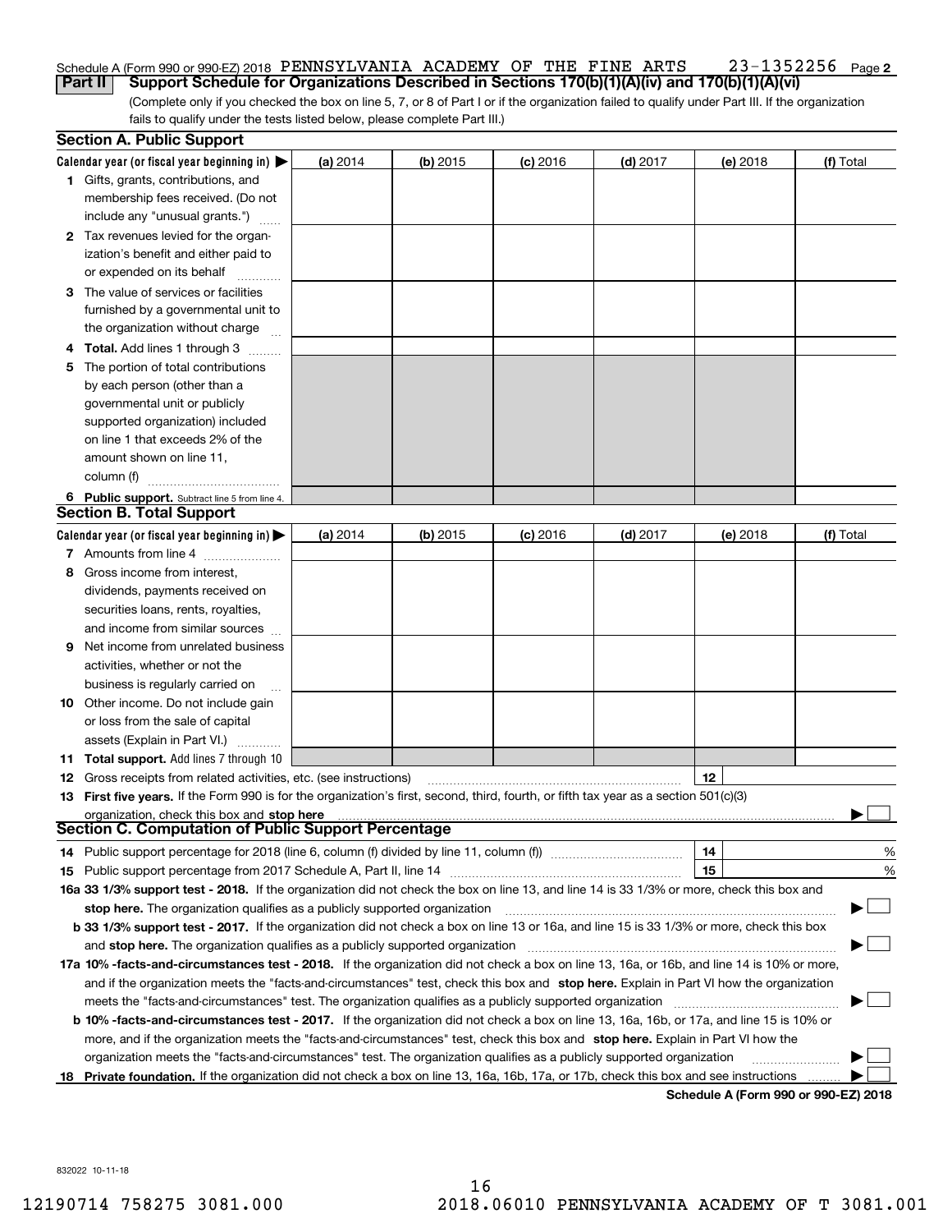Schedule A (Form 990 or 990-EZ) 2018 PENNSYLVANIA ACADEMY OF THE FINE ARTS 23-1352256 Page 2

**Part II Support Schedule for Organizations Described in Sections 170(b)(1)(A)(iv) and 170(b)(1)(A)(vi)**

(Complete only if you checked the box on line 5, 7, or 8 of Part I or if the organization failed to qualify under Part III. If the organization fails to qualify under the tests listed below, please complete Part III.)

**Section A. Public Support**

| Calendar year (or fiscal year beginning in) | (a) 2014 | (b) 2015 | (c) 2016 | (d) 2017 | (e) 2018 | (f) Total |
|---|---|---|---|---|---|---|
| **1** Gifts, grants, contributions, and membership fees received. (Do not include any "unusual grants.") | | | | | | |
| **2** Tax revenues levied for the organization's benefit and either paid to or expended on its behalf | | | | | | |
| **3** The value of services or facilities furnished by a governmental unit to the organization without charge | | | | | | |
| **4 Total.** Add lines 1 through 3 | | | | | | |
| **5** The portion of total contributions by each person (other than a governmental unit or publicly supported organization) included on line 1 that exceeds 2% of the amount shown on line 11, column (f) | | | | | | |
| **6 Public support.** Subtract line 5 from line 4. | | | | | | |

**Section B. Total Support**

| Calendar year (or fiscal year beginning in) | (a) 2014 | (b) 2015 | (c) 2016 | (d) 2017 | (e) 2018 | (f) Total |
|---|---|---|---|---|---|---|
| **7** Amounts from line 4 | | | | | | |
| **8** Gross income from interest, dividends, payments received on securities loans, rents, royalties, and income from similar sources | | | | | | |
| **9** Net income from unrelated business activities, whether or not the business is regularly carried on | | | | | | |
| **10** Other income. Do not include gain or loss from the sale of capital assets (Explain in Part VI.) | | | | | | |
| **11 Total support.** Add lines 7 through 10 | | | | | | |

**12** Gross receipts from related activities, etc. (see instructions) | **12** |

**13 First five years.** If the Form 990 is for the organization's first, second, third, fourth, or fifth tax year as a section 501(c)(3) organization, check this box and **stop here** ▶ ☐

**Section C. Computation of Public Support Percentage**

**14** Public support percentage for 2018 (line 6, column (f) divided by line 11, column (f)) | **14** | %

**15** Public support percentage from 2017 Schedule A, Part II, line 14 | **15** | %

**16a 33 1/3% support test - 2018.** If the organization did not check the box on line 13, and line 14 is 33 1/3% or more, check this box and **stop here.** The organization qualifies as a publicly supported organization ▶ ☐

**b 33 1/3% support test - 2017.** If the organization did not check a box on line 13 or 16a, and line 15 is 33 1/3% or more, check this box and **stop here.** The organization qualifies as a publicly supported organization ▶ ☐

**17a 10% -facts-and-circumstances test - 2018.** If the organization did not check a box on line 13, 16a, or 16b, and line 14 is 10% or more, and if the organization meets the "facts-and-circumstances" test, check this box and **stop here.** Explain in Part VI how the organization meets the "facts-and-circumstances" test. The organization qualifies as a publicly supported organization ▶ ☐

**b 10% -facts-and-circumstances test - 2017.** If the organization did not check a box on line 13, 16a, 16b, or 17a, and line 15 is 10% or more, and if the organization meets the "facts-and-circumstances" test, check this box and **stop here.** Explain in Part VI how the organization meets the "facts-and-circumstances" test. The organization qualifies as a publicly supported organization ▶ ☐

**18 Private foundation.** If the organization did not check a box on line 13, 16a, 16b, 17a, or 17b, check this box and see instructions ▶ ☐

**Schedule A (Form 990 or 990-EZ) 2018**

832022 10-11-18

12190714 758275 3081.000 2018.06010 PENNSYLVANIA ACADEMY OF T 3081.001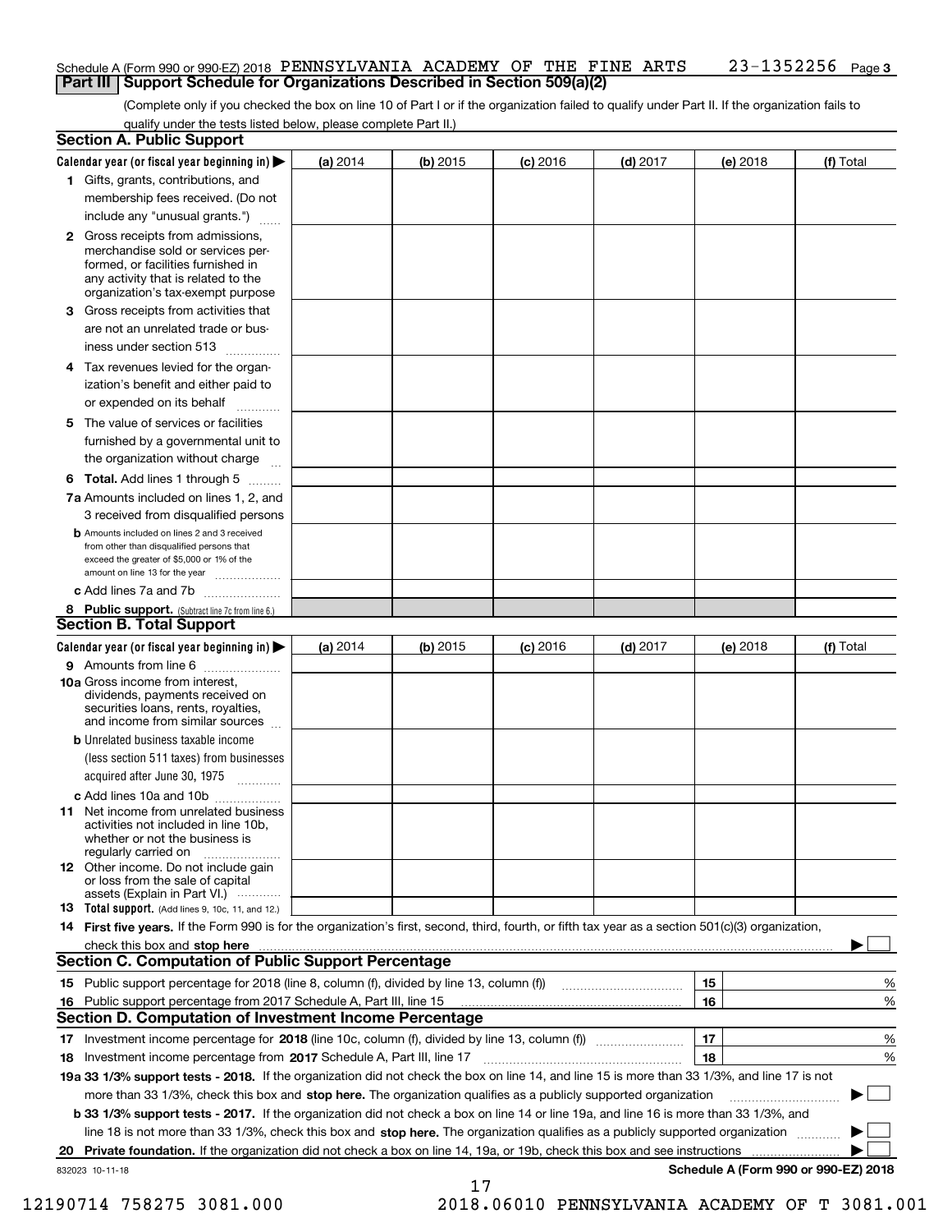Schedule A (Form 990 or 990-EZ) 2018 PENNSYLVANIA ACADEMY OF THE FINE ARTS 23-1352256 Page 3

## Part III Support Schedule for Organizations Described in Section 509(a)(2)

(Complete only if you checked the box on line 10 of Part I or if the organization failed to qualify under Part II. If the organization fails to qualify under the tests listed below, please complete Part II.)

### Section A. Public Support

| Calendar year (or fiscal year beginning in) ▶ | (a) 2014 | (b) 2015 | (c) 2016 | (d) 2017 | (e) 2018 | (f) Total |
|---|---|---|---|---|---|---|
| **1** Gifts, grants, contributions, and membership fees received. (Do not include any "unusual grants.") | | | | | | |
| **2** Gross receipts from admissions, merchandise sold or services performed, or facilities furnished in any activity that is related to the organization's tax-exempt purpose | | | | | | |
| **3** Gross receipts from activities that are not an unrelated trade or business under section 513 | | | | | | |
| **4** Tax revenues levied for the organization's benefit and either paid to or expended on its behalf | | | | | | |
| **5** The value of services or facilities furnished by a governmental unit to the organization without charge | | | | | | |
| **6 Total.** Add lines 1 through 5 | | | | | | |
| **7a** Amounts included on lines 1, 2, and 3 received from disqualified persons | | | | | | |
| **b** Amounts included on lines 2 and 3 received from other than disqualified persons that exceed the greater of $5,000 or 1% of the amount on line 13 for the year | | | | | | |
| **c** Add lines 7a and 7b | | | | | | |
| **8 Public support.** (Subtract line 7c from line 6.) | | | | | | |

### Section B. Total Support

| Calendar year (or fiscal year beginning in) ▶ | (a) 2014 | (b) 2015 | (c) 2016 | (d) 2017 | (e) 2018 | (f) Total |
|---|---|---|---|---|---|---|
| **9** Amounts from line 6 | | | | | | |
| **10a** Gross income from interest, dividends, payments received on securities loans, rents, royalties, and income from similar sources | | | | | | |
| **b** Unrelated business taxable income (less section 511 taxes) from businesses acquired after June 30, 1975 | | | | | | |
| **c** Add lines 10a and 10b | | | | | | |
| **11** Net income from unrelated business activities not included in line 10b, whether or not the business is regularly carried on | | | | | | |
| **12** Other income. Do not include gain or loss from the sale of capital assets (Explain in Part VI.) | | | | | | |
| **13 Total support.** (Add lines 9, 10c, 11, and 12.) | | | | | | |

**14 First five years.** If the Form 990 is for the organization's first, second, third, fourth, or fifth tax year as a section 501(c)(3) organization, check this box and **stop here** ▶ ☐

### Section C. Computation of Public Support Percentage

| | | | |
|---|---|---|---|
| **15** | Public support percentage for 2018 (line 8, column (f), divided by line 13, column (f)) | 15 | % |
| **16** | Public support percentage from 2017 Schedule A, Part III, line 15 | 16 | % |

### Section D. Computation of Investment Income Percentage

| | | | |
|---|---|---|---|
| **17** | Investment income percentage for **2018** (line 10c, column (f), divided by line 13, column (f)) | 17 | % |
| **18** | Investment income percentage from **2017** Schedule A, Part III, line 17 | 18 | % |

**19a 33 1/3% support tests - 2018.** If the organization did not check the box on line 14, and line 15 is more than 33 1/3%, and line 17 is not more than 33 1/3%, check this box and **stop here.** The organization qualifies as a publicly supported organization ▶ ☐

**b 33 1/3% support tests - 2017.** If the organization did not check a box on line 14 or line 19a, and line 16 is more than 33 1/3%, and line 18 is not more than 33 1/3%, check this box and **stop here.** The organization qualifies as a publicly supported organization ▶ ☐

**20 Private foundation.** If the organization did not check a box on line 14, 19a, or 19b, check this box and see instructions ▶ ☐

832023 10-11-18 **Schedule A (Form 990 or 990-EZ) 2018**

12190714 758275 3081.000 2018.06010 PENNSYLVANIA ACADEMY OF T 3081.001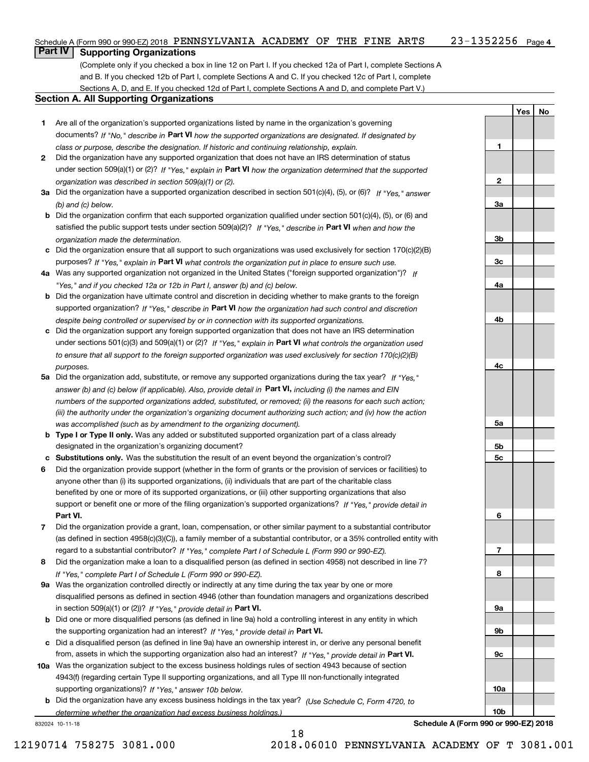Schedule A (Form 990 or 990-EZ) 2018 PENNSYLVANIA ACADEMY OF THE FINE ARTS 23-1352256 Page 4

## Part IV Supporting Organizations

(Complete only if you checked a box in line 12 on Part I. If you checked 12a of Part I, complete Sections A and B. If you checked 12b of Part I, complete Sections A and C. If you checked 12c of Part I, complete Sections A, D, and E. If you checked 12d of Part I, complete Sections A and D, and complete Part V.)

### Section A. All Supporting Organizations

| | | | Yes | No |
|---|---|---|---|---|
| **1** | Are all of the organization's supported organizations listed by name in the organization's governing documents? *If "No," describe in* **Part VI** *how the supported organizations are designated. If designated by class or purpose, describe the designation. If historic and continuing relationship, explain.* | 1 | | |
| **2** | Did the organization have any supported organization that does not have an IRS determination of status under section 509(a)(1) or (2)? *If "Yes," explain in* **Part VI** *how the organization determined that the supported organization was described in section 509(a)(1) or (2).* | 2 | | |
| **3a** | Did the organization have a supported organization described in section 501(c)(4), (5), or (6)? *If "Yes," answer (b) and (c) below.* | 3a | | |
| **b** | Did the organization confirm that each supported organization qualified under section 501(c)(4), (5), or (6) and satisfied the public support tests under section 509(a)(2)? *If "Yes," describe in* **Part VI** *when and how the organization made the determination.* | 3b | | |
| **c** | Did the organization ensure that all support to such organizations was used exclusively for section 170(c)(2)(B) purposes? *If "Yes," explain in* **Part VI** *what controls the organization put in place to ensure such use.* | 3c | | |
| **4a** | Was any supported organization not organized in the United States ("foreign supported organization")? *If "Yes," and if you checked 12a or 12b in Part I, answer (b) and (c) below.* | 4a | | |
| **b** | Did the organization have ultimate control and discretion in deciding whether to make grants to the foreign supported organization? *If "Yes," describe in* **Part VI** *how the organization had such control and discretion despite being controlled or supervised by or in connection with its supported organizations.* | 4b | | |
| **c** | Did the organization support any foreign supported organization that does not have an IRS determination under sections 501(c)(3) and 509(a)(1) or (2)? *If "Yes," explain in* **Part VI** *what controls the organization used to ensure that all support to the foreign supported organization was used exclusively for section 170(c)(2)(B) purposes.* | 4c | | |
| **5a** | Did the organization add, substitute, or remove any supported organizations during the tax year? *If "Yes," answer (b) and (c) below (if applicable). Also, provide detail in* **Part VI,** *including (i) the names and EIN numbers of the supported organizations added, substituted, or removed; (ii) the reasons for each such action; (iii) the authority under the organization's organizing document authorizing such action; and (iv) how the action was accomplished (such as by amendment to the organizing document).* | 5a | | |
| **b** | **Type I or Type II only.** Was any added or substituted supported organization part of a class already designated in the organization's organizing document? | 5b | | |
| **c** | **Substitutions only.** Was the substitution the result of an event beyond the organization's control? | 5c | | |
| **6** | Did the organization provide support (whether in the form of grants or the provision of services or facilities) to anyone other than (i) its supported organizations, (ii) individuals that are part of the charitable class benefited by one or more of its supported organizations, or (iii) other supporting organizations that also support or benefit one or more of the filing organization's supported organizations? *If "Yes," provide detail in* **Part VI.** | 6 | | |
| **7** | Did the organization provide a grant, loan, compensation, or other similar payment to a substantial contributor (as defined in section 4958(c)(3)(C)), a family member of a substantial contributor, or a 35% controlled entity with regard to a substantial contributor? *If "Yes," complete Part I of Schedule L (Form 990 or 990-EZ).* | 7 | | |
| **8** | Did the organization make a loan to a disqualified person (as defined in section 4958) not described in line 7? *If "Yes," complete Part I of Schedule L (Form 990 or 990-EZ).* | 8 | | |
| **9a** | Was the organization controlled directly or indirectly at any time during the tax year by one or more disqualified persons as defined in section 4946 (other than foundation managers and organizations described in section 509(a)(1) or (2))? *If "Yes," provide detail in* **Part VI.** | 9a | | |
| **b** | Did one or more disqualified persons (as defined in line 9a) hold a controlling interest in any entity in which the supporting organization had an interest? *If "Yes," provide detail in* **Part VI.** | 9b | | |
| **c** | Did a disqualified person (as defined in line 9a) have an ownership interest in, or derive any personal benefit from, assets in which the supporting organization also had an interest? *If "Yes," provide detail in* **Part VI.** | 9c | | |
| **10a** | Was the organization subject to the excess business holdings rules of section 4943 because of section 4943(f) (regarding certain Type II supporting organizations, and all Type III non-functionally integrated supporting organizations)? *If "Yes," answer 10b below.* | 10a | | |
| **b** | Did the organization have any excess business holdings in the tax year? *(Use Schedule C, Form 4720, to determine whether the organization had excess business holdings.)* | 10b | | |

832024 10-11-18 **Schedule A (Form 990 or 990-EZ) 2018**

12190714 758275 3081.000 2018.06010 PENNSYLVANIA ACADEMY OF T 3081.001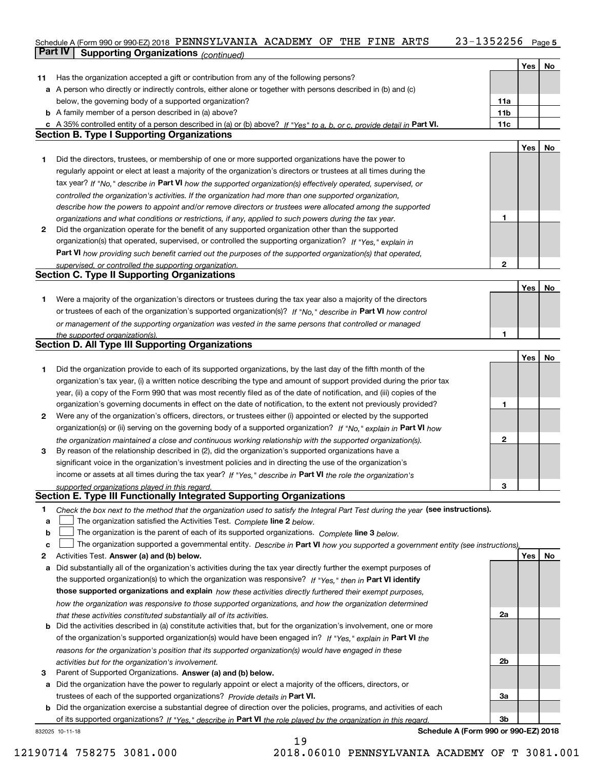Schedule A (Form 990 or 990-EZ) 2018 PENNSYLVANIA ACADEMY OF THE FINE ARTS 23-1352256 Page 5

## Part IV Supporting Organizations *(continued)*

| | | | Yes | No |
|---|---|---|---|---|
| **11** | Has the organization accepted a gift or contribution from any of the following persons? | | | |
| **a** | A person who directly or indirectly controls, either alone or together with persons described in (b) and (c) below, the governing body of a supported organization? | 11a | | |
| **b** | A family member of a person described in (a) above? | 11b | | |
| **c** | A 35% controlled entity of a person described in (a) or (b) above? *If "Yes" to a, b, or c, provide detail in* **Part VI.** | 11c | | |

### Section B. Type I Supporting Organizations

| | | | Yes | No |
|---|---|---|---|---|
| **1** | Did the directors, trustees, or membership of one or more supported organizations have the power to regularly appoint or elect at least a majority of the organization's directors or trustees at all times during the tax year? *If "No," describe in* **Part VI** *how the supported organization(s) effectively operated, supervised, or controlled the organization's activities. If the organization had more than one supported organization, describe how the powers to appoint and/or remove directors or trustees were allocated among the supported organizations and what conditions or restrictions, if any, applied to such powers during the tax year.* | 1 | | |
| **2** | Did the organization operate for the benefit of any supported organization other than the supported organization(s) that operated, supervised, or controlled the supporting organization? *If "Yes," explain in* **Part VI** *how providing such benefit carried out the purposes of the supported organization(s) that operated, supervised, or controlled the supporting organization.* | 2 | | |

### Section C. Type II Supporting Organizations

| | | | Yes | No |
|---|---|---|---|---|
| **1** | Were a majority of the organization's directors or trustees during the tax year also a majority of the directors or trustees of each of the organization's supported organization(s)? *If "No," describe in* **Part VI** *how control or management of the supporting organization was vested in the same persons that controlled or managed the supported organization(s).* | 1 | | |

### Section D. All Type III Supporting Organizations

| | | | Yes | No |
|---|---|---|---|---|
| **1** | Did the organization provide to each of its supported organizations, by the last day of the fifth month of the organization's tax year, (i) a written notice describing the type and amount of support provided during the prior tax year, (ii) a copy of the Form 990 that was most recently filed as of the date of notification, and (iii) copies of the organization's governing documents in effect on the date of notification, to the extent not previously provided? | 1 | | |
| **2** | Were any of the organization's officers, directors, or trustees either (i) appointed or elected by the supported organization(s) or (ii) serving on the governing body of a supported organization? *If "No," explain in* **Part VI** *how the organization maintained a close and continuous working relationship with the supported organization(s).* | 2 | | |
| **3** | By reason of the relationship described in (2), did the organization's supported organizations have a significant voice in the organization's investment policies and in directing the use of the organization's income or assets at all times during the tax year? *If "Yes," describe in* **Part VI** *the role the organization's supported organizations played in this regard.* | 3 | | |

### Section E. Type III Functionally Integrated Supporting Organizations

**1** *Check the box next to the method that the organization used to satisfy the Integral Part Test during the year* **(see instructions).**

- **a** ☐ The organization satisfied the Activities Test. *Complete* **line 2** *below.*
- **b** ☐ The organization is the parent of each of its supported organizations. *Complete* **line 3** *below.*
- **c** ☐ The organization supported a governmental entity. *Describe in* **Part VI** *how you supported a government entity (see instructions).*

| | | | Yes | No |
|---|---|---|---|---|
| **2** | Activities Test. **Answer (a) and (b) below.** | | | |
| **a** | Did substantially all of the organization's activities during the tax year directly further the exempt purposes of the supported organization(s) to which the organization was responsive? *If "Yes," then in* **Part VI identify those supported organizations and explain** *how these activities directly furthered their exempt purposes, how the organization was responsive to those supported organizations, and how the organization determined that these activities constituted substantially all of its activities.* | 2a | | |
| **b** | Did the activities described in (a) constitute activities that, but for the organization's involvement, one or more of the organization's supported organization(s) would have been engaged in? *If "Yes," explain in* **Part VI** *the reasons for the organization's position that its supported organization(s) would have engaged in these activities but for the organization's involvement.* | 2b | | |
| **3** | Parent of Supported Organizations. **Answer (a) and (b) below.** | | | |
| **a** | Did the organization have the power to regularly appoint or elect a majority of the officers, directors, or trustees of each of the supported organizations? *Provide details in* **Part VI.** | 3a | | |
| **b** | Did the organization exercise a substantial degree of direction over the policies, programs, and activities of each of its supported organizations? *If "Yes," describe in* **Part VI** *the role played by the organization in this regard.* | 3b | | |

832025 10-11-18 **Schedule A (Form 990 or 990-EZ) 2018**

12190714 758275 3081.000 2018.06010 PENNSYLVANIA ACADEMY OF T 3081.001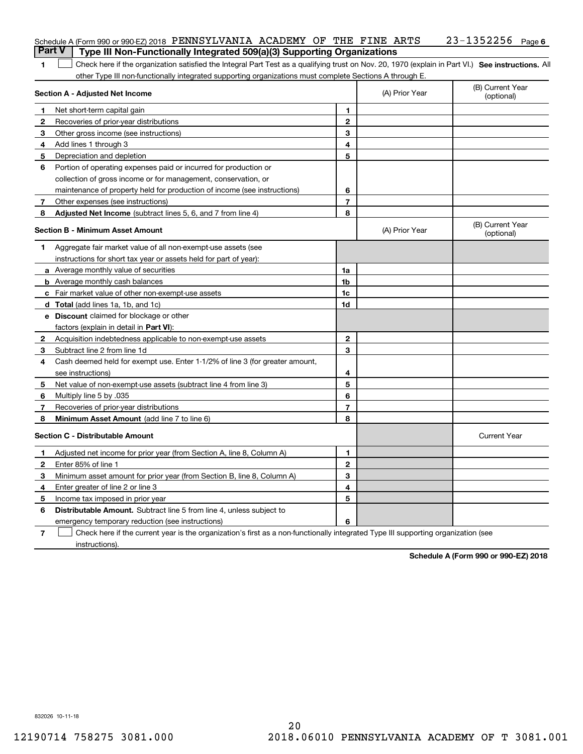Schedule A (Form 990 or 990-EZ) 2018 PENNSYLVANIA ACADEMY OF THE FINE ARTS 23-1352256 Page 6

## Part V Type III Non-Functionally Integrated 509(a)(3) Supporting Organizations

**1** ☐ Check here if the organization satisfied the Integral Part Test as a qualifying trust on Nov. 20, 1970 (explain in Part VI.) **See instructions.** All other Type III non-functionally integrated supporting organizations must complete Sections A through E.

| **Section A - Adjusted Net Income** | | (A) Prior Year | (B) Current Year (optional) |
|---|---|---|---|
| **1** Net short-term capital gain | 1 | | |
| **2** Recoveries of prior-year distributions | 2 | | |
| **3** Other gross income (see instructions) | 3 | | |
| **4** Add lines 1 through 3 | 4 | | |
| **5** Depreciation and depletion | 5 | | |
| **6** Portion of operating expenses paid or incurred for production or collection of gross income or for management, conservation, or maintenance of property held for production of income (see instructions) | 6 | | |
| **7** Other expenses (see instructions) | 7 | | |
| **8** **Adjusted Net Income** (subtract lines 5, 6, and 7 from line 4) | 8 | | |

| **Section B - Minimum Asset Amount** | | (A) Prior Year | (B) Current Year (optional) |
|---|---|---|---|
| **1** Aggregate fair market value of all non-exempt-use assets (see instructions for short tax year or assets held for part of year): | | | |
| **a** Average monthly value of securities | 1a | | |
| **b** Average monthly cash balances | 1b | | |
| **c** Fair market value of other non-exempt-use assets | 1c | | |
| **d** **Total** (add lines 1a, 1b, and 1c) | 1d | | |
| **e** **Discount** claimed for blockage or other factors (explain in detail in **Part VI**): | | | |
| **2** Acquisition indebtedness applicable to non-exempt-use assets | 2 | | |
| **3** Subtract line 2 from line 1d | 3 | | |
| **4** Cash deemed held for exempt use. Enter 1-1/2% of line 3 (for greater amount, see instructions) | 4 | | |
| **5** Net value of non-exempt-use assets (subtract line 4 from line 3) | 5 | | |
| **6** Multiply line 5 by .035 | 6 | | |
| **7** Recoveries of prior-year distributions | 7 | | |
| **8** **Minimum Asset Amount** (add line 7 to line 6) | 8 | | |

| **Section C - Distributable Amount** | | | Current Year |
|---|---|---|---|
| **1** Adjusted net income for prior year (from Section A, line 8, Column A) | 1 | | |
| **2** Enter 85% of line 1 | 2 | | |
| **3** Minimum asset amount for prior year (from Section B, line 8, Column A) | 3 | | |
| **4** Enter greater of line 2 or line 3 | 4 | | |
| **5** Income tax imposed in prior year | 5 | | |
| **6** **Distributable Amount.** Subtract line 5 from line 4, unless subject to emergency temporary reduction (see instructions) | 6 | | |

**7** ☐ Check here if the current year is the organization's first as a non-functionally integrated Type III supporting organization (see instructions).

**Schedule A (Form 990 or 990-EZ) 2018**

832026 10-11-18

12190714 758275 3081.000 2018.06010 PENNSYLVANIA ACADEMY OF T 3081.001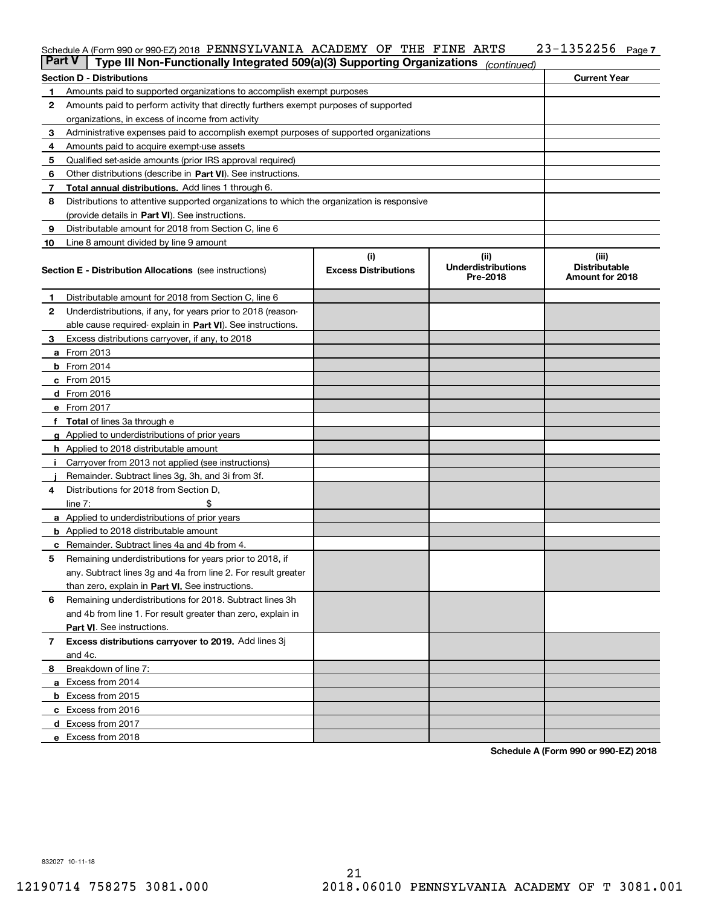Schedule A (Form 990 or 990-EZ) 2018 PENNSYLVANIA ACADEMY OF THE FINE ARTS 23-1352256 Page 7

## Part V Type III Non-Functionally Integrated 509(a)(3) Supporting Organizations *(continued)*

| Section D - Distributions | | Current Year |
|---|---|---|
| 1 | Amounts paid to supported organizations to accomplish exempt purposes | |
| 2 | Amounts paid to perform activity that directly furthers exempt purposes of supported organizations, in excess of income from activity | |
| 3 | Administrative expenses paid to accomplish exempt purposes of supported organizations | |
| 4 | Amounts paid to acquire exempt-use assets | |
| 5 | Qualified set-aside amounts (prior IRS approval required) | |
| 6 | Other distributions (describe in **Part VI**). See instructions. | |
| 7 | **Total annual distributions.** Add lines 1 through 6. | |
| 8 | Distributions to attentive supported organizations to which the organization is responsive (provide details in **Part VI**). See instructions. | |
| 9 | Distributable amount for 2018 from Section C, line 6 | |
| 10 | Line 8 amount divided by line 9 amount | |

| | **Section E - Distribution Allocations** (see instructions) | (i) Excess Distributions | (ii) Underdistributions Pre-2018 | (iii) Distributable Amount for 2018 |
|---|---|---|---|---|
| 1 | Distributable amount for 2018 from Section C, line 6 | | | |
| 2 | Underdistributions, if any, for years prior to 2018 (reasonable cause required- explain in **Part VI**). See instructions. | | | |
| 3 | Excess distributions carryover, if any, to 2018 | | | |
| a | From 2013 | | | |
| b | From 2014 | | | |
| c | From 2015 | | | |
| d | From 2016 | | | |
| e | From 2017 | | | |
| f | **Total** of lines 3a through e | | | |
| g | Applied to underdistributions of prior years | | | |
| h | Applied to 2018 distributable amount | | | |
| i | Carryover from 2013 not applied (see instructions) | | | |
| j | Remainder. Subtract lines 3g, 3h, and 3i from 3f. | | | |
| 4 | Distributions for 2018 from Section D, line 7: $ | | | |
| a | Applied to underdistributions of prior years | | | |
| b | Applied to 2018 distributable amount | | | |
| c | Remainder. Subtract lines 4a and 4b from 4. | | | |
| 5 | Remaining underdistributions for years prior to 2018, if any. Subtract lines 3g and 4a from line 2. For result greater than zero, explain in **Part VI.** See instructions. | | | |
| 6 | Remaining underdistributions for 2018. Subtract lines 3h and 4b from line 1. For result greater than zero, explain in **Part VI**. See instructions. | | | |
| 7 | **Excess distributions carryover to 2019.** Add lines 3j and 4c. | | | |
| 8 | Breakdown of line 7: | | | |
| a | Excess from 2014 | | | |
| b | Excess from 2015 | | | |
| c | Excess from 2016 | | | |
| d | Excess from 2017 | | | |
| e | Excess from 2018 | | | |

**Schedule A (Form 990 or 990-EZ) 2018**

832027 10-11-18

12190714 758275 3081.000 2018.06010 PENNSYLVANIA ACADEMY OF T 3081.001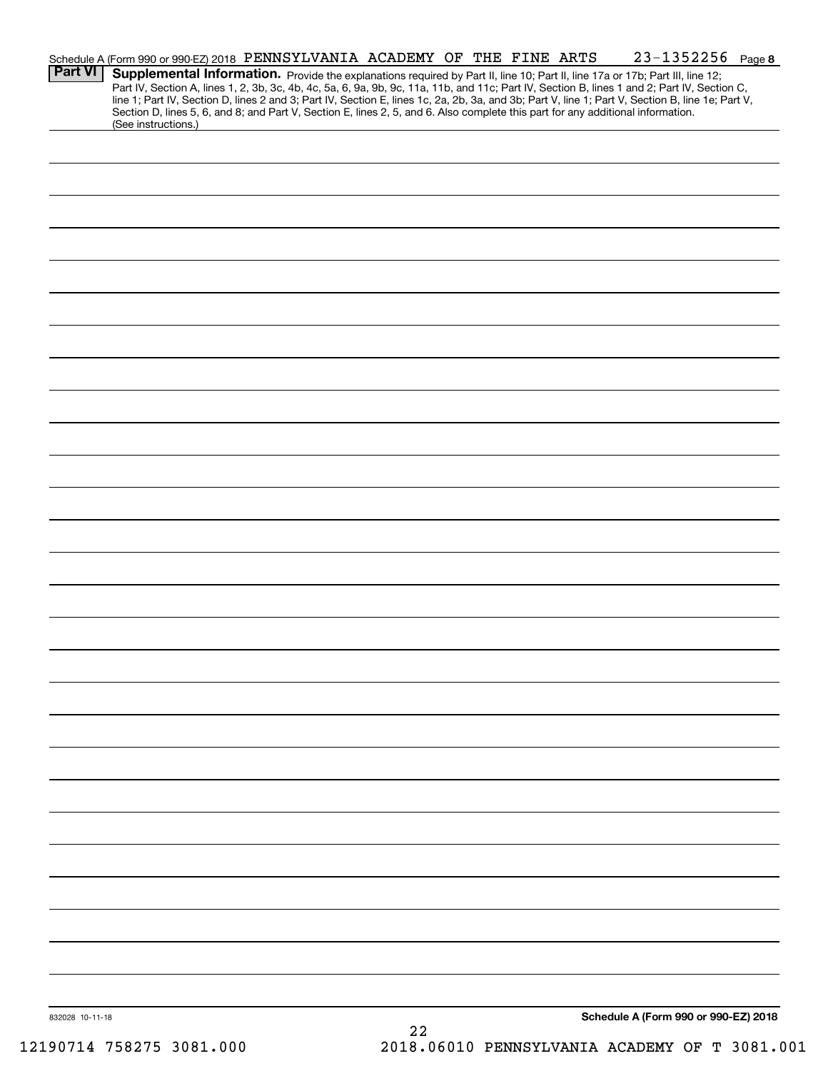Schedule A (Form 990 or 990-EZ) 2018 PENNSYLVANIA ACADEMY OF THE FINE ARTS 23-1352256 Page 8

**Part VI** **Supplemental Information.** Provide the explanations required by Part II, line 10; Part II, line 17a or 17b; Part III, line 12; Part IV, Section A, lines 1, 2, 3b, 3c, 4b, 4c, 5a, 6, 9a, 9b, 9c, 11a, 11b, and 11c; Part IV, Section B, lines 1 and 2; Part IV, Section C, line 1; Part IV, Section D, lines 2 and 3; Part IV, Section E, lines 1c, 2a, 2b, 3a, and 3b; Part V, line 1; Part V, Section B, line 1e; Part V, Section D, lines 5, 6, and 8; and Part V, Section E, lines 2, 5, and 6. Also complete this part for any additional information. (See instructions.)

832028 10-11-18

**Schedule A (Form 990 or 990-EZ) 2018**

12190714 758275 3081.000 2018.06010 PENNSYLVANIA ACADEMY OF T 3081.001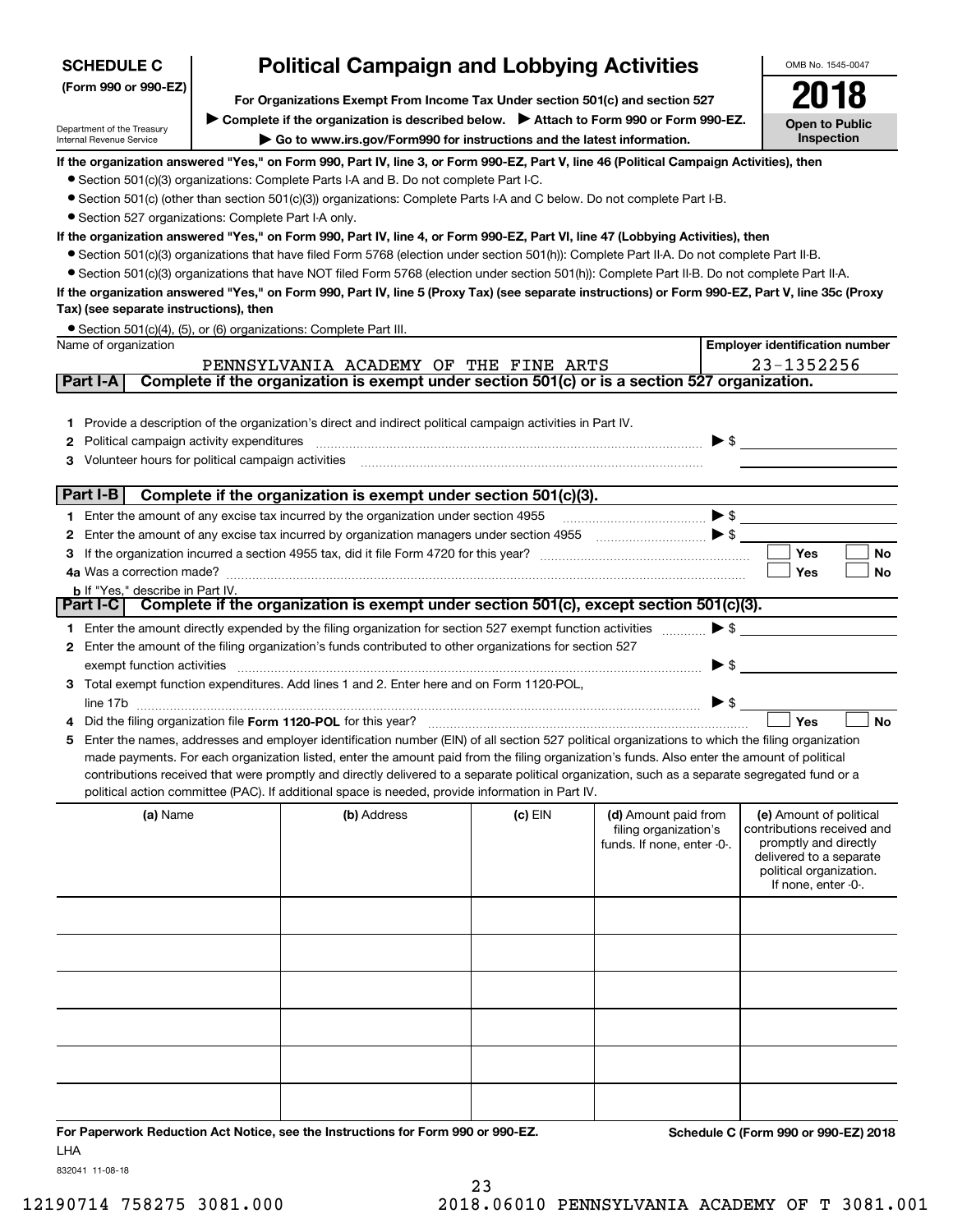**SCHEDULE C**
**(Form 990 or 990-EZ)**

Department of the Treasury
Internal Revenue Service

# Political Campaign and Lobbying Activities

**For Organizations Exempt From Income Tax Under section 501(c) and section 527**

▶ **Complete if the organization is described below.** ▶ **Attach to Form 990 or Form 990-EZ.**

▶ **Go to www.irs.gov/Form990 for instructions and the latest information.**

OMB No. 1545-0047

**2018**

**Open to Public Inspection**

**If the organization answered "Yes," on Form 990, Part IV, line 3, or Form 990-EZ, Part V, line 46 (Political Campaign Activities), then**

- Section 501(c)(3) organizations: Complete Parts I-A and B. Do not complete Part I-C.
- Section 501(c) (other than section 501(c)(3)) organizations: Complete Parts I-A and C below. Do not complete Part I-B.
- Section 527 organizations: Complete Part I-A only.

**If the organization answered "Yes," on Form 990, Part IV, line 4, or Form 990-EZ, Part VI, line 47 (Lobbying Activities), then**

- Section 501(c)(3) organizations that have filed Form 5768 (election under section 501(h)): Complete Part II-A. Do not complete Part II-B.
- Section 501(c)(3) organizations that have NOT filed Form 5768 (election under section 501(h)): Complete Part II-B. Do not complete Part II-A.

**If the organization answered "Yes," on Form 990, Part IV, line 5 (Proxy Tax) (see separate instructions) or Form 990-EZ, Part V, line 35c (Proxy Tax) (see separate instructions), then**

- Section 501(c)(4), (5), or (6) organizations: Complete Part III.

| Name of organization | Employer identification number |
|---|---|
| PENNSYLVANIA ACADEMY OF THE FINE ARTS | 23-1352256 |

## Part I-A Complete if the organization is exempt under section 501(c) or is a section 527 organization.

1. Provide a description of the organization's direct and indirect political campaign activities in Part IV.
2. Political campaign activity expenditures ▶ $
3. Volunteer hours for political campaign activities

## Part I-B Complete if the organization is exempt under section 501(c)(3).

1. Enter the amount of any excise tax incurred by the organization under section 4955 ▶ $
2. Enter the amount of any excise tax incurred by organization managers under section 4955 ▶ $
3. If the organization incurred a section 4955 tax, did it file Form 4720 for this year? ☐ Yes ☐ No

4a. Was a correction made? ☐ Yes ☐ No

b. If "Yes," describe in Part IV.

## Part I-C Complete if the organization is exempt under section 501(c), except section 501(c)(3).

1. Enter the amount directly expended by the filing organization for section 527 exempt function activities ▶ $
2. Enter the amount of the filing organization's funds contributed to other organizations for section 527 exempt function activities ▶ $
3. Total exempt function expenditures. Add lines 1 and 2. Enter here and on Form 1120-POL, line 17b ▶ $
4. Did the filing organization file **Form 1120-POL** for this year? ☐ Yes ☐ No
5. Enter the names, addresses and employer identification number (EIN) of all section 527 political organizations to which the filing organization made payments. For each organization listed, enter the amount paid from the filing organization's funds. Also enter the amount of political contributions received that were promptly and directly delivered to a separate political organization, such as a separate segregated fund or a political action committee (PAC). If additional space is needed, provide information in Part IV.

| (a) Name | (b) Address | (c) EIN | (d) Amount paid from filing organization's funds. If none, enter -0-. | (e) Amount of political contributions received and promptly and directly delivered to a separate political organization. If none, enter -0-. |
|---|---|---|---|---|
| | | | | |
| | | | | |
| | | | | |
| | | | | |
| | | | | |
| | | | | |

**For Paperwork Reduction Act Notice, see the Instructions for Form 990 or 990-EZ.**
LHA

**Schedule C (Form 990 or 990-EZ) 2018**

832041 11-08-18

12190714 758275 3081.000 2018.06010 PENNSYLVANIA ACADEMY OF T 3081.001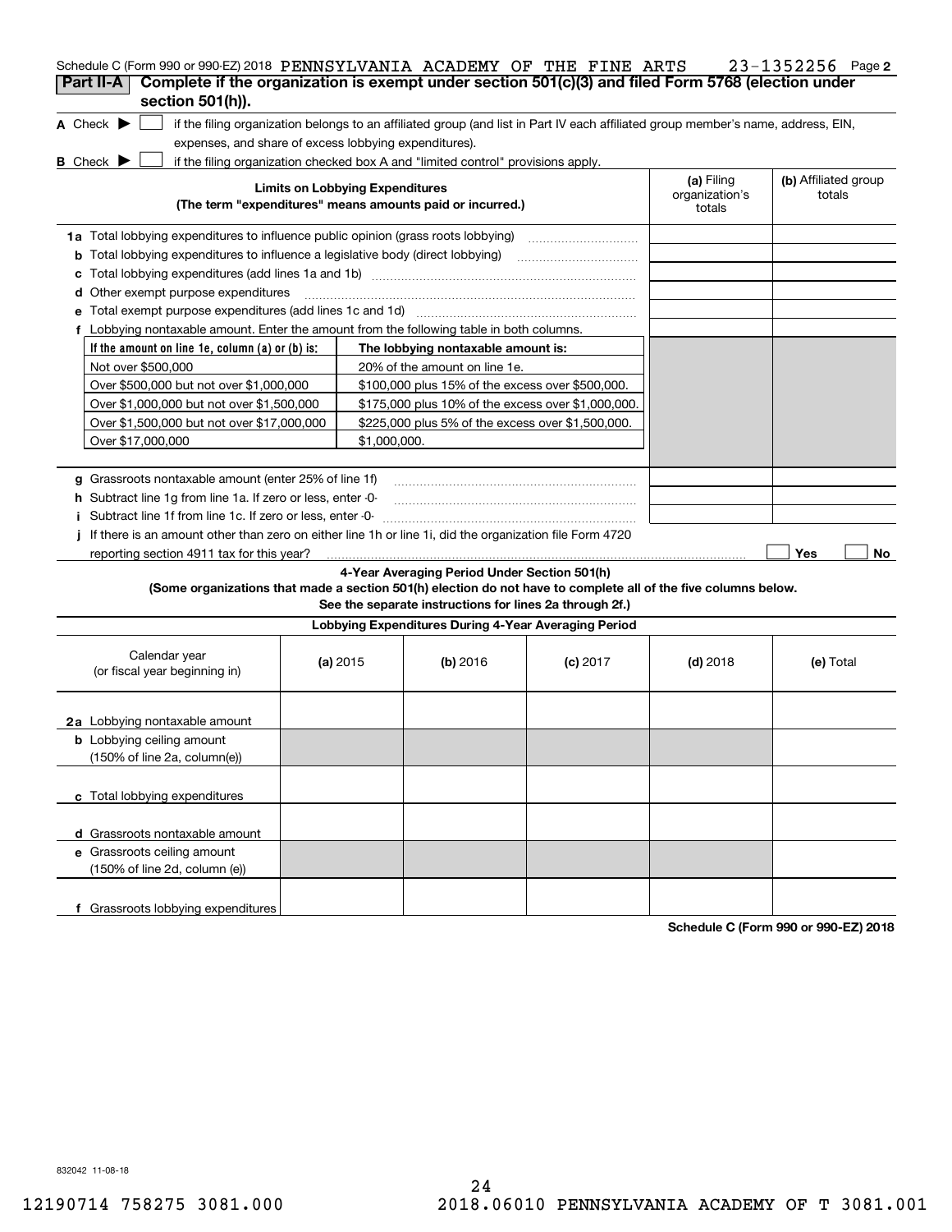Schedule C (Form 990 or 990-EZ) 2018 PENNSYLVANIA ACADEMY OF THE FINE ARTS 23-1352256 Page **2**

## Part II-A Complete if the organization is exempt under section 501(c)(3) and filed Form 5768 (election under section 501(h)).

**A** Check ▶ ☐ if the filing organization belongs to an affiliated group (and list in Part IV each affiliated group member's name, address, EIN, expenses, and share of excess lobbying expenditures).

**B** Check ▶ ☐ if the filing organization checked box A and "limited control" provisions apply.

| Limits on Lobbying Expenditures (The term "expenditures" means amounts paid or incurred.) | (a) Filing organization's totals | (b) Affiliated group totals |
|---|---|---|
| **1a** Total lobbying expenditures to influence public opinion (grass roots lobbying) | | |
| **b** Total lobbying expenditures to influence a legislative body (direct lobbying) | | |
| **c** Total lobbying expenditures (add lines 1a and 1b) | | |
| **d** Other exempt purpose expenditures | | |
| **e** Total exempt purpose expenditures (add lines 1c and 1d) | | |
| **f** Lobbying nontaxable amount. Enter the amount from the following table in both columns. | | |

| If the amount on line 1e, column (a) or (b) is: | The lobbying nontaxable amount is: |
|---|---|
| Not over $500,000 | 20% of the amount on line 1e. |
| Over $500,000 but not over $1,000,000 | $100,000 plus 15% of the excess over $500,000. |
| Over $1,000,000 but not over $1,500,000 | $175,000 plus 10% of the excess over $1,000,000. |
| Over $1,500,000 but not over $17,000,000 | $225,000 plus 5% of the excess over $1,500,000. |
| Over $17,000,000 | $1,000,000. |

| | (a) Filing organization's totals | (b) Affiliated group totals |
|---|---|---|
| **g** Grassroots nontaxable amount (enter 25% of line 1f) | | |
| **h** Subtract line 1g from line 1a. If zero or less, enter -0- | | |
| **i** Subtract line 1f from line 1c. If zero or less, enter -0- | | |

**j** If there is an amount other than zero on either line 1h or line 1i, did the organization file Form 4720 reporting section 4911 tax for this year? ☐ Yes ☐ No

### 4-Year Averaging Period Under Section 501(h)

**(Some organizations that made a section 501(h) election do not have to complete all of the five columns below. See the separate instructions for lines 2a through 2f.)**

| Lobbying Expenditures During 4-Year Averaging Period | | | | | |
|---|---|---|---|---|---|
| Calendar year (or fiscal year beginning in) | (a) 2015 | (b) 2016 | (c) 2017 | (d) 2018 | (e) Total |
| **2a** Lobbying nontaxable amount | | | | | |
| **b** Lobbying ceiling amount (150% of line 2a, column(e)) | | | | | |
| **c** Total lobbying expenditures | | | | | |
| **d** Grassroots nontaxable amount | | | | | |
| **e** Grassroots ceiling amount (150% of line 2d, column (e)) | | | | | |
| **f** Grassroots lobbying expenditures | | | | | |

**Schedule C (Form 990 or 990-EZ) 2018**

832042 11-08-18

12190714 758275 3081.000 2018.06010 PENNSYLVANIA ACADEMY OF T 3081.001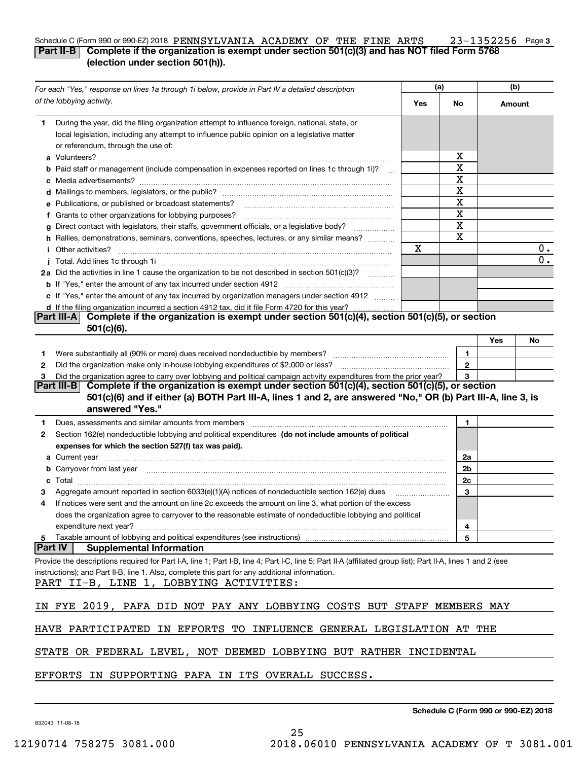Schedule C (Form 990 or 990-EZ) 2018 PENNSYLVANIA ACADEMY OF THE FINE ARTS 23-1352256 Page 3

**Part II-B Complete if the organization is exempt under section 501(c)(3) and has NOT filed Form 5768 (election under section 501(h)).**

| *For each "Yes," response on lines 1a through 1i below, provide in Part IV a detailed description of the lobbying activity.* | (a) Yes | (a) No | (b) Amount |
|---|---|---|---|
| **1** During the year, did the filing organization attempt to influence foreign, national, state, or local legislation, including any attempt to influence public opinion on a legislative matter or referendum, through the use of: | | | |
| **a** Volunteers? | | X | |
| **b** Paid staff or management (include compensation in expenses reported on lines 1c through 1i)? | | X | |
| **c** Media advertisements? | | X | |
| **d** Mailings to members, legislators, or the public? | | X | |
| **e** Publications, or published or broadcast statements? | | X | |
| **f** Grants to other organizations for lobbying purposes? | | X | |
| **g** Direct contact with legislators, their staffs, government officials, or a legislative body? | | X | |
| **h** Rallies, demonstrations, seminars, conventions, speeches, lectures, or any similar means? | | X | |
| **i** Other activities? | X | | 0. |
| **j** Total. Add lines 1c through 1i | | | 0. |
| **2a** Did the activities in line 1 cause the organization to be not described in section 501(c)(3)? | | | |
| **b** If "Yes," enter the amount of any tax incurred under section 4912 | | | |
| **c** If "Yes," enter the amount of any tax incurred by organization managers under section 4912 | | | |
| **d** If the filing organization incurred a section 4912 tax, did it file Form 4720 for this year? | | | |

**Part III-A Complete if the organization is exempt under section 501(c)(4), section 501(c)(5), or section 501(c)(6).**

| | | Yes | No |
|---|---|---|---|
| **1** Were substantially all (90% or more) dues received nondeductible by members? | 1 | | |
| **2** Did the organization make only in-house lobbying expenditures of $2,000 or less? | 2 | | |
| **3** Did the organization agree to carry over lobbying and political campaign activity expenditures from the prior year? | 3 | | |

**Part III-B Complete if the organization is exempt under section 501(c)(4), section 501(c)(5), or section 501(c)(6) and if either (a) BOTH Part III-A, lines 1 and 2, are answered "No," OR (b) Part III-A, line 3, is answered "Yes."**

| | | |
|---|---|---|
| **1** Dues, assessments and similar amounts from members | 1 | |
| **2** Section 162(e) nondeductible lobbying and political expenditures **(do not include amounts of political expenses for which the section 527(f) tax was paid).** | | |
| **a** Current year | 2a | |
| **b** Carryover from last year | 2b | |
| **c** Total | 2c | |
| **3** Aggregate amount reported in section 6033(e)(1)(A) notices of nondeductible section 162(e) dues | 3 | |
| **4** If notices were sent and the amount on line 2c exceeds the amount on line 3, what portion of the excess does the organization agree to carryover to the reasonable estimate of nondeductible lobbying and political expenditure next year? | 4 | |
| **5** Taxable amount of lobbying and political expenditures (see instructions) | 5 | |

**Part IV Supplemental Information**

Provide the descriptions required for Part I-A, line 1; Part I-B, line 4; Part I-C, line 5; Part II-A (affiliated group list); Part II-A, lines 1 and 2 (see instructions); and Part II-B, line 1. Also, complete this part for any additional information.

PART II-B, LINE 1, LOBBYING ACTIVITIES:

IN FYE 2019, PAFA DID NOT PAY ANY LOBBYING COSTS BUT STAFF MEMBERS MAY HAVE PARTICIPATED IN EFFORTS TO INFLUENCE GENERAL LEGISLATION AT THE STATE OR FEDERAL LEVEL, NOT DEEMED LOBBYING BUT RATHER INCIDENTAL EFFORTS IN SUPPORTING PAFA IN ITS OVERALL SUCCESS.

**Schedule C (Form 990 or 990-EZ) 2018**

832043 11-08-18

12190714 758275 3081.000 2018.06010 PENNSYLVANIA ACADEMY OF T 3081.001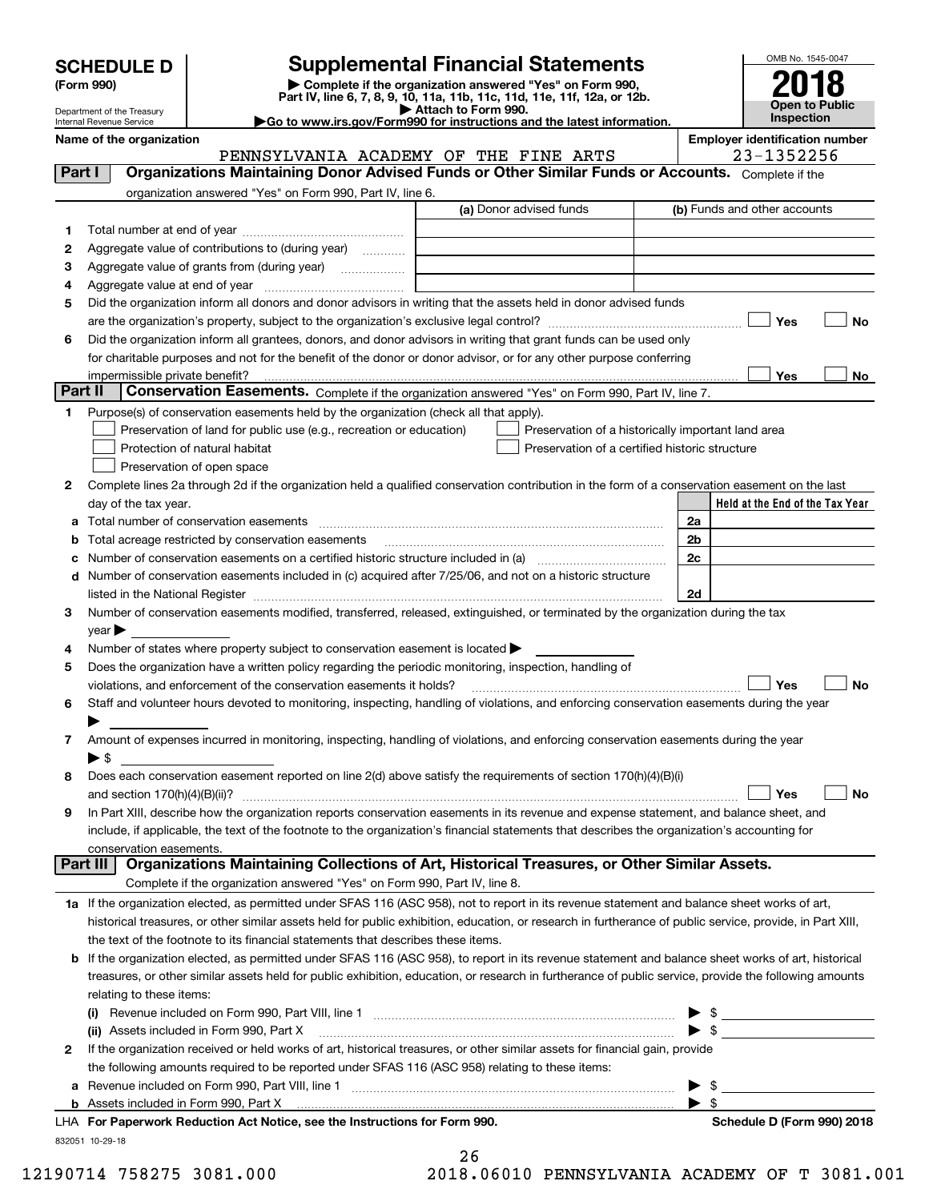**SCHEDULE D (Form 990)**

Department of the Treasury
Internal Revenue Service

# Supplemental Financial Statements

▶ Complete if the organization answered "Yes" on Form 990, Part IV, line 6, 7, 8, 9, 10, 11a, 11b, 11c, 11d, 11e, 11f, 12a, or 12b.
▶ Attach to Form 990.
▶Go to www.irs.gov/Form990 for instructions and the latest information.

OMB No. 1545-0047
**2018**
**Open to Public Inspection**

**Name of the organization:** PENNSYLVANIA ACADEMY OF THE FINE ARTS
**Employer identification number:** 23-1352256

## Part I — Organizations Maintaining Donor Advised Funds or Other Similar Funds or Accounts.
Complete if the organization answered "Yes" on Form 990, Part IV, line 6.

| | | (a) Donor advised funds | (b) Funds and other accounts |
|---|---|---|---|
| 1 | Total number at end of year | | |
| 2 | Aggregate value of contributions to (during year) | | |
| 3 | Aggregate value of grants from (during year) | | |
| 4 | Aggregate value at end of year | | |

5 Did the organization inform all donors and donor advisors in writing that the assets held in donor advised funds are the organization's property, subject to the organization's exclusive legal control? ☐ Yes ☐ No

6 Did the organization inform all grantees, donors, and donor advisors in writing that grant funds can be used only for charitable purposes and not for the benefit of the donor or donor advisor, or for any other purpose conferring impermissible private benefit? ☐ Yes ☐ No

## Part II — Conservation Easements.
Complete if the organization answered "Yes" on Form 990, Part IV, line 7.

1 Purpose(s) of conservation easements held by the organization (check all that apply).
- ☐ Preservation of land for public use (e.g., recreation or education)
- ☐ Preservation of a historically important land area
- ☐ Protection of natural habitat
- ☐ Preservation of a certified historic structure
- ☐ Preservation of open space

2 Complete lines 2a through 2d if the organization held a qualified conservation contribution in the form of a conservation easement on the last day of the tax year.

| | | | Held at the End of the Tax Year |
|---|---|---|---|
| a | Total number of conservation easements | 2a | |
| b | Total acreage restricted by conservation easements | 2b | |
| c | Number of conservation easements on a certified historic structure included in (a) | 2c | |
| d | Number of conservation easements included in (c) acquired after 7/25/06, and not on a historic structure listed in the National Register | 2d | |

3 Number of conservation easements modified, transferred, released, extinguished, or terminated by the organization during the tax year ▶

4 Number of states where property subject to conservation easement is located ▶

5 Does the organization have a written policy regarding the periodic monitoring, inspection, handling of violations, and enforcement of the conservation easements it holds? ☐ Yes ☐ No

6 Staff and volunteer hours devoted to monitoring, inspecting, handling of violations, and enforcing conservation easements during the year ▶

7 Amount of expenses incurred in monitoring, inspecting, handling of violations, and enforcing conservation easements during the year ▶ $

8 Does each conservation easement reported on line 2(d) above satisfy the requirements of section 170(h)(4)(B)(i) and section 170(h)(4)(B)(ii)? ☐ Yes ☐ No

9 In Part XIII, describe how the organization reports conservation easements in its revenue and expense statement, and balance sheet, and include, if applicable, the text of the footnote to the organization's financial statements that describes the organization's accounting for conservation easements.

## Part III — Organizations Maintaining Collections of Art, Historical Treasures, or Other Similar Assets.
Complete if the organization answered "Yes" on Form 990, Part IV, line 8.

1a If the organization elected, as permitted under SFAS 116 (ASC 958), not to report in its revenue statement and balance sheet works of art, historical treasures, or other similar assets held for public exhibition, education, or research in furtherance of public service, provide, in Part XIII, the text of the footnote to its financial statements that describes these items.

b If the organization elected, as permitted under SFAS 116 (ASC 958), to report in its revenue statement and balance sheet works of art, historical treasures, or other similar assets held for public exhibition, education, or research in furtherance of public service, provide the following amounts relating to these items:

(i) Revenue included on Form 990, Part VIII, line 1 ▶ $

(ii) Assets included in Form 990, Part X ▶ $

2 If the organization received or held works of art, historical treasures, or other similar assets for financial gain, provide the following amounts required to be reported under SFAS 116 (ASC 958) relating to these items:

a Revenue included on Form 990, Part VIII, line 1 ▶ $

b Assets included in Form 990, Part X ▶ $

LHA **For Paperwork Reduction Act Notice, see the Instructions for Form 990.** **Schedule D (Form 990) 2018**

832051 10-29-18

12190714 758275 3081.000 2018.06010 PENNSYLVANIA ACADEMY OF T 3081.001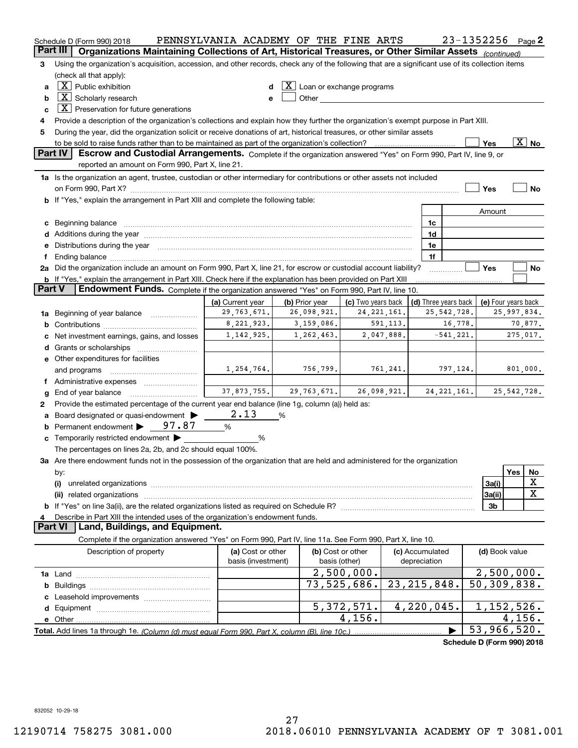Schedule D (Form 990) 2018 PENNSYLVANIA ACADEMY OF THE FINE ARTS 23-1352256 Page 2

## Part III Organizations Maintaining Collections of Art, Historical Treasures, or Other Similar Assets *(continued)*

3 Using the organization's acquisition, accession, and other records, check any of the following that are a significant use of its collection items (check all that apply):

a [X] Public exhibition

b [X] Scholarly research

c [X] Preservation for future generations

d [X] Loan or exchange programs

e [ ] Other

4 Provide a description of the organization's collections and explain how they further the organization's exempt purpose in Part XIII.

5 During the year, did the organization solicit or receive donations of art, historical treasures, or other similar assets to be sold to raise funds rather than to be maintained as part of the organization's collection? [ ] Yes [X] No

## Part IV Escrow and Custodial Arrangements.

Complete if the organization answered "Yes" on Form 990, Part IV, line 9, or reported an amount on Form 990, Part X, line 21.

1a Is the organization an agent, trustee, custodian or other intermediary for contributions or other assets not included on Form 990, Part X? [ ] Yes [ ] No

b If "Yes," explain the arrangement in Part XIII and complete the following table:

| | | Amount |
|---|---|---|
| c Beginning balance | 1c | |
| d Additions during the year | 1d | |
| e Distributions during the year | 1e | |
| f Ending balance | 1f | |

2a Did the organization include an amount on Form 990, Part X, line 21, for escrow or custodial account liability? [ ] Yes [ ] No

b If "Yes," explain the arrangement in Part XIII. Check here if the explanation has been provided on Part XIII [ ]

## Part V Endowment Funds.

Complete if the organization answered "Yes" on Form 990, Part IV, line 10.

| | (a) Current year | (b) Prior year | (c) Two years back | (d) Three years back | (e) Four years back |
|---|---|---|---|---|---|
| 1a Beginning of year balance | 29,763,671. | 26,098,921. | 24,221,161. | 25,542,728. | 25,997,834. |
| b Contributions | 8,221,923. | 3,159,086. | 591,113. | 16,778. | 70,877. |
| c Net investment earnings, gains, and losses | 1,142,925. | 1,262,463. | 2,047,888. | -541,221. | 275,017. |
| d Grants or scholarships | | | | | |
| e Other expenditures for facilities and programs | 1,254,764. | 756,799. | 761,241. | 797,124. | 801,000. |
| f Administrative expenses | | | | | |
| g End of year balance | 37,873,755. | 29,763,671. | 26,098,921. | 24,221,161. | 25,542,728. |

2 Provide the estimated percentage of the current year end balance (line 1g, column (a)) held as:

a Board designated or quasi-endowment ▶ 2.13 %

b Permanent endowment ▶ 97.87 %

c Temporarily restricted endowment ▶ %

The percentages on lines 2a, 2b, and 2c should equal 100%.

3a Are there endowment funds not in the possession of the organization that are held and administered for the organization by:

| | | Yes | No |
|---|---|---|---|
| (i) unrelated organizations | 3a(i) | | X |
| (ii) related organizations | 3a(ii) | | X |
| b If "Yes" on line 3a(ii), are the related organizations listed as required on Schedule R? | 3b | | |

4 Describe in Part XIII the intended uses of the organization's endowment funds.

## Part VI Land, Buildings, and Equipment.

Complete if the organization answered "Yes" on Form 990, Part IV, line 11a. See Form 990, Part X, line 10.

| Description of property | (a) Cost or other basis (investment) | (b) Cost or other basis (other) | (c) Accumulated depreciation | (d) Book value |
|---|---|---|---|---|
| 1a Land | | 2,500,000. | | 2,500,000. |
| b Buildings | | 73,525,686. | 23,215,848. | 50,309,838. |
| c Leasehold improvements | | | | |
| d Equipment | | 5,372,571. | 4,220,045. | 1,152,526. |
| e Other | | 4,156. | | 4,156. |
| Total. Add lines 1a through 1e. *(Column (d) must equal Form 990, Part X, column (B), line 10c.)* | | | ▶ | 53,966,520. |

Schedule D (Form 990) 2018

832052 10-29-18

12190714 758275 3081.000 2018.06010 PENNSYLVANIA ACADEMY OF T 3081.001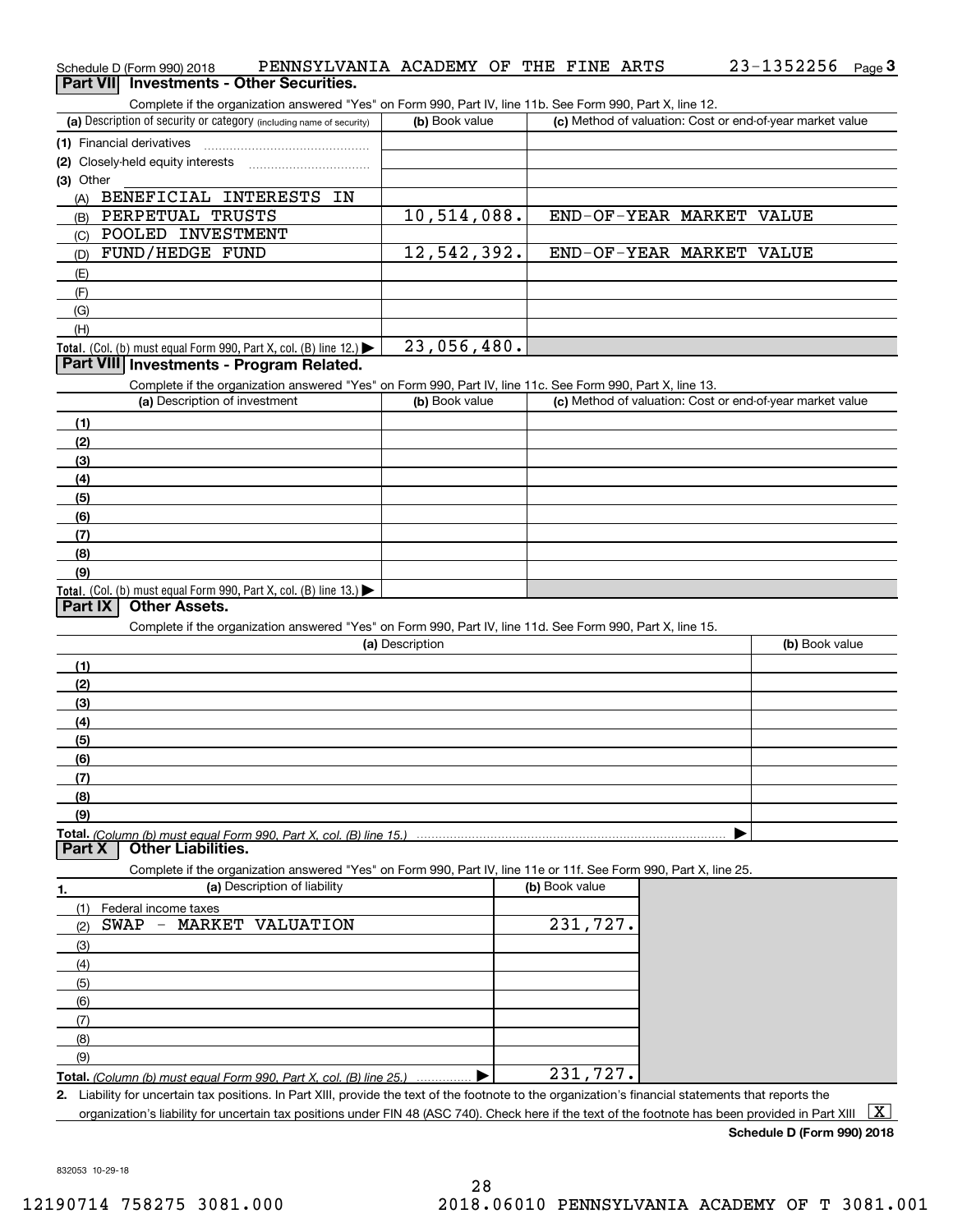Schedule D (Form 990) 2018 PENNSYLVANIA ACADEMY OF THE FINE ARTS 23-1352256 Page 3

## Part VII Investments - Other Securities.

Complete if the organization answered "Yes" on Form 990, Part IV, line 11b. See Form 990, Part X, line 12.

| (a) Description of security or category (including name of security) | (b) Book value | (c) Method of valuation: Cost or end-of-year market value |
|---|---|---|
| (1) Financial derivatives | | |
| (2) Closely-held equity interests | | |
| (3) Other | | |
| (A) BENEFICIAL INTERESTS IN | | |
| (B) PERPETUAL TRUSTS | 10,514,088. | END-OF-YEAR MARKET VALUE |
| (C) POOLED INVESTMENT | | |
| (D) FUND/HEDGE FUND | 12,542,392. | END-OF-YEAR MARKET VALUE |
| (E) | | |
| (F) | | |
| (G) | | |
| (H) | | |
| **Total.** (Col. (b) must equal Form 990, Part X, col. (B) line 12.) ▶ | 23,056,480. | |

## Part VIII Investments - Program Related.

Complete if the organization answered "Yes" on Form 990, Part IV, line 11c. See Form 990, Part X, line 13.

| (a) Description of investment | (b) Book value | (c) Method of valuation: Cost or end-of-year market value |
|---|---|---|
| (1) | | |
| (2) | | |
| (3) | | |
| (4) | | |
| (5) | | |
| (6) | | |
| (7) | | |
| (8) | | |
| (9) | | |
| **Total.** (Col. (b) must equal Form 990, Part X, col. (B) line 13.) ▶ | | |

## Part IX Other Assets.

Complete if the organization answered "Yes" on Form 990, Part IV, line 11d. See Form 990, Part X, line 15.

| (a) Description | (b) Book value |
|---|---|
| (1) | |
| (2) | |
| (3) | |
| (4) | |
| (5) | |
| (6) | |
| (7) | |
| (8) | |
| (9) | |
| **Total.** *(Column (b) must equal Form 990, Part X, col. (B) line 15.)* ▶ | |

## Part X Other Liabilities.

Complete if the organization answered "Yes" on Form 990, Part IV, line 11e or 11f. See Form 990, Part X, line 25.

| 1. (a) Description of liability | (b) Book value |
|---|---|
| (1) Federal income taxes | |
| (2) SWAP - MARKET VALUATION | 231,727. |
| (3) | |
| (4) | |
| (5) | |
| (6) | |
| (7) | |
| (8) | |
| (9) | |
| **Total.** *(Column (b) must equal Form 990, Part X, col. (B) line 25.)* ▶ | 231,727. |

**2.** Liability for uncertain tax positions. In Part XIII, provide the text of the footnote to the organization's financial statements that reports the organization's liability for uncertain tax positions under FIN 48 (ASC 740). Check here if the text of the footnote has been provided in Part XIII [X]

**Schedule D (Form 990) 2018**

832053 10-29-18

12190714 758275 3081.000 2018.06010 PENNSYLVANIA ACADEMY OF T 3081.001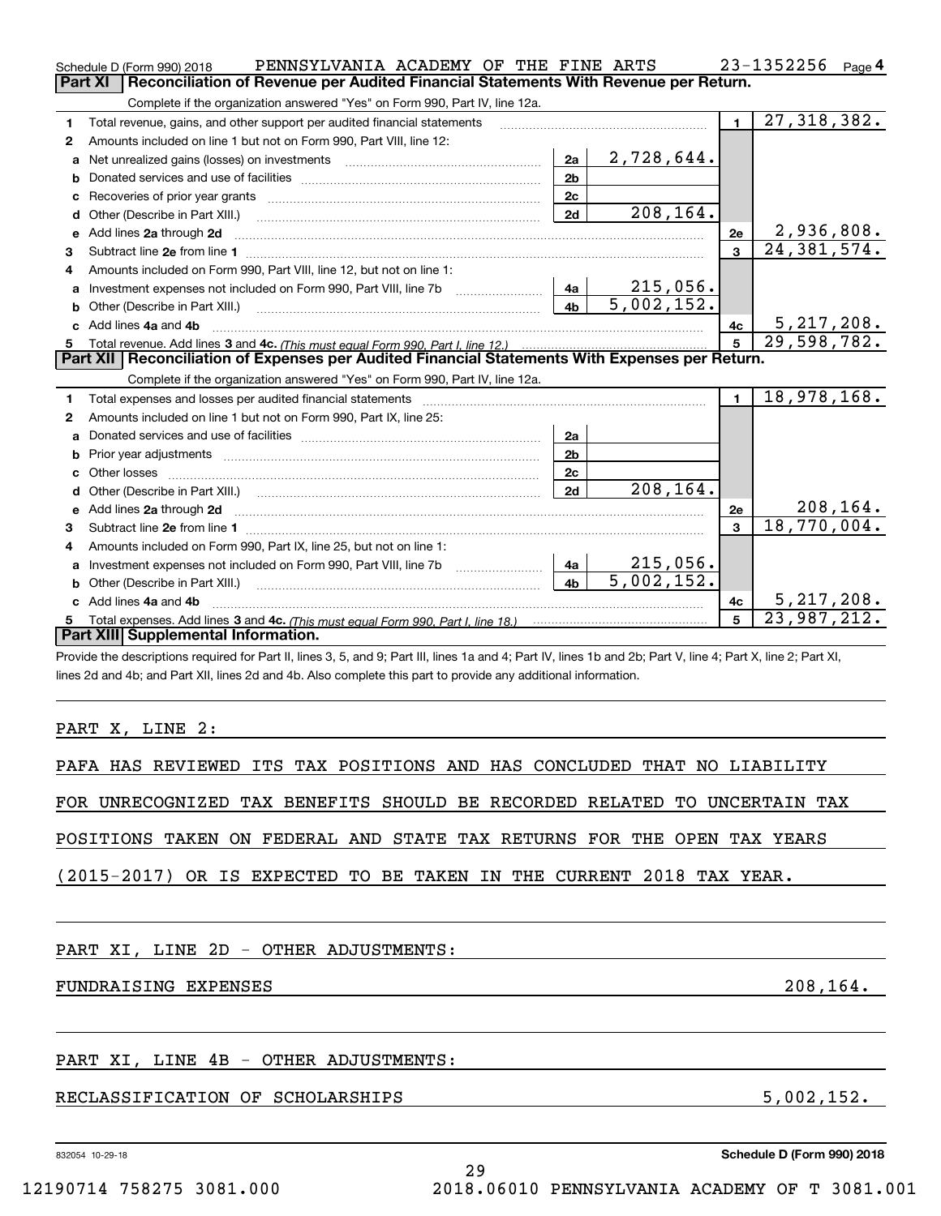Schedule D (Form 990) 2018 PENNSYLVANIA ACADEMY OF THE FINE ARTS 23-1352256 Page 4

## Part XI | Reconciliation of Revenue per Audited Financial Statements With Revenue per Return.

Complete if the organization answered "Yes" on Form 990, Part IV, line 12a.

| | | | | | |
|---|---|---|---|---|---|
| 1 | Total revenue, gains, and other support per audited financial statements | | | 1 | 27,318,382. |
| 2 | Amounts included on line 1 but not on Form 990, Part VIII, line 12: | | | | |
| a | Net unrealized gains (losses) on investments | 2a | 2,728,644. | | |
| b | Donated services and use of facilities | 2b | | | |
| c | Recoveries of prior year grants | 2c | | | |
| d | Other (Describe in Part XIII.) | 2d | 208,164. | | |
| e | Add lines 2a through 2d | | | 2e | 2,936,808. |
| 3 | Subtract line 2e from line 1 | | | 3 | 24,381,574. |
| 4 | Amounts included on Form 990, Part VIII, line 12, but not on line 1: | | | | |
| a | Investment expenses not included on Form 990, Part VIII, line 7b | 4a | 215,056. | | |
| b | Other (Describe in Part XIII.) | 4b | 5,002,152. | | |
| c | Add lines 4a and 4b | | | 4c | 5,217,208. |
| 5 | Total revenue. Add lines 3 and 4c. *(This must equal Form 990, Part I, line 12.)* | | | 5 | 29,598,782. |

## Part XII | Reconciliation of Expenses per Audited Financial Statements With Expenses per Return.

Complete if the organization answered "Yes" on Form 990, Part IV, line 12a.

| | | | | | |
|---|---|---|---|---|---|
| 1 | Total expenses and losses per audited financial statements | | | 1 | 18,978,168. |
| 2 | Amounts included on line 1 but not on Form 990, Part IX, line 25: | | | | |
| a | Donated services and use of facilities | 2a | | | |
| b | Prior year adjustments | 2b | | | |
| c | Other losses | 2c | | | |
| d | Other (Describe in Part XIII.) | 2d | 208,164. | | |
| e | Add lines 2a through 2d | | | 2e | 208,164. |
| 3 | Subtract line 2e from line 1 | | | 3 | 18,770,004. |
| 4 | Amounts included on Form 990, Part IX, line 25, but not on line 1: | | | | |
| a | Investment expenses not included on Form 990, Part VIII, line 7b | 4a | 215,056. | | |
| b | Other (Describe in Part XIII.) | 4b | 5,002,152. | | |
| c | Add lines 4a and 4b | | | 4c | 5,217,208. |
| 5 | Total expenses. Add lines 3 and 4c. *(This must equal Form 990, Part I, line 18.)* | | | 5 | 23,987,212. |

## Part XIII | Supplemental Information.

Provide the descriptions required for Part II, lines 3, 5, and 9; Part III, lines 1a and 4; Part IV, lines 1b and 2b; Part V, line 4; Part X, line 2; Part XI, lines 2d and 4b; and Part XII, lines 2d and 4b. Also complete this part to provide any additional information.

PART X, LINE 2:

PAFA HAS REVIEWED ITS TAX POSITIONS AND HAS CONCLUDED THAT NO LIABILITY FOR UNRECOGNIZED TAX BENEFITS SHOULD BE RECORDED RELATED TO UNCERTAIN TAX POSITIONS TAKEN ON FEDERAL AND STATE TAX RETURNS FOR THE OPEN TAX YEARS (2015-2017) OR IS EXPECTED TO BE TAKEN IN THE CURRENT 2018 TAX YEAR.

PART XI, LINE 2D - OTHER ADJUSTMENTS:

FUNDRAISING EXPENSES 208,164.

PART XI, LINE 4B - OTHER ADJUSTMENTS:

RECLASSIFICATION OF SCHOLARSHIPS 5,002,152.

832054 10-29-18 Schedule D (Form 990) 2018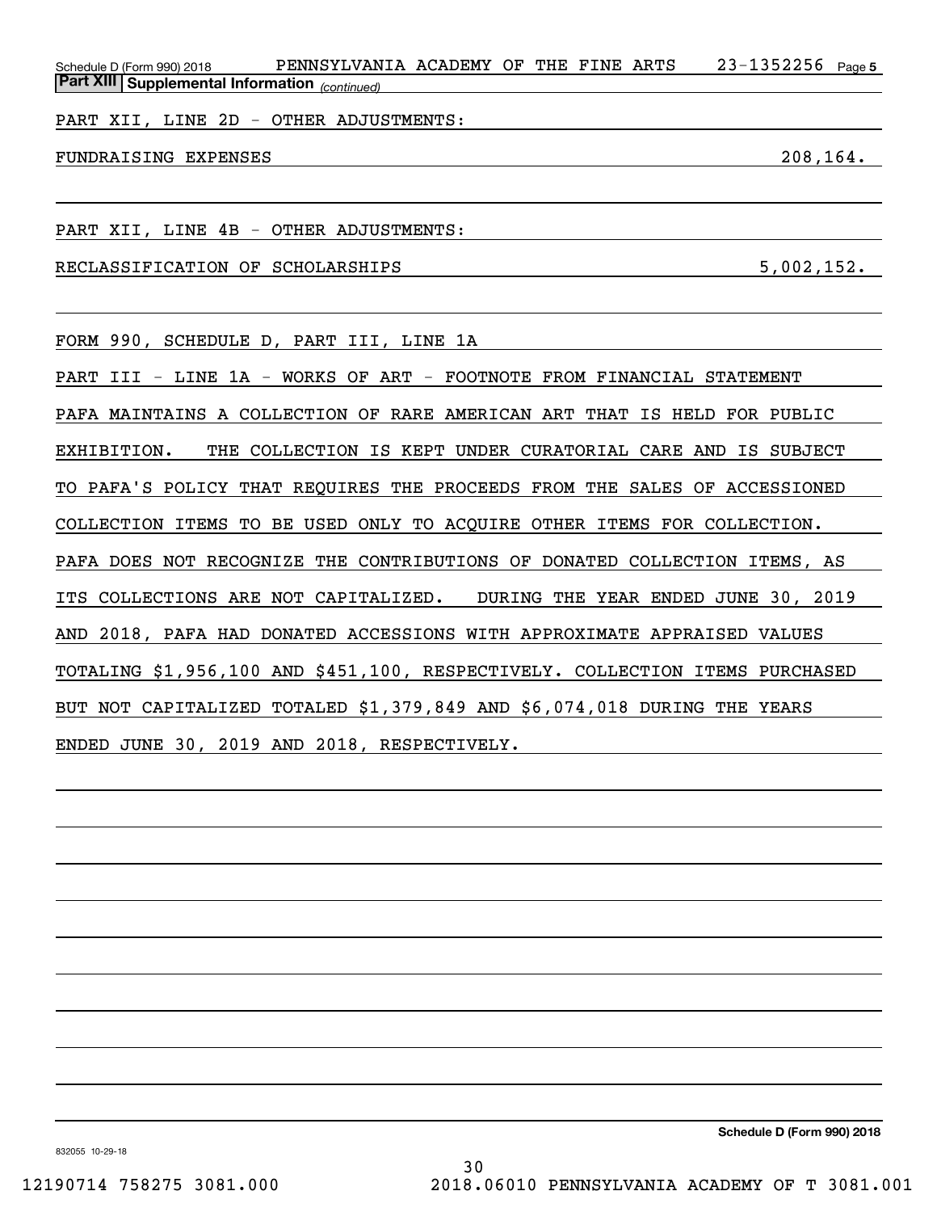Schedule D (Form 990) 2018 PENNSYLVANIA ACADEMY OF THE FINE ARTS 23-1352256 Page 5

**Part XIII Supplemental Information** *(continued)*

PART XII, LINE 2D - OTHER ADJUSTMENTS:

| | |
|---|---|
| FUNDRAISING EXPENSES | 208,164. |

PART XII, LINE 4B - OTHER ADJUSTMENTS:

| | |
|---|---|
| RECLASSIFICATION OF SCHOLARSHIPS | 5,002,152. |

FORM 990, SCHEDULE D, PART III, LINE 1A

PART III - LINE 1A - WORKS OF ART - FOOTNOTE FROM FINANCIAL STATEMENT

PAFA MAINTAINS A COLLECTION OF RARE AMERICAN ART THAT IS HELD FOR PUBLIC EXHIBITION. THE COLLECTION IS KEPT UNDER CURATORIAL CARE AND IS SUBJECT TO PAFA'S POLICY THAT REQUIRES THE PROCEEDS FROM THE SALES OF ACCESSIONED COLLECTION ITEMS TO BE USED ONLY TO ACQUIRE OTHER ITEMS FOR COLLECTION. PAFA DOES NOT RECOGNIZE THE CONTRIBUTIONS OF DONATED COLLECTION ITEMS, AS ITS COLLECTIONS ARE NOT CAPITALIZED. DURING THE YEAR ENDED JUNE 30, 2019 AND 2018, PAFA HAD DONATED ACCESSIONS WITH APPROXIMATE APPRAISED VALUES TOTALING $1,956,100 AND $451,100, RESPECTIVELY. COLLECTION ITEMS PURCHASED BUT NOT CAPITALIZED TOTALED $1,379,849 AND $6,074,018 DURING THE YEARS ENDED JUNE 30, 2019 AND 2018, RESPECTIVELY.

**Schedule D (Form 990) 2018**

832055 10-29-18

12190714 758275 3081.000 2018.06010 PENNSYLVANIA ACADEMY OF T 3081.001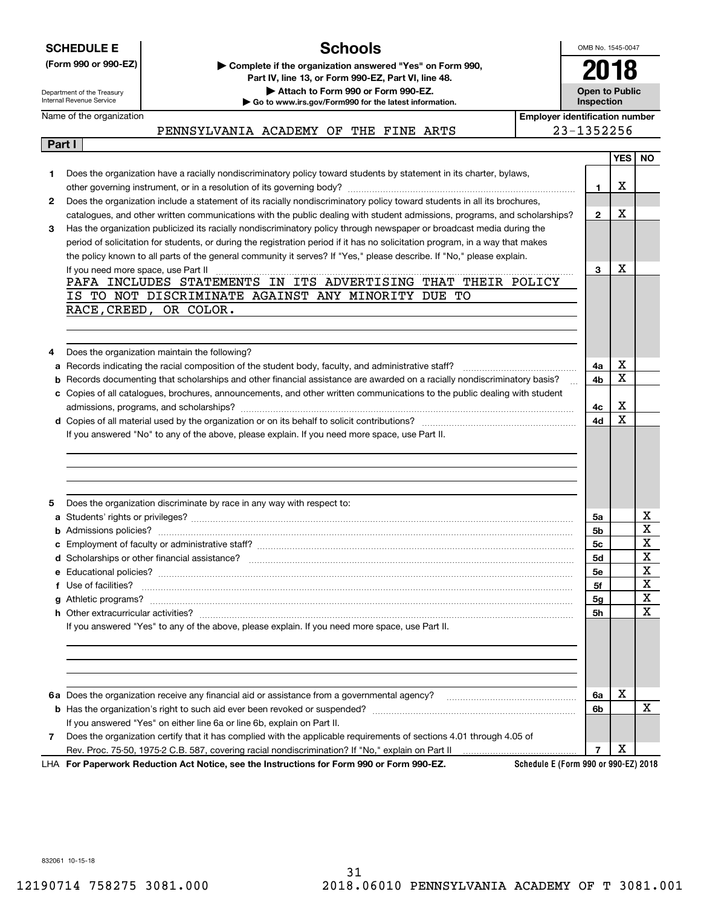**SCHEDULE E (Form 990 or 990-EZ)**

Department of the Treasury
Internal Revenue Service

# Schools

▶ Complete if the organization answered "Yes" on Form 990, Part IV, line 13, or Form 990-EZ, Part VI, line 48.
▶ Attach to Form 990 or Form 990-EZ.
▶ Go to www.irs.gov/Form990 for the latest information.

OMB No. 1545-0047

**2018**

**Open to Public Inspection**

Name of the organization: PENNSYLVANIA ACADEMY OF THE FINE ARTS

Employer identification number: 23-1352256

## Part I

| | | Line | YES | NO |
|---|---|---|---|---|
| 1 | Does the organization have a racially nondiscriminatory policy toward students by statement in its charter, bylaws, other governing instrument, or in a resolution of its governing body? | 1 | X | |
| 2 | Does the organization include a statement of its racially nondiscriminatory policy toward students in all its brochures, catalogues, and other written communications with the public dealing with student admissions, programs, and scholarships? | 2 | X | |
| 3 | Has the organization publicized its racially nondiscriminatory policy through newspaper or broadcast media during the period of solicitation for students, or during the registration period if it has no solicitation program, in a way that makes the policy known to all parts of the general community it serves? If "Yes," please describe. If "No," please explain. If you need more space, use Part II | 3 | X | |

PAFA INCLUDES STATEMENTS IN ITS ADVERTISING THAT THEIR POLICY IS TO NOT DISCRIMINATE AGAINST ANY MINORITY DUE TO RACE,CREED, OR COLOR.

| | | Line | YES | NO |
|---|---|---|---|---|
| 4 | Does the organization maintain the following? | | | |
| a | Records indicating the racial composition of the student body, faculty, and administrative staff? | 4a | X | |
| b | Records documenting that scholarships and other financial assistance are awarded on a racially nondiscriminatory basis? | 4b | X | |
| c | Copies of all catalogues, brochures, announcements, and other written communications to the public dealing with student admissions, programs, and scholarships? | 4c | X | |
| d | Copies of all material used by the organization or on its behalf to solicit contributions? | 4d | X | |

If you answered "No" to any of the above, please explain. If you need more space, use Part II.

| | | Line | YES | NO |
|---|---|---|---|---|
| 5 | Does the organization discriminate by race in any way with respect to: | | | |
| a | Students' rights or privileges? | 5a | | X |
| b | Admissions policies? | 5b | | X |
| c | Employment of faculty or administrative staff? | 5c | | X |
| d | Scholarships or other financial assistance? | 5d | | X |
| e | Educational policies? | 5e | | X |
| f | Use of facilities? | 5f | | X |
| g | Athletic programs? | 5g | | X |
| h | Other extracurricular activities? | 5h | | X |

If you answered "Yes" to any of the above, please explain. If you need more space, use Part II.

| | | Line | YES | NO |
|---|---|---|---|---|
| 6a | Does the organization receive any financial aid or assistance from a governmental agency? | 6a | X | |
| b | Has the organization's right to such aid ever been revoked or suspended? | 6b | | X |
| | If you answered "Yes" on either line 6a or line 6b, explain on Part II. | | | |
| 7 | Does the organization certify that it has complied with the applicable requirements of sections 4.01 through 4.05 of Rev. Proc. 75-50, 1975-2 C.B. 587, covering racial nondiscrimination? If "No," explain on Part II | 7 | X | |

LHA **For Paperwork Reduction Act Notice, see the Instructions for Form 990 or Form 990-EZ.** **Schedule E (Form 990 or 990-EZ) 2018**

832061 10-15-18

12190714 758275 3081.000 2018.06010 PENNSYLVANIA ACADEMY OF T 3081.001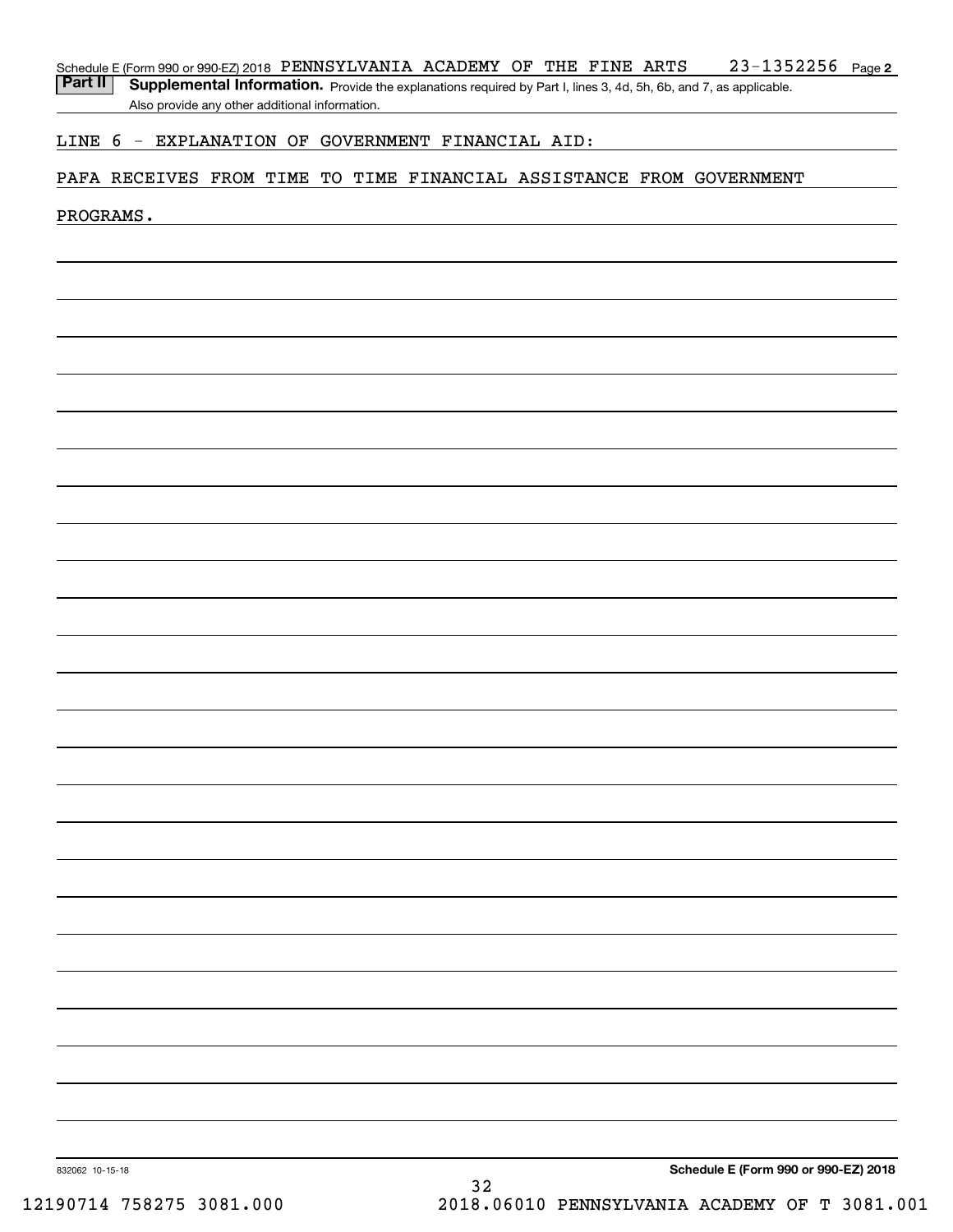Schedule E (Form 990 or 990-EZ) 2018 PENNSYLVANIA ACADEMY OF THE FINE ARTS 23-1352256 Page 2

**Part II** **Supplemental Information.** Provide the explanations required by Part I, lines 3, 4d, 5h, 6b, and 7, as applicable. Also provide any other additional information.

LINE 6 - EXPLANATION OF GOVERNMENT FINANCIAL AID:

PAFA RECEIVES FROM TIME TO TIME FINANCIAL ASSISTANCE FROM GOVERNMENT PROGRAMS.

832062 10-15-18

**Schedule E (Form 990 or 990-EZ) 2018**

12190714 758275 3081.000 2018.06010 PENNSYLVANIA ACADEMY OF T 3081.001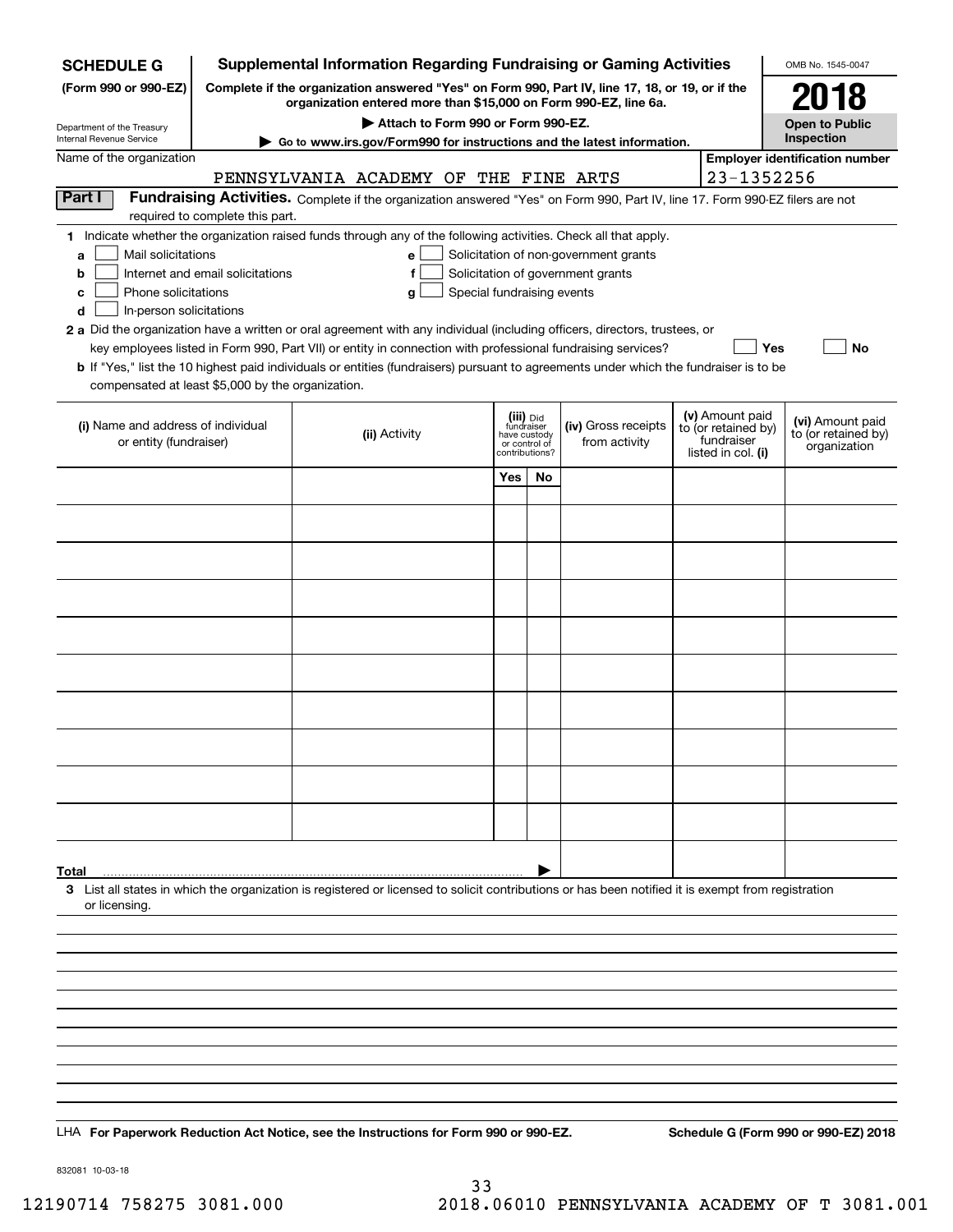**SCHEDULE G**
**(Form 990 or 990-EZ)**

Department of the Treasury
Internal Revenue Service

# Supplemental Information Regarding Fundraising or Gaming Activities

**Complete if the organization answered "Yes" on Form 990, Part IV, line 17, 18, or 19, or if the organization entered more than $15,000 on Form 990-EZ, line 6a.**

▶ **Attach to Form 990 or Form 990-EZ.**

▶ **Go to www.irs.gov/Form990 for instructions and the latest information.**

OMB No. 1545-0047

**2018**

**Open to Public Inspection**

Name of the organization: PENNSYLVANIA ACADEMY OF THE FINE ARTS

**Employer identification number:** 23-1352256

## Part I Fundraising Activities.

Complete if the organization answered "Yes" on Form 990, Part IV, line 17. Form 990-EZ filers are not required to complete this part.

**1** Indicate whether the organization raised funds through any of the following activities. Check all that apply.

- **a** ☐ Mail solicitations
- **b** ☐ Internet and email solicitations
- **c** ☐ Phone solicitations
- **d** ☐ In-person solicitations
- **e** ☐ Solicitation of non-government grants
- **f** ☐ Solicitation of government grants
- **g** ☐ Special fundraising events

**2 a** Did the organization have a written or oral agreement with any individual (including officers, directors, trustees, or key employees listed in Form 990, Part VII) or entity in connection with professional fundraising services? ☐ **Yes** ☐ **No**

**b** If "Yes," list the 10 highest paid individuals or entities (fundraisers) pursuant to agreements under which the fundraiser is to be compensated at least $5,000 by the organization.

| (i) Name and address of individual or entity (fundraiser) | (ii) Activity | (iii) Did fundraiser have custody or control of contributions? Yes | No | (iv) Gross receipts from activity | (v) Amount paid to (or retained by) fundraiser listed in col. (i) | (vi) Amount paid to (or retained by) organization |
|---|---|---|---|---|---|---|
| | | | | | | |
| | | | | | | |
| | | | | | | |
| | | | | | | |
| | | | | | | |
| | | | | | | |
| | | | | | | |
| | | | | | | |
| | | | | | | |
| | | | | | | |
| **Total** ▶ | | | | | | |

**3** List all states in which the organization is registered or licensed to solicit contributions or has been notified it is exempt from registration or licensing.

LHA **For Paperwork Reduction Act Notice, see the Instructions for Form 990 or 990-EZ.** **Schedule G (Form 990 or 990-EZ) 2018**

832081 10-03-18

12190714 758275 3081.000 2018.06010 PENNSYLVANIA ACADEMY OF T 3081.001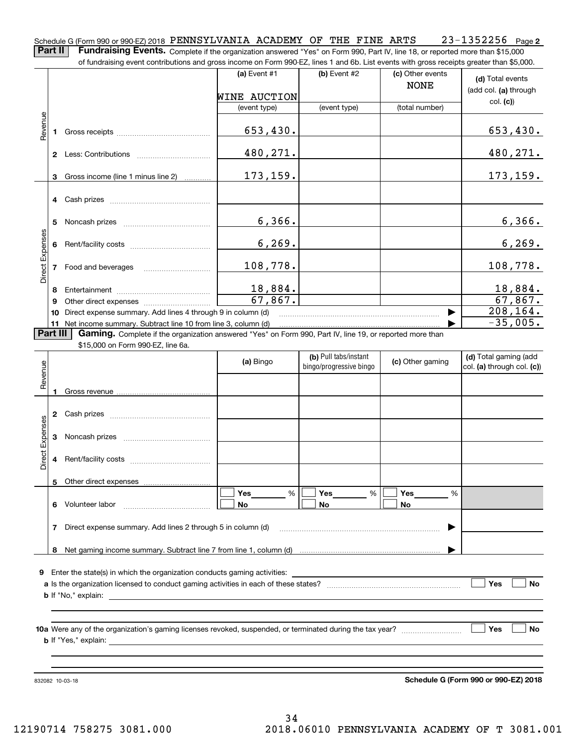Schedule G (Form 990 or 990-EZ) 2018 PENNSYLVANIA ACADEMY OF THE FINE ARTS 23-1352256 Page **2**

**Part II** **Fundraising Events.** Complete if the organization answered "Yes" on Form 990, Part IV, line 18, or reported more than $15,000 of fundraising event contributions and gross income on Form 990-EZ, lines 1 and 6b. List events with gross receipts greater than $5,000.

| | | (a) Event #1 | (b) Event #2 | (c) Other events | (d) Total events (add col. (a) through col. (c)) |
|---|---|---|---|---|---|
| | | WINE AUCTION | | NONE | |
| | | (event type) | (event type) | (total number) | |
| Revenue | 1 Gross receipts | 653,430. | | | 653,430. |
| | 2 Less: Contributions | 480,271. | | | 480,271. |
| | 3 Gross income (line 1 minus line 2) | 173,159. | | | 173,159. |
| Direct Expenses | 4 Cash prizes | | | | |
| | 5 Noncash prizes | 6,366. | | | 6,366. |
| | 6 Rent/facility costs | 6,269. | | | 6,269. |
| | 7 Food and beverages | 108,778. | | | 108,778. |
| | 8 Entertainment | 18,884. | | | 18,884. |
| | 9 Other direct expenses | 67,867. | | | 67,867. |
| | 10 Direct expense summary. Add lines 4 through 9 in column (d) | | | | 208,164. |
| | 11 Net income summary. Subtract line 10 from line 3, column (d) | | | | -35,005. |

**Part III** **Gaming.** Complete if the organization answered "Yes" on Form 990, Part IV, line 19, or reported more than $15,000 on Form 990-EZ, line 6a.

| | | (a) Bingo | (b) Pull tabs/instant bingo/progressive bingo | (c) Other gaming | (d) Total gaming (add col. (a) through col. (c)) |
|---|---|---|---|---|---|
| Revenue | 1 Gross revenue | | | | |
| Direct Expenses | 2 Cash prizes | | | | |
| | 3 Noncash prizes | | | | |
| | 4 Rent/facility costs | | | | |
| | 5 Other direct expenses | | | | |
| | 6 Volunteer labor | ☐ Yes ___ % ☐ No | ☐ Yes ___ % ☐ No | ☐ Yes ___ % ☐ No | |
| | 7 Direct expense summary. Add lines 2 through 5 in column (d) | | | | |
| | 8 Net gaming income summary. Subtract line 7 from line 1, column (d) | | | | |

**9** Enter the state(s) in which the organization conducts gaming activities: ______

**a** Is the organization licensed to conduct gaming activities in each of these states? ☐ Yes ☐ No

**b** If "No," explain: ______

**10a** Were any of the organization's gaming licenses revoked, suspended, or terminated during the tax year? ☐ Yes ☐ No

**b** If "Yes," explain: ______

832082 10-03-18 **Schedule G (Form 990 or 990-EZ) 2018**

12190714 758275 3081.000 2018.06010 PENNSYLVANIA ACADEMY OF T 3081.001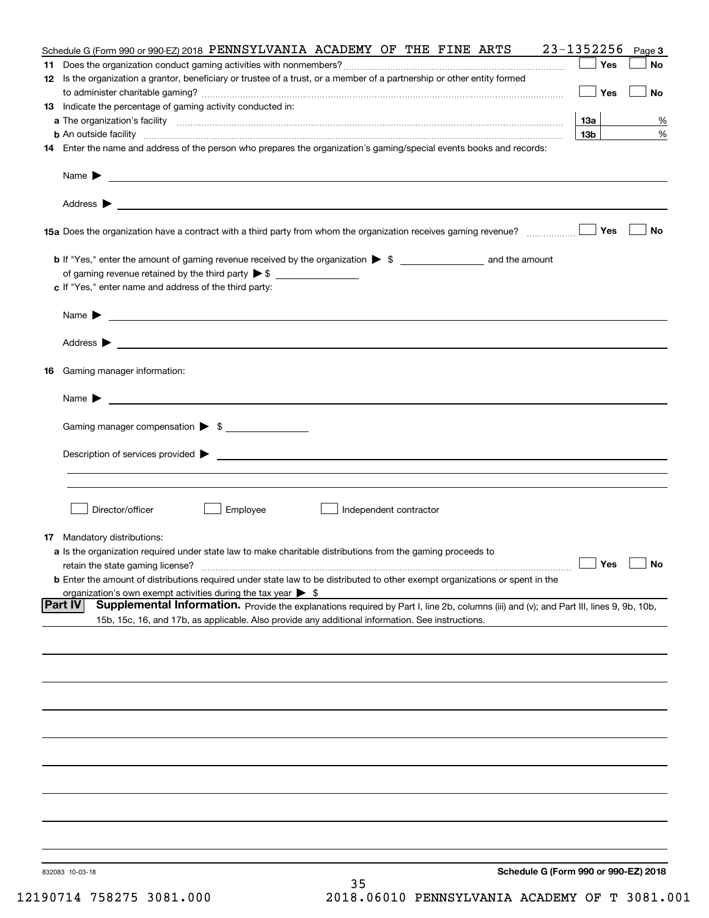Schedule G (Form 990 or 990-EZ) 2018 PENNSYLVANIA ACADEMY OF THE FINE ARTS 23-1352256 Page 3

**11** Does the organization conduct gaming activities with nonmembers? ☐ Yes ☐ No

**12** Is the organization a grantor, beneficiary or trustee of a trust, or a member of a partnership or other entity formed to administer charitable gaming? ☐ Yes ☐ No

**13** Indicate the percentage of gaming activity conducted in:

**a** The organization's facility **13a** %

**b** An outside facility **13b** %

**14** Enter the name and address of the person who prepares the organization's gaming/special events books and records:

Name ▶

Address ▶

**15a** Does the organization have a contract with a third party from whom the organization receives gaming revenue? ☐ Yes ☐ No

**b** If "Yes," enter the amount of gaming revenue received by the organization ▶ $ __________ and the amount of gaming revenue retained by the third party ▶ $ __________

**c** If "Yes," enter name and address of the third party:

Name ▶

Address ▶

**16** Gaming manager information:

Name ▶

Gaming manager compensation ▶ $

Description of services provided ▶

☐ Director/officer ☐ Employee ☐ Independent contractor

**17** Mandatory distributions:

**a** Is the organization required under state law to make charitable distributions from the gaming proceeds to retain the state gaming license? ☐ Yes ☐ No

**b** Enter the amount of distributions required under state law to be distributed to other exempt organizations or spent in the organization's own exempt activities during the tax year ▶ $

**Part IV** **Supplemental Information.** Provide the explanations required by Part I, line 2b, columns (iii) and (v); and Part III, lines 9, 9b, 10b, 15b, 15c, 16, and 17b, as applicable. Also provide any additional information. See instructions.

832083 10-03-18

**Schedule G (Form 990 or 990-EZ) 2018**

12190714 758275 3081.000 2018.06010 PENNSYLVANIA ACADEMY OF T 3081.001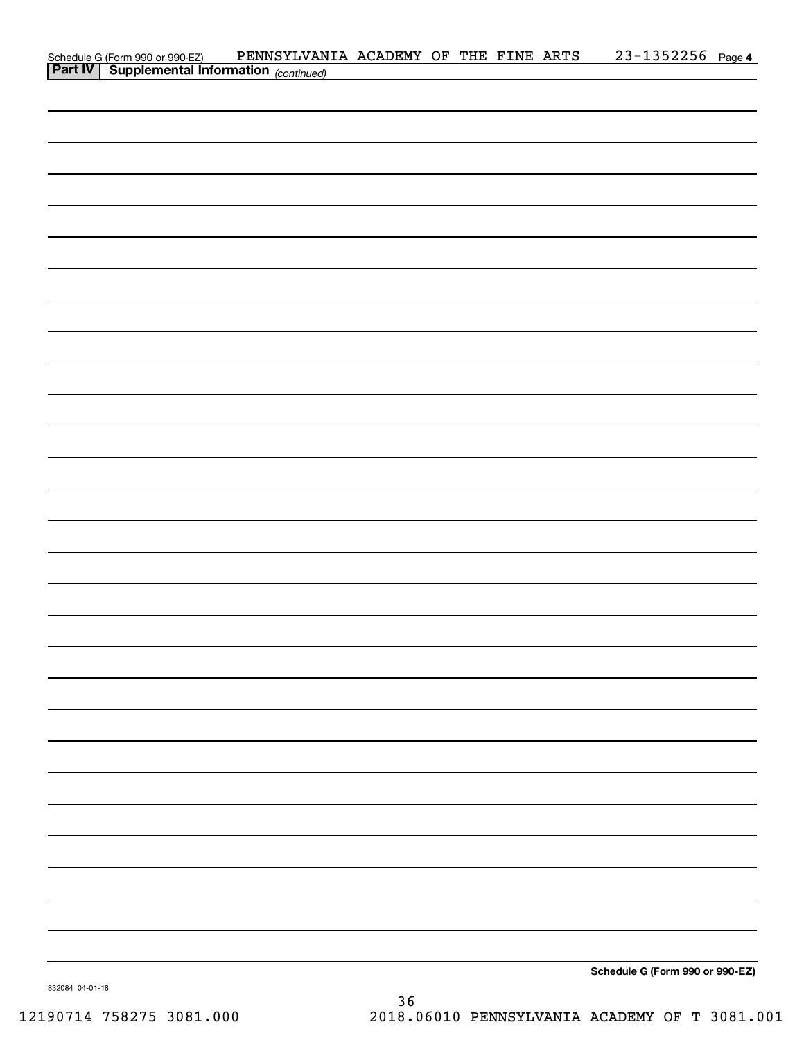Schedule G (Form 990 or 990-EZ) PENNSYLVANIA ACADEMY OF THE FINE ARTS 23-1352256 Page 4

**Part IV | Supplemental Information** *(continued)*

**Schedule G (Form 990 or 990-EZ)**

832084 04-01-18

12190714 758275 3081.000 2018.06010 PENNSYLVANIA ACADEMY OF T 3081.001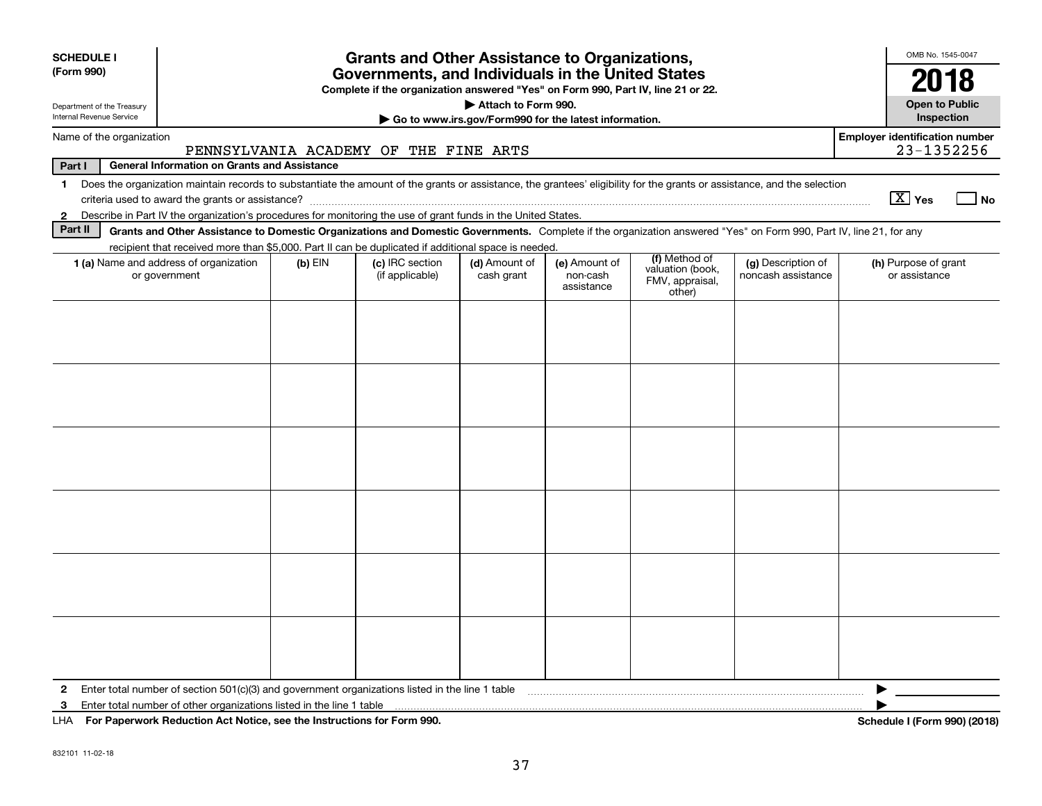**SCHEDULE I (Form 990)**

Department of the Treasury
Internal Revenue Service

# Grants and Other Assistance to Organizations, Governments, and Individuals in the United States

**Complete if the organization answered "Yes" on Form 990, Part IV, line 21 or 22.**

**▶ Attach to Form 990.**

**▶ Go to www.irs.gov/Form990 for the latest information.**

OMB No. 1545-0047

**2018**

**Open to Public Inspection**

Name of the organization: PENNSYLVANIA ACADEMY OF THE FINE ARTS

Employer identification number: 23-1352256

**Part I — General Information on Grants and Assistance**

1 Does the organization maintain records to substantiate the amount of the grants or assistance, the grantees' eligibility for the grants or assistance, and the selection criteria used to award the grants or assistance? [X] Yes [ ] No

2 Describe in Part IV the organization's procedures for monitoring the use of grant funds in the United States.

**Part II — Grants and Other Assistance to Domestic Organizations and Domestic Governments.** Complete if the organization answered "Yes" on Form 990, Part IV, line 21, for any recipient that received more than $5,000. Part II can be duplicated if additional space is needed.

| 1 (a) Name and address of organization or government | (b) EIN | (c) IRC section (if applicable) | (d) Amount of cash grant | (e) Amount of non-cash assistance | (f) Method of valuation (book, FMV, appraisal, other) | (g) Description of noncash assistance | (h) Purpose of grant or assistance |
|---|---|---|---|---|---|---|---|
| | | | | | | | |
| | | | | | | | |
| | | | | | | | |
| | | | | | | | |
| | | | | | | | |
| | | | | | | | |

2 Enter total number of section 501(c)(3) and government organizations listed in the line 1 table ▶

3 Enter total number of other organizations listed in the line 1 table ▶

LHA **For Paperwork Reduction Act Notice, see the Instructions for Form 990.** **Schedule I (Form 990) (2018)**

832101 11-02-18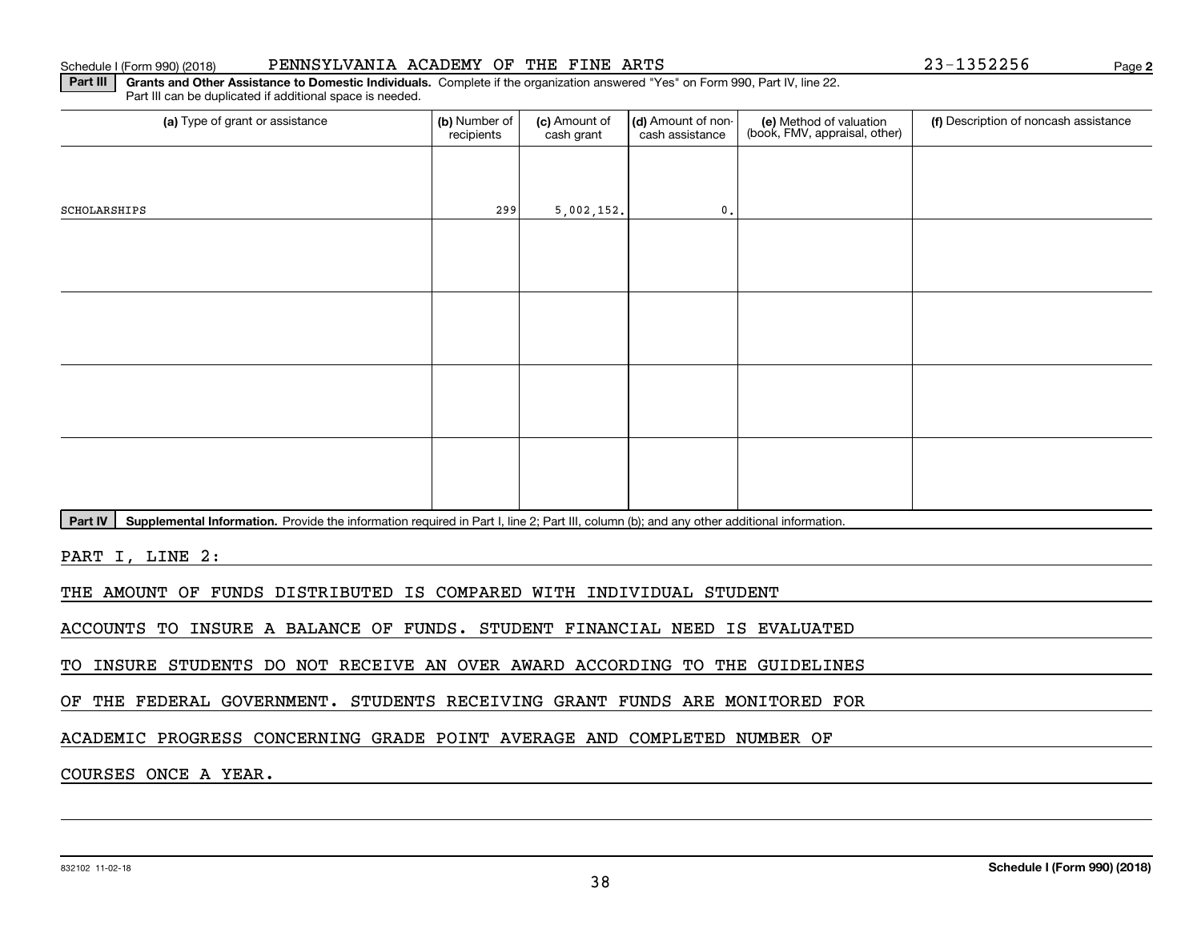Schedule I (Form 990) (2018) PENNSYLVANIA ACADEMY OF THE FINE ARTS 23-1352256 Page 2

**Part III Grants and Other Assistance to Domestic Individuals.** Complete if the organization answered "Yes" on Form 990, Part IV, line 22. Part III can be duplicated if additional space is needed.

| (a) Type of grant or assistance | (b) Number of recipients | (c) Amount of cash grant | (d) Amount of non-cash assistance | (e) Method of valuation (book, FMV, appraisal, other) | (f) Description of noncash assistance |
|---|---|---|---|---|---|
| SCHOLARSHIPS | 299 | 5,002,152. | 0. | | |
| | | | | | |
| | | | | | |
| | | | | | |
| | | | | | |

**Part IV Supplemental Information.** Provide the information required in Part I, line 2; Part III, column (b); and any other additional information.

PART I, LINE 2:

THE AMOUNT OF FUNDS DISTRIBUTED IS COMPARED WITH INDIVIDUAL STUDENT ACCOUNTS TO INSURE A BALANCE OF FUNDS. STUDENT FINANCIAL NEED IS EVALUATED TO INSURE STUDENTS DO NOT RECEIVE AN OVER AWARD ACCORDING TO THE GUIDELINES OF THE FEDERAL GOVERNMENT. STUDENTS RECEIVING GRANT FUNDS ARE MONITORED FOR ACADEMIC PROGRESS CONCERNING GRADE POINT AVERAGE AND COMPLETED NUMBER OF COURSES ONCE A YEAR.

832102 11-02-18 **Schedule I (Form 990) (2018)**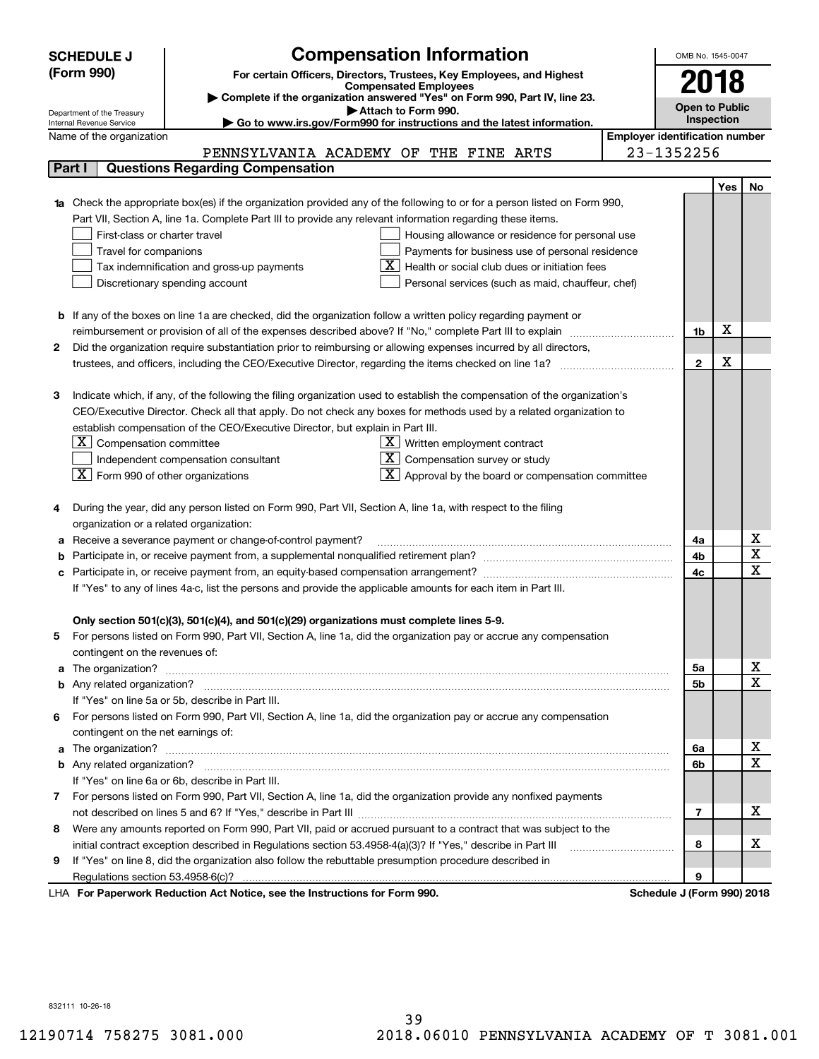**SCHEDULE J (Form 990)**

Department of the Treasury
Internal Revenue Service

# Compensation Information

**For certain Officers, Directors, Trustees, Key Employees, and Highest Compensated Employees**

▶ **Complete if the organization answered "Yes" on Form 990, Part IV, line 23.**

▶ **Attach to Form 990.**

▶ **Go to www.irs.gov/Form990 for instructions and the latest information.**

OMB No. 1545-0047

**2018**

**Open to Public Inspection**

Name of the organization: PENNSYLVANIA ACADEMY OF THE FINE ARTS

**Employer identification number:** 23-1352256

## Part I Questions Regarding Compensation

| | | | Yes | No |
|---|---|---|---|---|
| **1a** | Check the appropriate box(es) if the organization provided any of the following to or for a person listed on Form 990, Part VII, Section A, line 1a. Complete Part III to provide any relevant information regarding these items.<br>☐ First-class or charter travel<br>☐ Travel for companions<br>☐ Tax indemnification and gross-up payments<br>☐ Discretionary spending account<br>☐ Housing allowance or residence for personal use<br>☐ Payments for business use of personal residence<br>☒ Health or social club dues or initiation fees<br>☐ Personal services (such as maid, chauffeur, chef) | | | |
| **b** | If any of the boxes on line 1a are checked, did the organization follow a written policy regarding payment or reimbursement or provision of all of the expenses described above? If "No," complete Part III to explain | 1b | X | |
| **2** | Did the organization require substantiation prior to reimbursing or allowing expenses incurred by all directors, trustees, and officers, including the CEO/Executive Director, regarding the items checked on line 1a? | 2 | X | |
| **3** | Indicate which, if any, of the following the filing organization used to establish the compensation of the organization's CEO/Executive Director. Check all that apply. Do not check any boxes for methods used by a related organization to establish compensation of the CEO/Executive Director, but explain in Part III.<br>☒ Compensation committee<br>☐ Independent compensation consultant<br>☒ Form 990 of other organizations<br>☒ Written employment contract<br>☒ Compensation survey or study<br>☒ Approval by the board or compensation committee | | | |
| **4** | During the year, did any person listed on Form 990, Part VII, Section A, line 1a, with respect to the filing organization or a related organization: | | | |
| **a** | Receive a severance payment or change-of-control payment? | 4a | | X |
| **b** | Participate in, or receive payment from, a supplemental nonqualified retirement plan? | 4b | | X |
| **c** | Participate in, or receive payment from, an equity-based compensation arrangement? | 4c | | X |
| | If "Yes" to any of lines 4a-c, list the persons and provide the applicable amounts for each item in Part III. | | | |
| | **Only section 501(c)(3), 501(c)(4), and 501(c)(29) organizations must complete lines 5-9.** | | | |
| **5** | For persons listed on Form 990, Part VII, Section A, line 1a, did the organization pay or accrue any compensation contingent on the revenues of: | | | |
| **a** | The organization? | 5a | | X |
| **b** | Any related organization? | 5b | | X |
| | If "Yes" on line 5a or 5b, describe in Part III. | | | |
| **6** | For persons listed on Form 990, Part VII, Section A, line 1a, did the organization pay or accrue any compensation contingent on the net earnings of: | | | |
| **a** | The organization? | 6a | | X |
| **b** | Any related organization? | 6b | | X |
| | If "Yes" on line 6a or 6b, describe in Part III. | | | |
| **7** | For persons listed on Form 990, Part VII, Section A, line 1a, did the organization provide any nonfixed payments not described on lines 5 and 6? If "Yes," describe in Part III | 7 | | X |
| **8** | Were any amounts reported on Form 990, Part VII, paid or accrued pursuant to a contract that was subject to the initial contract exception described in Regulations section 53.4958-4(a)(3)? If "Yes," describe in Part III | 8 | | X |
| **9** | If "Yes" on line 8, did the organization also follow the rebuttable presumption procedure described in Regulations section 53.4958-6(c)? | 9 | | |

LHA **For Paperwork Reduction Act Notice, see the Instructions for Form 990.** **Schedule J (Form 990) 2018**

832111 10-26-18

12190714 758275 3081.000 2018.06010 PENNSYLVANIA ACADEMY OF T 3081.001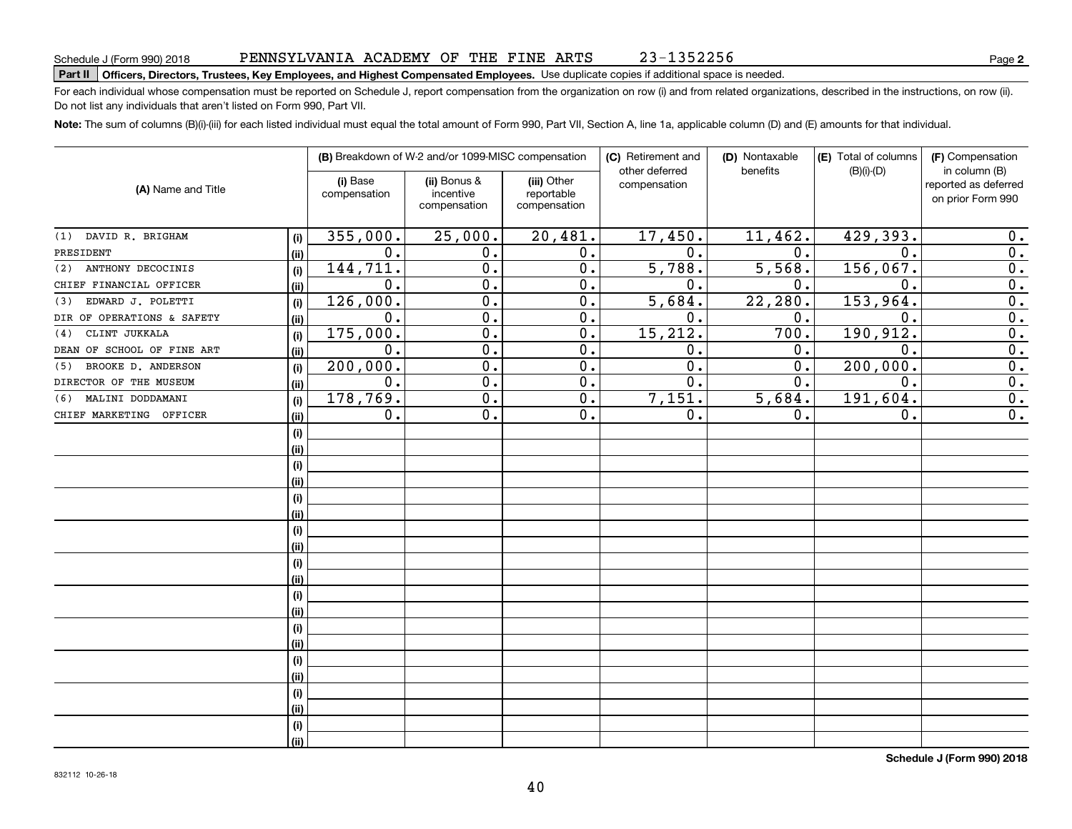Schedule J (Form 990) 2018 PENNSYLVANIA ACADEMY OF THE FINE ARTS 23-1352256 Page **2**

**Part II** **Officers, Directors, Trustees, Key Employees, and Highest Compensated Employees.** Use duplicate copies if additional space is needed.

For each individual whose compensation must be reported on Schedule J, report compensation from the organization on row (i) and from related organizations, described in the instructions, on row (ii). Do not list any individuals that aren't listed on Form 990, Part VII.

**Note:** The sum of columns (B)(i)-(iii) for each listed individual must equal the total amount of Form 990, Part VII, Section A, line 1a, applicable column (D) and (E) amounts for that individual.

| (A) Name and Title | | (B) Breakdown of W-2 and/or 1099-MISC compensation | | | (C) Retirement and other deferred compensation | (D) Nontaxable benefits | (E) Total of columns (B)(i)-(D) | (F) Compensation in column (B) reported as deferred on prior Form 990 |
|---|---|---|---|---|---|---|---|---|
| | | (i) Base compensation | (ii) Bonus & incentive compensation | (iii) Other reportable compensation | | | | |
| (1) DAVID R. BRIGHAM | (i) | 355,000. | 25,000. | 20,481. | 17,450. | 11,462. | 429,393. | 0. |
| PRESIDENT | (ii) | 0. | 0. | 0. | 0. | 0. | 0. | 0. |
| (2) ANTHONY DECOCINIS | (i) | 144,711. | 0. | 0. | 5,788. | 5,568. | 156,067. | 0. |
| CHIEF FINANCIAL OFFICER | (ii) | 0. | 0. | 0. | 0. | 0. | 0. | 0. |
| (3) EDWARD J. POLETTI | (i) | 126,000. | 0. | 0. | 5,684. | 22,280. | 153,964. | 0. |
| DIR OF OPERATIONS & SAFETY | (ii) | 0. | 0. | 0. | 0. | 0. | 0. | 0. |
| (4) CLINT JUKKALA | (i) | 175,000. | 0. | 0. | 15,212. | 700. | 190,912. | 0. |
| DEAN OF SCHOOL OF FINE ART | (ii) | 0. | 0. | 0. | 0. | 0. | 0. | 0. |
| (5) BROOKE D. ANDERSON | (i) | 200,000. | 0. | 0. | 0. | 0. | 200,000. | 0. |
| DIRECTOR OF THE MUSEUM | (ii) | 0. | 0. | 0. | 0. | 0. | 0. | 0. |
| (6) MALINI DODDAMANI | (i) | 178,769. | 0. | 0. | 7,151. | 5,684. | 191,604. | 0. |
| CHIEF MARKETING OFFICER | (ii) | 0. | 0. | 0. | 0. | 0. | 0. | 0. |
| | (i) | | | | | | | |
| | (ii) | | | | | | | |
| | (i) | | | | | | | |
| | (ii) | | | | | | | |
| | (i) | | | | | | | |
| | (ii) | | | | | | | |
| | (i) | | | | | | | |
| | (ii) | | | | | | | |
| | (i) | | | | | | | |
| | (ii) | | | | | | | |
| | (i) | | | | | | | |
| | (ii) | | | | | | | |
| | (i) | | | | | | | |
| | (ii) | | | | | | | |
| | (i) | | | | | | | |
| | (ii) | | | | | | | |
| | (i) | | | | | | | |
| | (ii) | | | | | | | |
| | (i) | | | | | | | |
| | (ii) | | | | | | | |

**Schedule J (Form 990) 2018**

832112 10-26-18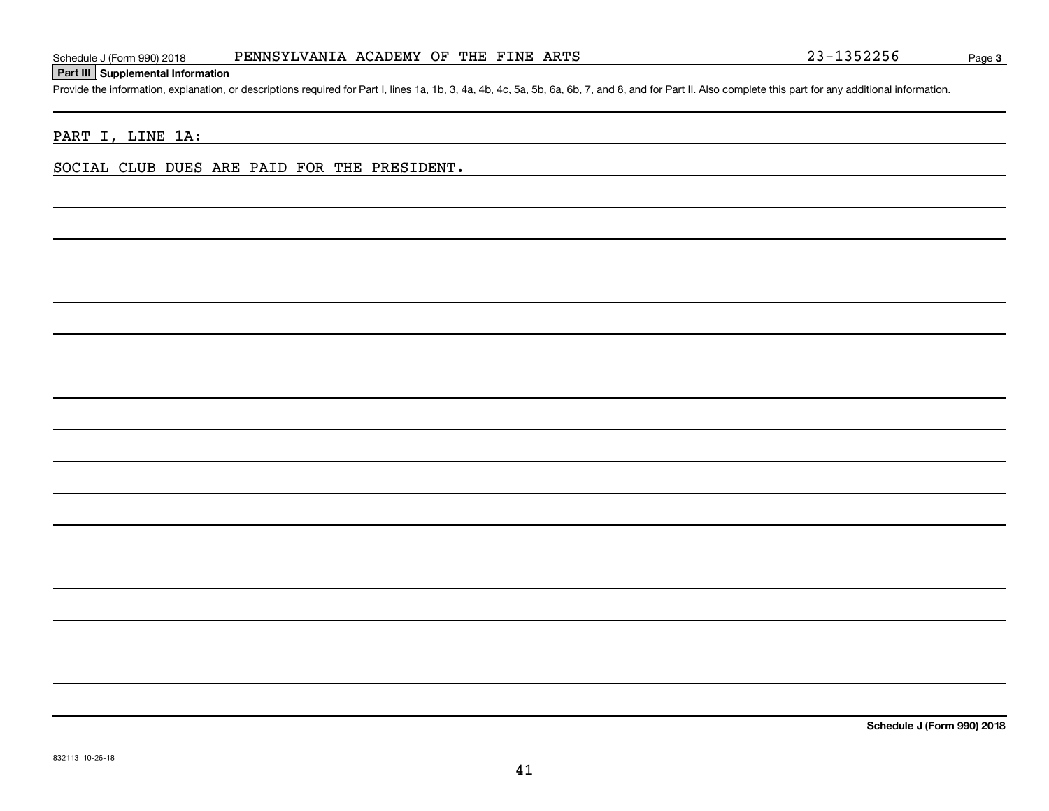Schedule J (Form 990) 2018 PENNSYLVANIA ACADEMY OF THE FINE ARTS 23-1352256 Page **3**

**Part III Supplemental Information**

Provide the information, explanation, or descriptions required for Part I, lines 1a, 1b, 3, 4a, 4b, 4c, 5a, 5b, 6a, 6b, 7, and 8, and for Part II. Also complete this part for any additional information.

PART I, LINE 1A:

SOCIAL CLUB DUES ARE PAID FOR THE PRESIDENT.

**Schedule J (Form 990) 2018**

832113 10-26-18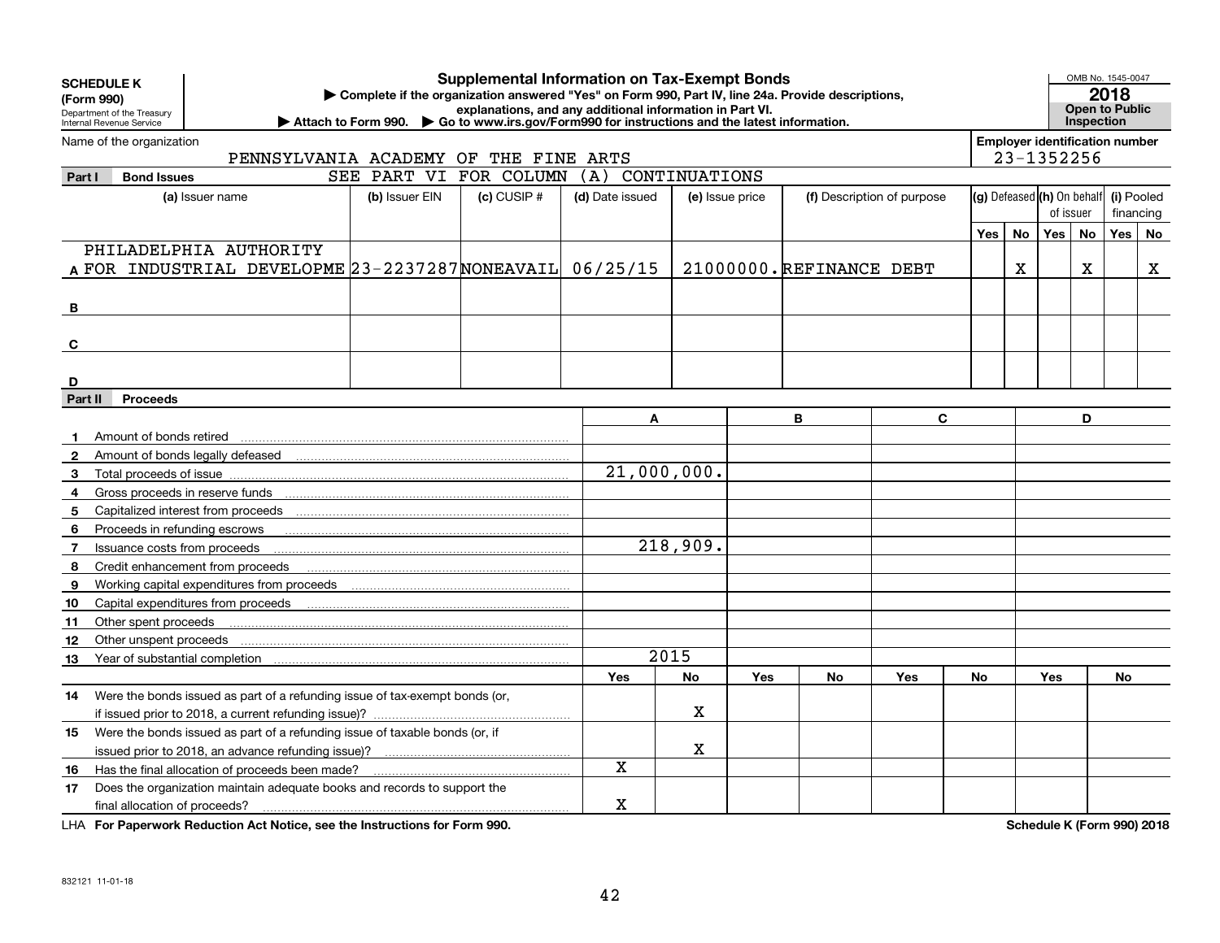**SCHEDULE K (Form 990)**
Department of the Treasury
Internal Revenue Service

# Supplemental Information on Tax-Exempt Bonds

▶ Complete if the organization answered "Yes" on Form 990, Part IV, line 24a. Provide descriptions, explanations, and any additional information in Part VI.
▶ Attach to Form 990. ▶ Go to www.irs.gov/Form990 for instructions and the latest information.

OMB No. 1545-0047
**2018**
**Open to Public Inspection**

Name of the organization: PENNSYLVANIA ACADEMY OF THE FINE ARTS
Employer identification number: 23-1352256

## Part I Bond Issues

SEE PART VI FOR COLUMN (A) CONTINUATIONS

| | (a) Issuer name | (b) Issuer EIN | (c) CUSIP # | (d) Date issued | (e) Issue price | (f) Description of purpose | (g) Defeased Yes | (g) Defeased No | (h) On behalf of issuer Yes | (h) On behalf of issuer No | (i) Pooled financing Yes | (i) Pooled financing No |
|---|---|---|---|---|---|---|---|---|---|---|---|---|
| A | PHILADELPHIA AUTHORITY FOR INDUSTRIAL DEVELOPME | 23-2237287 | NONEAVAIL | 06/25/15 | 21000000. | REFINANCE DEBT | | X | | X | | X |
| B | | | | | | | | | | | | |
| C | | | | | | | | | | | | |
| D | | | | | | | | | | | | |

## Part II Proceeds

| | | A | B | C | D |
|---|---|---|---|---|---|
| 1 | Amount of bonds retired | | | | |
| 2 | Amount of bonds legally defeased | | | | |
| 3 | Total proceeds of issue | 21,000,000. | | | |
| 4 | Gross proceeds in reserve funds | | | | |
| 5 | Capitalized interest from proceeds | | | | |
| 6 | Proceeds in refunding escrows | | | | |
| 7 | Issuance costs from proceeds | 218,909. | | | |
| 8 | Credit enhancement from proceeds | | | | |
| 9 | Working capital expenditures from proceeds | | | | |
| 10 | Capital expenditures from proceeds | | | | |
| 11 | Other spent proceeds | | | | |
| 12 | Other unspent proceeds | | | | |
| 13 | Year of substantial completion | 2015 | | | |

| | | A Yes | A No | B Yes | B No | C Yes | C No | D Yes | D No |
|---|---|---|---|---|---|---|---|---|---|
| 14 | Were the bonds issued as part of a refunding issue of tax-exempt bonds (or, if issued prior to 2018, a current refunding issue)? | | X | | | | | | |
| 15 | Were the bonds issued as part of a refunding issue of taxable bonds (or, if issued prior to 2018, an advance refunding issue)? | | X | | | | | | |
| 16 | Has the final allocation of proceeds been made? | X | | | | | | | |
| 17 | Does the organization maintain adequate books and records to support the final allocation of proceeds? | X | | | | | | | |

LHA **For Paperwork Reduction Act Notice, see the Instructions for Form 990.** **Schedule K (Form 990) 2018**

832121 11-01-18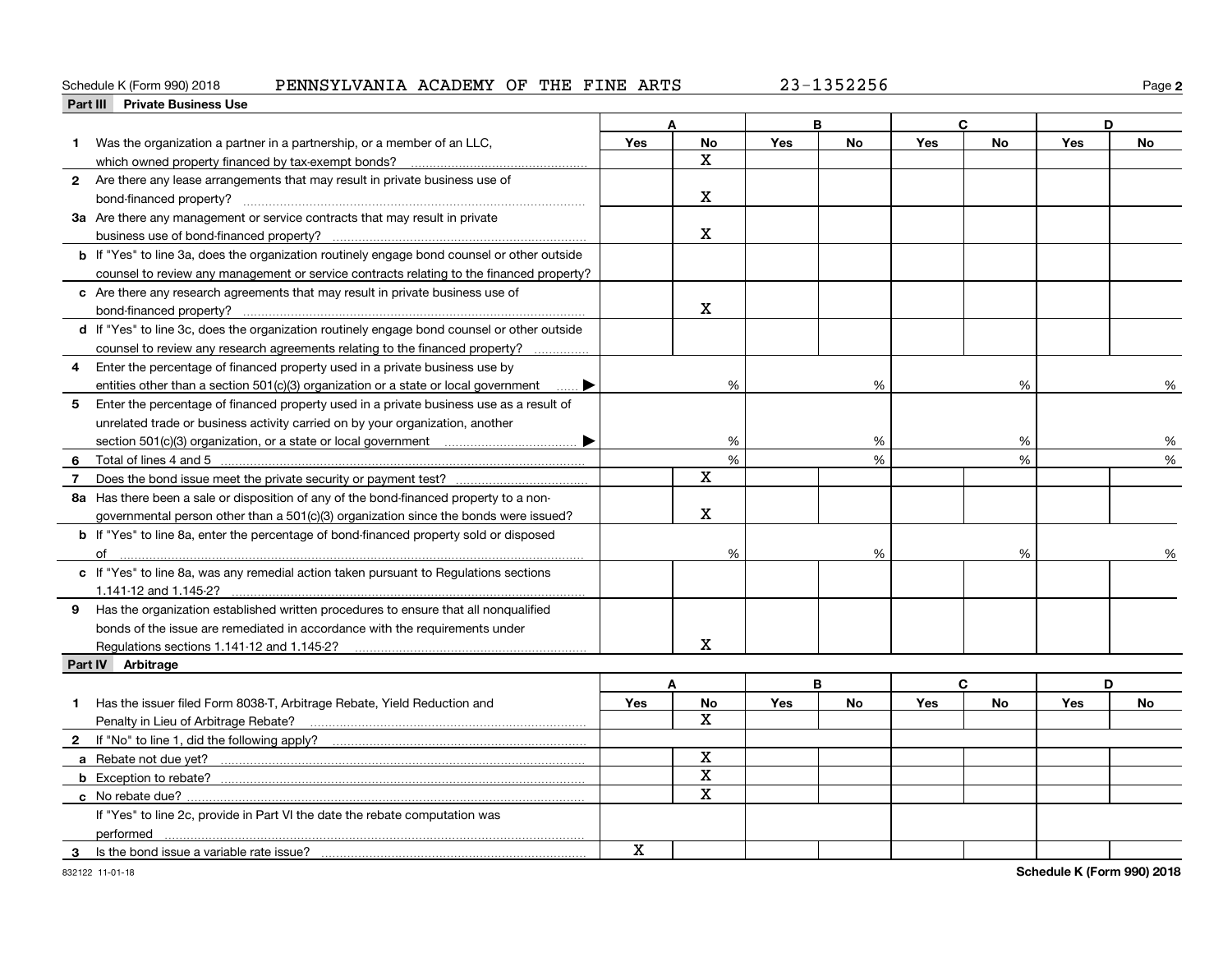Schedule K (Form 990) 2018 PENNSYLVANIA ACADEMY OF THE FINE ARTS 23-1352256

**Part III Private Business Use**

| | A | | B | | C | | D | |
|---|---|---|---|---|---|---|---|---|
| | Yes | No | Yes | No | Yes | No | Yes | No |
| **1** Was the organization a partner in a partnership, or a member of an LLC, which owned property financed by tax-exempt bonds? | | X | | | | | | |
| **2** Are there any lease arrangements that may result in private business use of bond-financed property? | | X | | | | | | |
| **3a** Are there any management or service contracts that may result in private business use of bond-financed property? | | X | | | | | | |
| **b** If "Yes" to line 3a, does the organization routinely engage bond counsel or other outside counsel to review any management or service contracts relating to the financed property? | | | | | | | | |
| **c** Are there any research agreements that may result in private business use of bond-financed property? | | X | | | | | | |
| **d** If "Yes" to line 3c, does the organization routinely engage bond counsel or other outside counsel to review any research agreements relating to the financed property? | | | | | | | | |
| **4** Enter the percentage of financed property used in a private business use by entities other than a section 501(c)(3) organization or a state or local government ▶ | | % | | % | | % | | % |
| **5** Enter the percentage of financed property used in a private business use as a result of unrelated trade or business activity carried on by your organization, another section 501(c)(3) organization, or a state or local government ▶ | | % | | % | | % | | % |
| **6** Total of lines 4 and 5 | | % | | % | | % | | % |
| **7** Does the bond issue meet the private security or payment test? | | X | | | | | | |
| **8a** Has there been a sale or disposition of any of the bond-financed property to a non-governmental person other than a 501(c)(3) organization since the bonds were issued? | | X | | | | | | |
| **b** If "Yes" to line 8a, enter the percentage of bond-financed property sold or disposed of | | % | | % | | % | | % |
| **c** If "Yes" to line 8a, was any remedial action taken pursuant to Regulations sections 1.141-12 and 1.145-2? | | | | | | | | |
| **9** Has the organization established written procedures to ensure that all nonqualified bonds of the issue are remediated in accordance with the requirements under Regulations sections 1.141-12 and 1.145-2? | | X | | | | | | |

**Part IV Arbitrage**

| | A | | B | | C | | D | |
|---|---|---|---|---|---|---|---|---|
| | Yes | No | Yes | No | Yes | No | Yes | No |
| **1** Has the issuer filed Form 8038-T, Arbitrage Rebate, Yield Reduction and Penalty in Lieu of Arbitrage Rebate? | | X | | | | | | |
| **2** If "No" to line 1, did the following apply? | | | | | | | | |
| **a** Rebate not due yet? | | X | | | | | | |
| **b** Exception to rebate? | | X | | | | | | |
| **c** No rebate due? | | X | | | | | | |
| If "Yes" to line 2c, provide in Part VI the date the rebate computation was performed | | | | | | | | |
| **3** Is the bond issue a variable rate issue? | X | | | | | | | |

832122 11-01-18

Schedule K (Form 990) 2018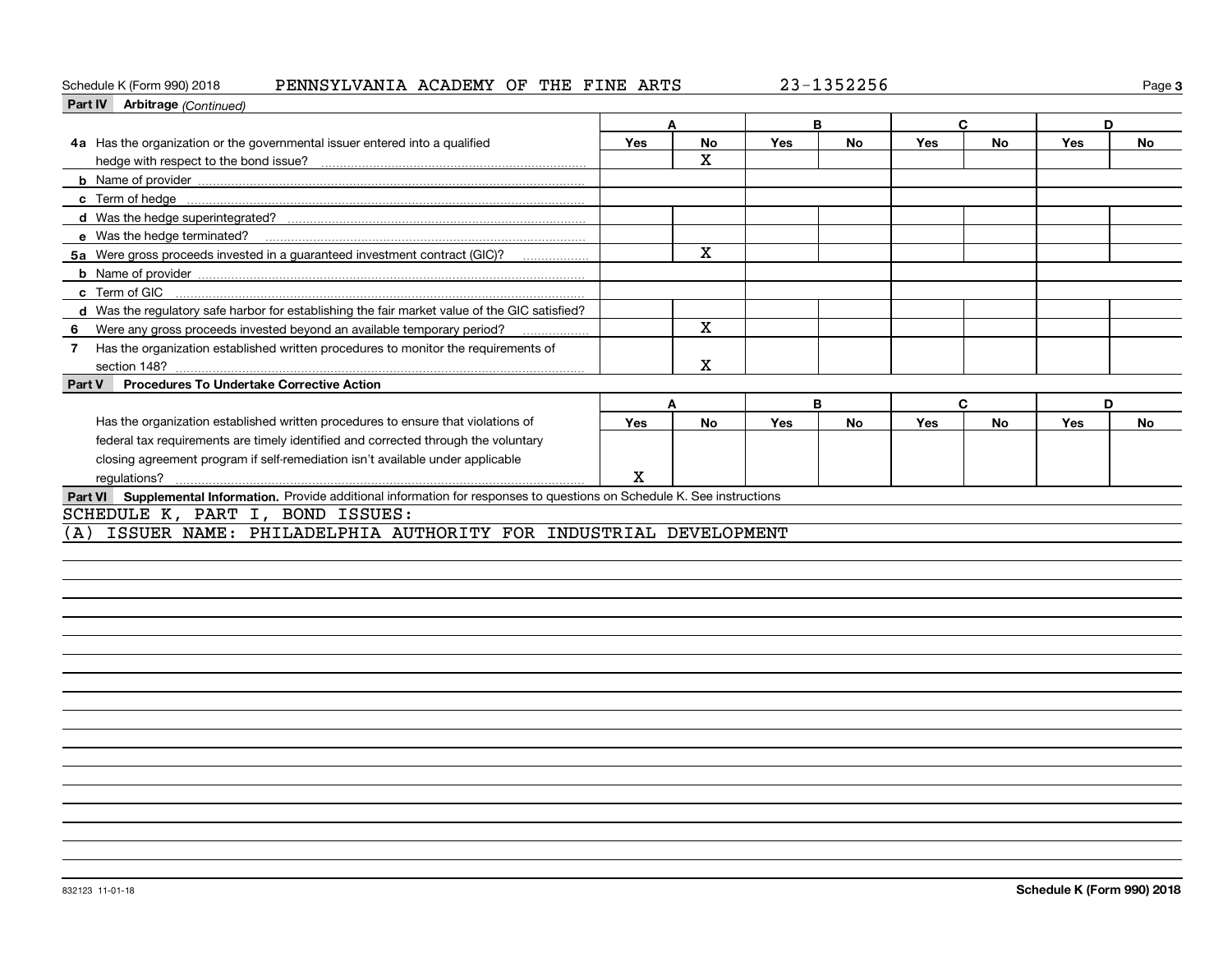Schedule K (Form 990) 2018 PENNSYLVANIA ACADEMY OF THE FINE ARTS 23-1352256

**Part IV Arbitrage** *(Continued)*

| | A | | B | | C | | D | |
|---|---|---|---|---|---|---|---|---|
| | Yes | No | Yes | No | Yes | No | Yes | No |
| **4a** Has the organization or the governmental issuer entered into a qualified hedge with respect to the bond issue? | | X | | | | | | |
| **b** Name of provider | | | | | | | | |
| **c** Term of hedge | | | | | | | | |
| **d** Was the hedge superintegrated? | | | | | | | | |
| **e** Was the hedge terminated? | | | | | | | | |
| **5a** Were gross proceeds invested in a guaranteed investment contract (GIC)? | | X | | | | | | |
| **b** Name of provider | | | | | | | | |
| **c** Term of GIC | | | | | | | | |
| **d** Was the regulatory safe harbor for establishing the fair market value of the GIC satisfied? | | | | | | | | |
| **6** Were any gross proceeds invested beyond an available temporary period? | | X | | | | | | |
| **7** Has the organization established written procedures to monitor the requirements of section 148? | | X | | | | | | |

**Part V Procedures To Undertake Corrective Action**

| | A | | B | | C | | D | |
|---|---|---|---|---|---|---|---|---|
| | Yes | No | Yes | No | Yes | No | Yes | No |
| Has the organization established written procedures to ensure that violations of federal tax requirements are timely identified and corrected through the voluntary closing agreement program if self-remediation isn't available under applicable regulations? | X | | | | | | | |

**Part VI Supplemental Information.** Provide additional information for responses to questions on Schedule K. See instructions

SCHEDULE K, PART I, BOND ISSUES:

(A) ISSUER NAME: PHILADELPHIA AUTHORITY FOR INDUSTRIAL DEVELOPMENT

832123 11-01-18 **Schedule K (Form 990) 2018**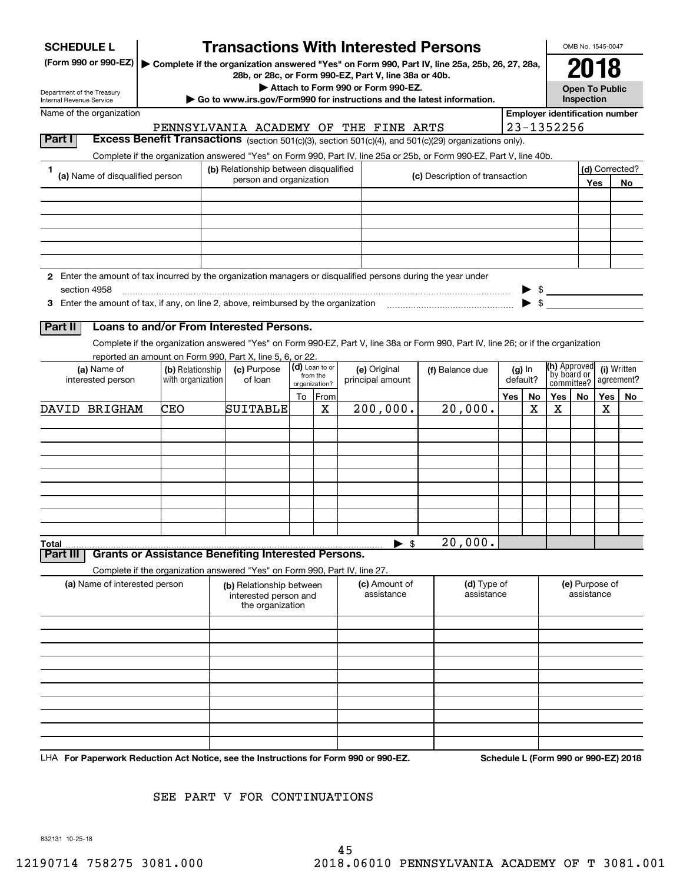# SCHEDULE L (Form 990 or 990-EZ)

## Transactions With Interested Persons

▶ Complete if the organization answered "Yes" on Form 990, Part IV, line 25a, 25b, 26, 27, 28a, 28b, or 28c, or Form 990-EZ, Part V, line 38a or 40b.
▶ Attach to Form 990 or Form 990-EZ.
▶ Go to www.irs.gov/Form990 for instructions and the latest information.

Department of the Treasury
Internal Revenue Service

OMB No. 1545-0047

**2018**

**Open To Public Inspection**

Name of the organization: PENNSYLVANIA ACADEMY OF THE FINE ARTS

Employer identification number: 23-1352256

### Part I Excess Benefit Transactions (section 501(c)(3), section 501(c)(4), and 501(c)(29) organizations only).

Complete if the organization answered "Yes" on Form 990, Part IV, line 25a or 25b, or Form 990-EZ, Part V, line 40b.

| 1 (a) Name of disqualified person | (b) Relationship between disqualified person and organization | (c) Description of transaction | (d) Corrected? Yes | No |
|---|---|---|---|---|
| | | | | |
| | | | | |
| | | | | |
| | | | | |
| | | | | |
| | | | | |

**2** Enter the amount of tax incurred by the organization managers or disqualified persons during the year under section 4958 ▶ $

**3** Enter the amount of tax, if any, on line 2, above, reimbursed by the organization ▶ $

### Part II Loans to and/or From Interested Persons.

Complete if the organization answered "Yes" on Form 990-EZ, Part V, line 38a or Form 990, Part IV, line 26; or if the organization reported an amount on Form 990, Part X, line 5, 6, or 22.

| (a) Name of interested person | (b) Relationship with organization | (c) Purpose of loan | (d) Loan to or from the organization? To | From | (e) Original principal amount | (f) Balance due | (g) In default? Yes | No | (h) Approved by board or committee? Yes | No | (i) Written agreement? Yes | No |
|---|---|---|---|---|---|---|---|---|---|---|---|---|
| DAVID BRIGHAM | CEO | SUITABLE | | X | 200,000. | 20,000. | | X | X | | X | |
| | | | | | | | | | | | | |
| | | | | | | | | | | | | |
| | | | | | | | | | | | | |
| | | | | | | | | | | | | |
| | | | | | | | | | | | | |
| | | | | | | | | | | | | |
| | | | | | | | | | | | | |
| | | | | | | | | | | | | |
| **Total** | | | | | ▶ $ | 20,000. | | | | | | |

### Part III Grants or Assistance Benefiting Interested Persons.

Complete if the organization answered "Yes" on Form 990, Part IV, line 27.

| (a) Name of interested person | (b) Relationship between interested person and the organization | (c) Amount of assistance | (d) Type of assistance | (e) Purpose of assistance |
|---|---|---|---|---|
| | | | | |
| | | | | |
| | | | | |
| | | | | |
| | | | | |
| | | | | |
| | | | | |
| | | | | |
| | | | | |
| | | | | |

LHA **For Paperwork Reduction Act Notice, see the Instructions for Form 990 or 990-EZ.** **Schedule L (Form 990 or 990-EZ) 2018**

SEE PART V FOR CONTINUATIONS

832131 10-25-18

12190714 758275 3081.000 2018.06010 PENNSYLVANIA ACADEMY OF T 3081.001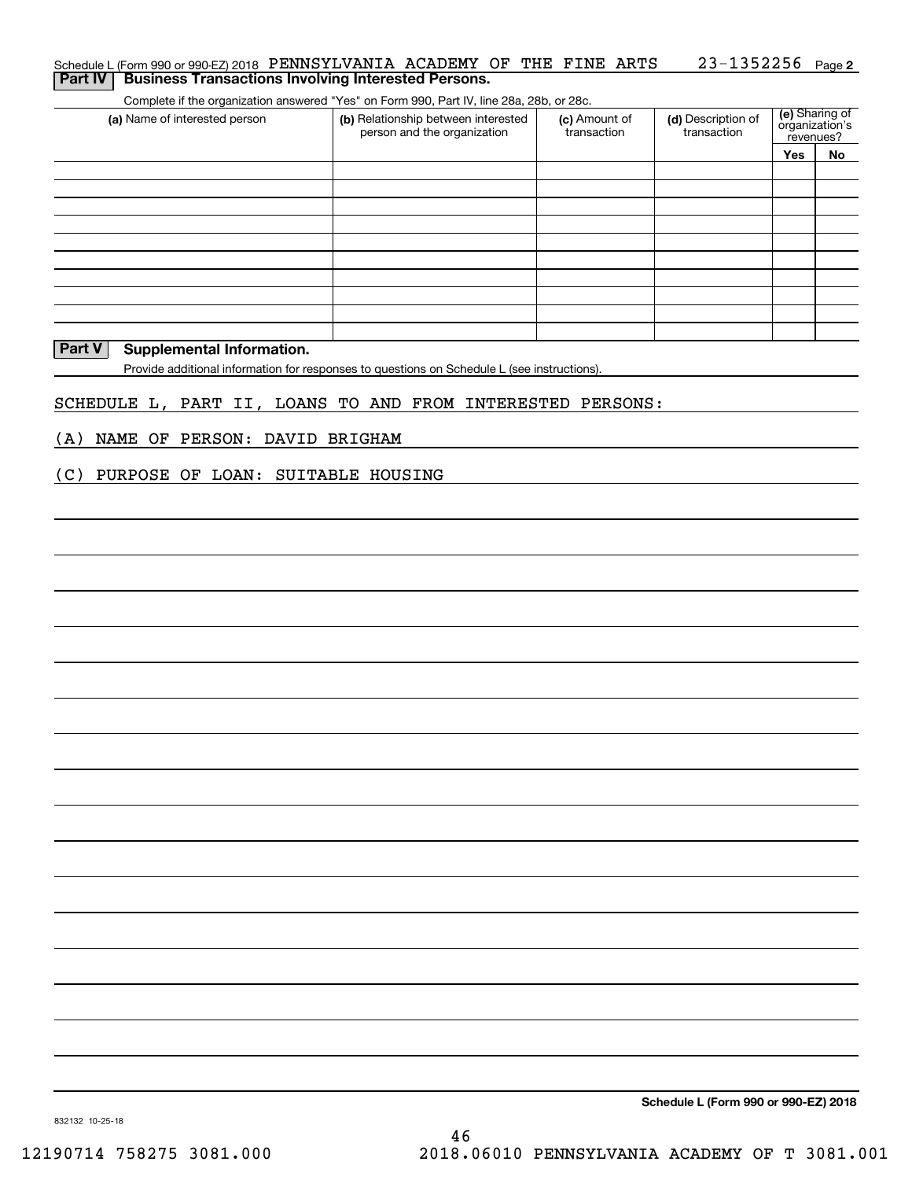Schedule L (Form 990 or 990-EZ) 2018 PENNSYLVANIA ACADEMY OF THE FINE ARTS 23-1352256 Page **2**

## Part IV Business Transactions Involving Interested Persons.

Complete if the organization answered "Yes" on Form 990, Part IV, line 28a, 28b, or 28c.

| (a) Name of interested person | (b) Relationship between interested person and the organization | (c) Amount of transaction | (d) Description of transaction | (e) Sharing of organization's revenues? | |
|---|---|---|---|---|---|
| | | | | Yes | No |
| | | | | | |
| | | | | | |
| | | | | | |
| | | | | | |
| | | | | | |
| | | | | | |
| | | | | | |
| | | | | | |
| | | | | | |
| | | | | | |

## Part V Supplemental Information.

Provide additional information for responses to questions on Schedule L (see instructions).

SCHEDULE L, PART II, LOANS TO AND FROM INTERESTED PERSONS:

(A) NAME OF PERSON: DAVID BRIGHAM

(C) PURPOSE OF LOAN: SUITABLE HOUSING

**Schedule L (Form 990 or 990-EZ) 2018**

832132 10-25-18

12190714 758275 3081.000 2018.06010 PENNSYLVANIA ACADEMY OF T 3081.001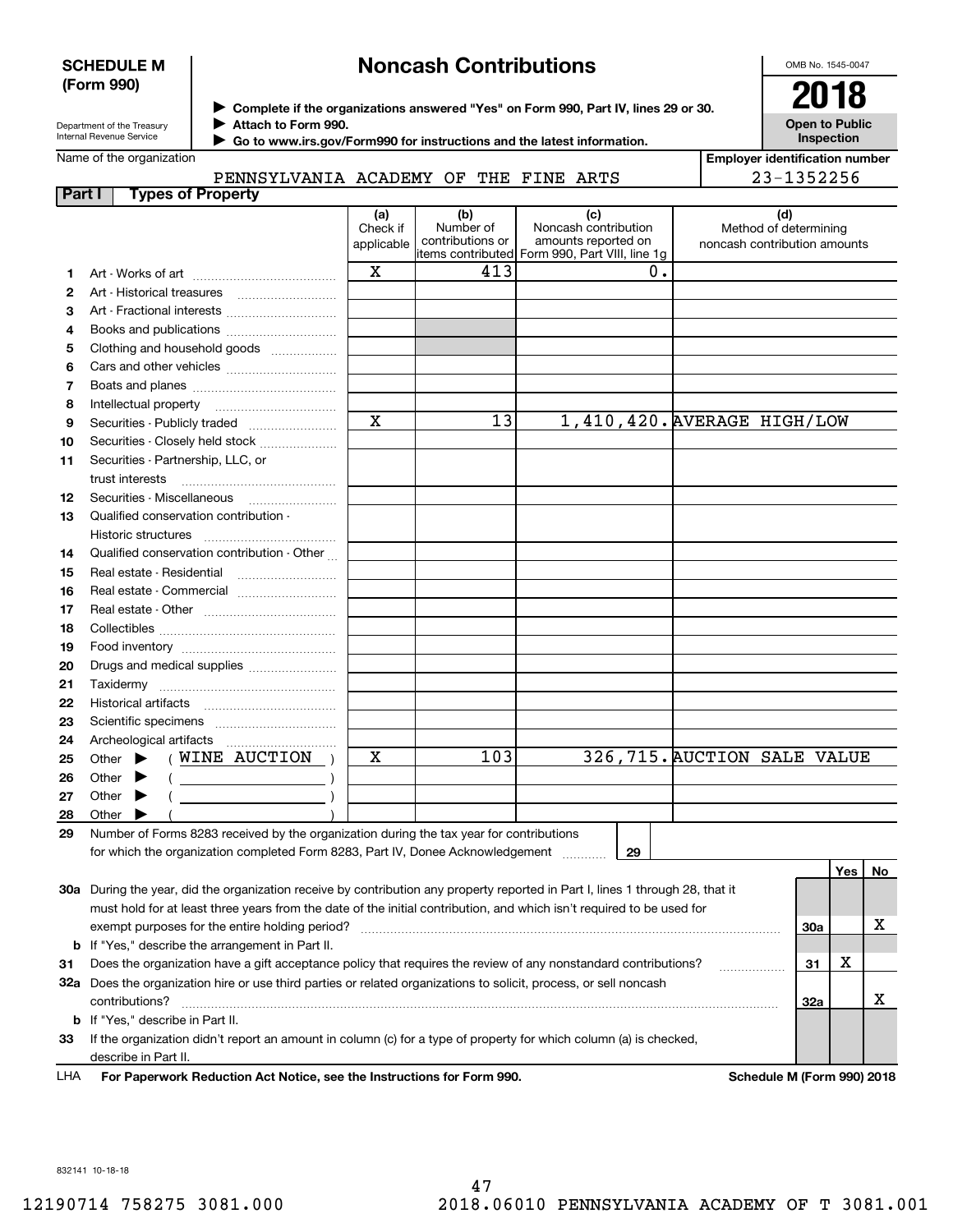**SCHEDULE M (Form 990)**

Department of the Treasury
Internal Revenue Service

# Noncash Contributions

▶ Complete if the organizations answered "Yes" on Form 990, Part IV, lines 29 or 30.
▶ Attach to Form 990.
▶ Go to www.irs.gov/Form990 for instructions and the latest information.

OMB No. 1545-0047

**2018**

**Open to Public Inspection**

Name of the organization: PENNSYLVANIA ACADEMY OF THE FINE ARTS

Employer identification number: 23-1352256

**Part I — Types of Property**

| | | (a) Check if applicable | (b) Number of contributions or items contributed | (c) Noncash contribution amounts reported on Form 990, Part VIII, line 1g | (d) Method of determining noncash contribution amounts |
|---|---|---|---|---|---|
| 1 | Art - Works of art | X | 413 | 0. | |
| 2 | Art - Historical treasures | | | | |
| 3 | Art - Fractional interests | | | | |
| 4 | Books and publications | | | | |
| 5 | Clothing and household goods | | | | |
| 6 | Cars and other vehicles | | | | |
| 7 | Boats and planes | | | | |
| 8 | Intellectual property | | | | |
| 9 | Securities - Publicly traded | X | 13 | 1,410,420. | AVERAGE HIGH/LOW |
| 10 | Securities - Closely held stock | | | | |
| 11 | Securities - Partnership, LLC, or trust interests | | | | |
| 12 | Securities - Miscellaneous | | | | |
| 13 | Qualified conservation contribution - Historic structures | | | | |
| 14 | Qualified conservation contribution - Other | | | | |
| 15 | Real estate - Residential | | | | |
| 16 | Real estate - Commercial | | | | |
| 17 | Real estate - Other | | | | |
| 18 | Collectibles | | | | |
| 19 | Food inventory | | | | |
| 20 | Drugs and medical supplies | | | | |
| 21 | Taxidermy | | | | |
| 22 | Historical artifacts | | | | |
| 23 | Scientific specimens | | | | |
| 24 | Archeological artifacts | | | | |
| 25 | Other ▶ ( WINE AUCTION ) | X | 103 | 326,715. | AUCTION SALE VALUE |
| 26 | Other ▶ ( ) | | | | |
| 27 | Other ▶ ( ) | | | | |
| 28 | Other ▶ ( ) | | | | |

29 Number of Forms 8283 received by the organization during the tax year for contributions for which the organization completed Form 8283, Part IV, Donee Acknowledgement ........ 29

| | | | Yes | No |
|---|---|---|---|---|
| 30a | During the year, did the organization receive by contribution any property reported in Part I, lines 1 through 28, that it must hold for at least three years from the date of the initial contribution, and which isn't required to be used for exempt purposes for the entire holding period? | 30a | | X |
| b | If "Yes," describe the arrangement in Part II. | | | |
| 31 | Does the organization have a gift acceptance policy that requires the review of any nonstandard contributions? | 31 | X | |
| 32a | Does the organization hire or use third parties or related organizations to solicit, process, or sell noncash contributions? | 32a | | X |
| b | If "Yes," describe in Part II. | | | |
| 33 | If the organization didn't report an amount in column (c) for a type of property for which column (a) is checked, describe in Part II. | | | |

LHA **For Paperwork Reduction Act Notice, see the Instructions for Form 990.** **Schedule M (Form 990) 2018**

832141 10-18-18

12190714 758275 3081.000 2018.06010 PENNSYLVANIA ACADEMY OF T 3081.001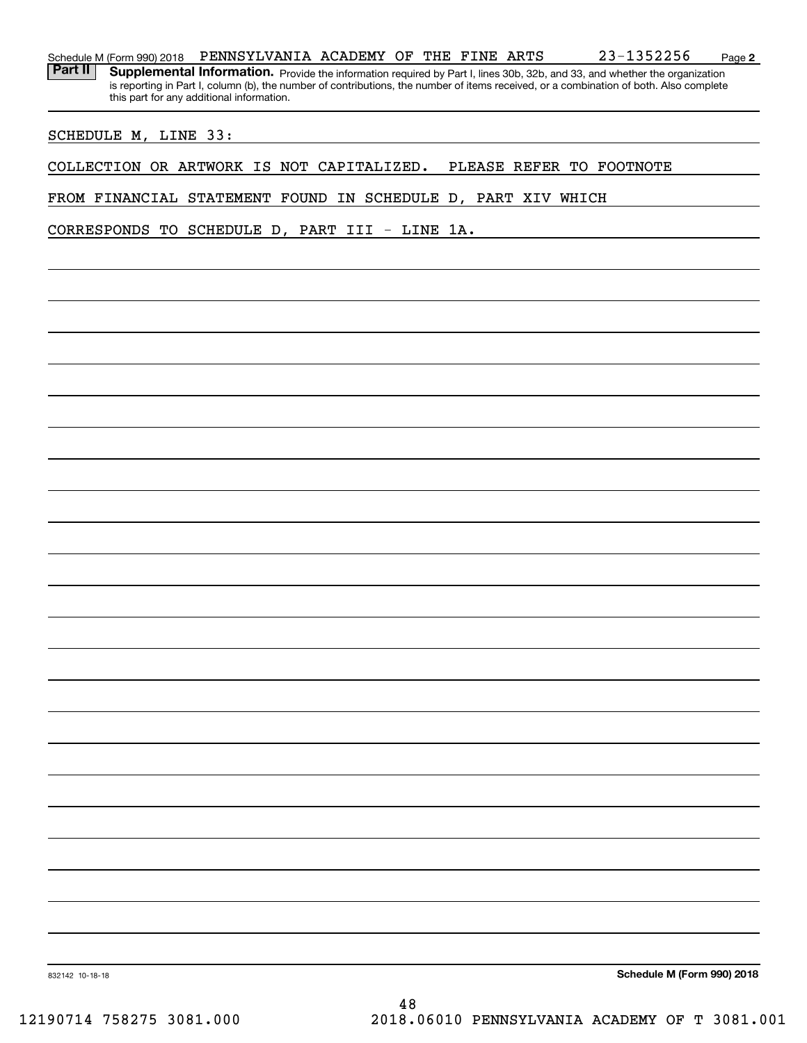Schedule M (Form 990) 2018 PENNSYLVANIA ACADEMY OF THE FINE ARTS 23-1352256 Page **2**

**Part II** **Supplemental Information.** Provide the information required by Part I, lines 30b, 32b, and 33, and whether the organization is reporting in Part I, column (b), the number of contributions, the number of items received, or a combination of both. Also complete this part for any additional information.

SCHEDULE M, LINE 33:

COLLECTION OR ARTWORK IS NOT CAPITALIZED. PLEASE REFER TO FOOTNOTE FROM FINANCIAL STATEMENT FOUND IN SCHEDULE D, PART XIV WHICH CORRESPONDS TO SCHEDULE D, PART III - LINE 1A.

832142 10-18-18

**Schedule M (Form 990) 2018**

12190714 758275 3081.000 2018.06010 PENNSYLVANIA ACADEMY OF T 3081.001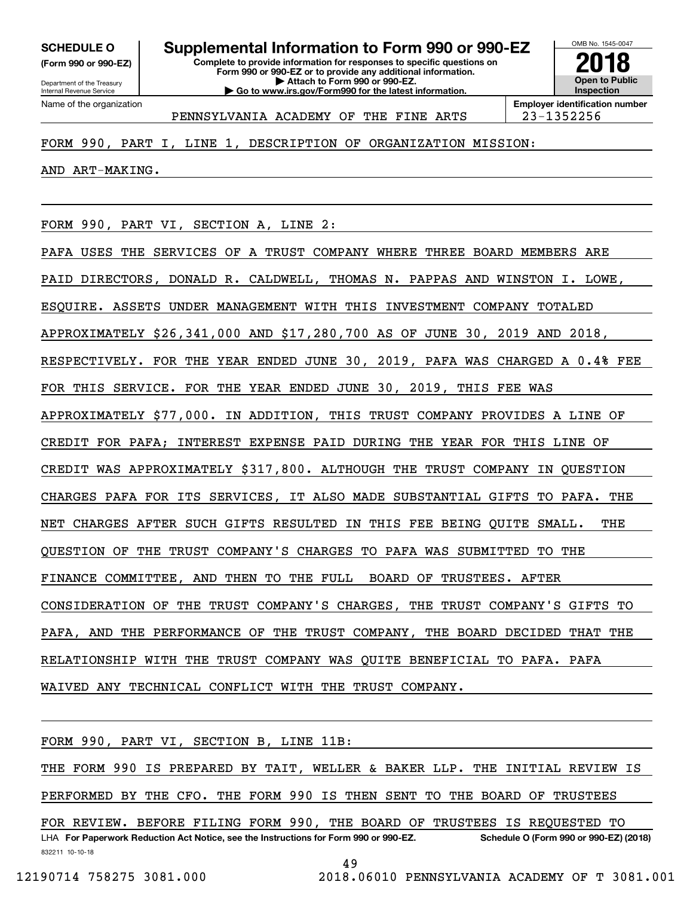**SCHEDULE O**
**(Form 990 or 990-EZ)**

Department of the Treasury
Internal Revenue Service

# Supplemental Information to Form 990 or 990-EZ

**Complete to provide information for responses to specific questions on Form 990 or 990-EZ or to provide any additional information.**
**▶ Attach to Form 990 or 990-EZ.**
**▶ Go to www.irs.gov/Form990 for the latest information.**

OMB No. 1545-0047

**2018**

**Open to Public Inspection**

| Name of the organization | Employer identification number |
|---|---|
| PENNSYLVANIA ACADEMY OF THE FINE ARTS | 23-1352256 |

FORM 990, PART I, LINE 1, DESCRIPTION OF ORGANIZATION MISSION:

AND ART-MAKING.

FORM 990, PART VI, SECTION A, LINE 2:

PAFA USES THE SERVICES OF A TRUST COMPANY WHERE THREE BOARD MEMBERS ARE PAID DIRECTORS, DONALD R. CALDWELL, THOMAS N. PAPPAS AND WINSTON I. LOWE, ESQUIRE. ASSETS UNDER MANAGEMENT WITH THIS INVESTMENT COMPANY TOTALED APPROXIMATELY $26,341,000 AND $17,280,700 AS OF JUNE 30, 2019 AND 2018, RESPECTIVELY. FOR THE YEAR ENDED JUNE 30, 2019, PAFA WAS CHARGED A 0.4% FEE FOR THIS SERVICE. FOR THE YEAR ENDED JUNE 30, 2019, THIS FEE WAS APPROXIMATELY $77,000. IN ADDITION, THIS TRUST COMPANY PROVIDES A LINE OF CREDIT FOR PAFA; INTEREST EXPENSE PAID DURING THE YEAR FOR THIS LINE OF CREDIT WAS APPROXIMATELY $317,800. ALTHOUGH THE TRUST COMPANY IN QUESTION CHARGES PAFA FOR ITS SERVICES, IT ALSO MADE SUBSTANTIAL GIFTS TO PAFA. THE NET CHARGES AFTER SUCH GIFTS RESULTED IN THIS FEE BEING QUITE SMALL. THE QUESTION OF THE TRUST COMPANY'S CHARGES TO PAFA WAS SUBMITTED TO THE FINANCE COMMITTEE, AND THEN TO THE FULL BOARD OF TRUSTEES. AFTER CONSIDERATION OF THE TRUST COMPANY'S CHARGES, THE TRUST COMPANY'S GIFTS TO PAFA, AND THE PERFORMANCE OF THE TRUST COMPANY, THE BOARD DECIDED THAT THE RELATIONSHIP WITH THE TRUST COMPANY WAS QUITE BENEFICIAL TO PAFA. PAFA WAIVED ANY TECHNICAL CONFLICT WITH THE TRUST COMPANY.

FORM 990, PART VI, SECTION B, LINE 11B:

THE FORM 990 IS PREPARED BY TAIT, WELLER & BAKER LLP. THE INITIAL REVIEW IS PERFORMED BY THE CFO. THE FORM 990 IS THEN SENT TO THE BOARD OF TRUSTEES FOR REVIEW. BEFORE FILING FORM 990, THE BOARD OF TRUSTEES IS REQUESTED TO

LHA **For Paperwork Reduction Act Notice, see the Instructions for Form 990 or 990-EZ.** **Schedule O (Form 990 or 990-EZ) (2018)**

832211 10-10-18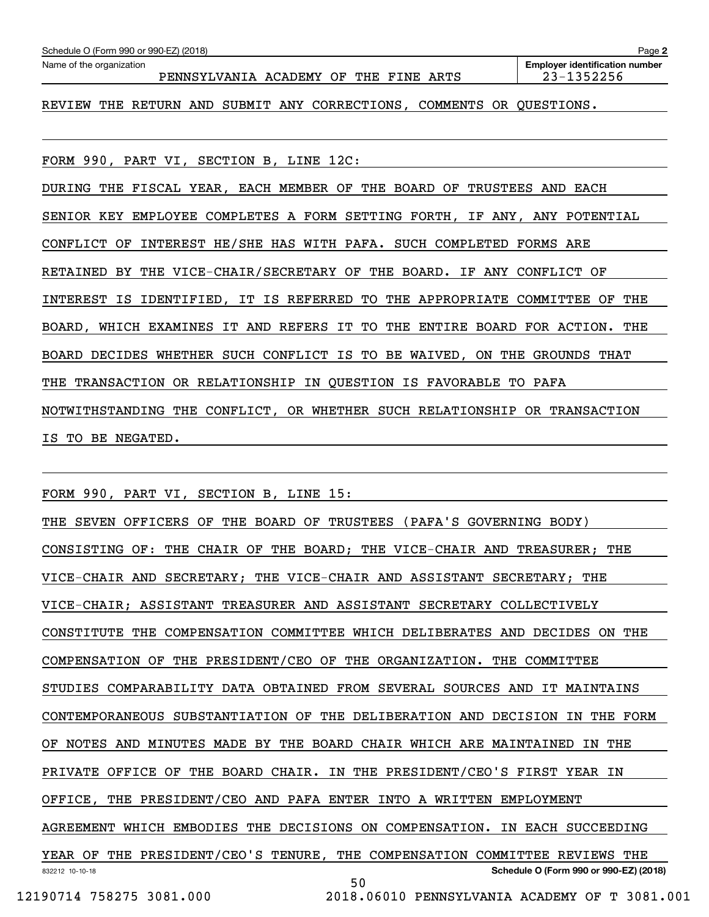Name of the organization: PENNSYLVANIA ACADEMY OF THE FINE ARTS

Employer identification number: 23-1352256

REVIEW THE RETURN AND SUBMIT ANY CORRECTIONS, COMMENTS OR QUESTIONS.

FORM 990, PART VI, SECTION B, LINE 12C:

DURING THE FISCAL YEAR, EACH MEMBER OF THE BOARD OF TRUSTEES AND EACH SENIOR KEY EMPLOYEE COMPLETES A FORM SETTING FORTH, IF ANY, ANY POTENTIAL CONFLICT OF INTEREST HE/SHE HAS WITH PAFA. SUCH COMPLETED FORMS ARE RETAINED BY THE VICE-CHAIR/SECRETARY OF THE BOARD. IF ANY CONFLICT OF INTEREST IS IDENTIFIED, IT IS REFERRED TO THE APPROPRIATE COMMITTEE OF THE BOARD, WHICH EXAMINES IT AND REFERS IT TO THE ENTIRE BOARD FOR ACTION. THE BOARD DECIDES WHETHER SUCH CONFLICT IS TO BE WAIVED, ON THE GROUNDS THAT THE TRANSACTION OR RELATIONSHIP IN QUESTION IS FAVORABLE TO PAFA NOTWITHSTANDING THE CONFLICT, OR WHETHER SUCH RELATIONSHIP OR TRANSACTION IS TO BE NEGATED.

FORM 990, PART VI, SECTION B, LINE 15:

THE SEVEN OFFICERS OF THE BOARD OF TRUSTEES (PAFA'S GOVERNING BODY) CONSISTING OF: THE CHAIR OF THE BOARD; THE VICE-CHAIR AND TREASURER; THE VICE-CHAIR AND SECRETARY; THE VICE-CHAIR AND ASSISTANT SECRETARY; THE VICE-CHAIR; ASSISTANT TREASURER AND ASSISTANT SECRETARY COLLECTIVELY CONSTITUTE THE COMPENSATION COMMITTEE WHICH DELIBERATES AND DECIDES ON THE COMPENSATION OF THE PRESIDENT/CEO OF THE ORGANIZATION. THE COMMITTEE STUDIES COMPARABILITY DATA OBTAINED FROM SEVERAL SOURCES AND IT MAINTAINS CONTEMPORANEOUS SUBSTANTIATION OF THE DELIBERATION AND DECISION IN THE FORM OF NOTES AND MINUTES MADE BY THE BOARD CHAIR WHICH ARE MAINTAINED IN THE PRIVATE OFFICE OF THE BOARD CHAIR. IN THE PRESIDENT/CEO'S FIRST YEAR IN OFFICE, THE PRESIDENT/CEO AND PAFA ENTER INTO A WRITTEN EMPLOYMENT AGREEMENT WHICH EMBODIES THE DECISIONS ON COMPENSATION. IN EACH SUCCEEDING YEAR OF THE PRESIDENT/CEO'S TENURE, THE COMPENSATION COMMITTEE REVIEWS THE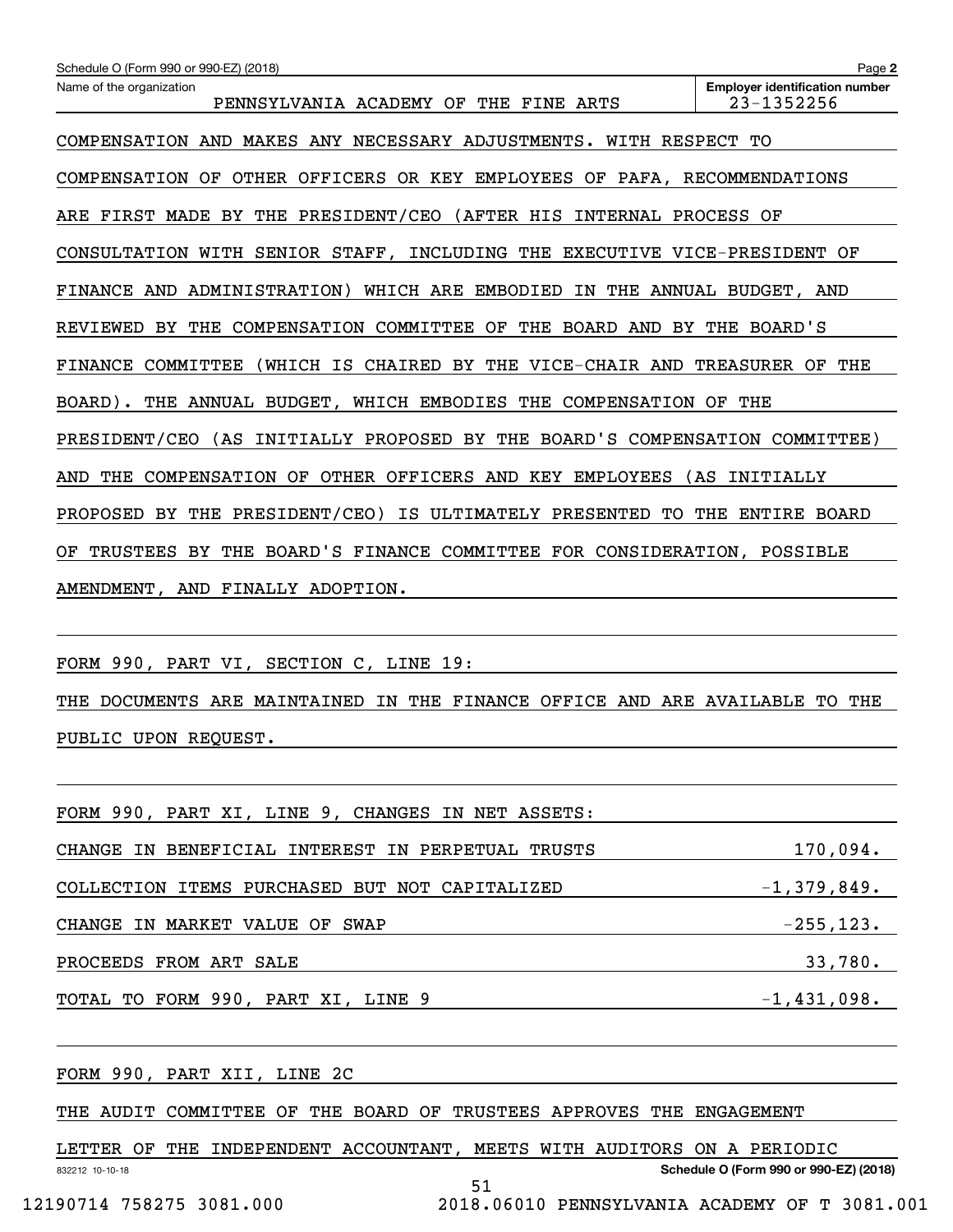Name of the organization: PENNSYLVANIA ACADEMY OF THE FINE ARTS

Employer identification number: 23-1352256

COMPENSATION AND MAKES ANY NECESSARY ADJUSTMENTS. WITH RESPECT TO COMPENSATION OF OTHER OFFICERS OR KEY EMPLOYEES OF PAFA, RECOMMENDATIONS ARE FIRST MADE BY THE PRESIDENT/CEO (AFTER HIS INTERNAL PROCESS OF CONSULTATION WITH SENIOR STAFF, INCLUDING THE EXECUTIVE VICE-PRESIDENT OF FINANCE AND ADMINISTRATION) WHICH ARE EMBODIED IN THE ANNUAL BUDGET, AND REVIEWED BY THE COMPENSATION COMMITTEE OF THE BOARD AND BY THE BOARD'S FINANCE COMMITTEE (WHICH IS CHAIRED BY THE VICE-CHAIR AND TREASURER OF THE BOARD). THE ANNUAL BUDGET, WHICH EMBODIES THE COMPENSATION OF THE PRESIDENT/CEO (AS INITIALLY PROPOSED BY THE BOARD'S COMPENSATION COMMITTEE) AND THE COMPENSATION OF OTHER OFFICERS AND KEY EMPLOYEES (AS INITIALLY PROPOSED BY THE PRESIDENT/CEO) IS ULTIMATELY PRESENTED TO THE ENTIRE BOARD OF TRUSTEES BY THE BOARD'S FINANCE COMMITTEE FOR CONSIDERATION, POSSIBLE AMENDMENT, AND FINALLY ADOPTION.

FORM 990, PART VI, SECTION C, LINE 19:

THE DOCUMENTS ARE MAINTAINED IN THE FINANCE OFFICE AND ARE AVAILABLE TO THE PUBLIC UPON REQUEST.

FORM 990, PART XI, LINE 9, CHANGES IN NET ASSETS:

| | |
|---|---:|
| CHANGE IN BENEFICIAL INTEREST IN PERPETUAL TRUSTS | 170,094. |
| COLLECTION ITEMS PURCHASED BUT NOT CAPITALIZED | -1,379,849. |
| CHANGE IN MARKET VALUE OF SWAP | -255,123. |
| PROCEEDS FROM ART SALE | 33,780. |
| TOTAL TO FORM 990, PART XI, LINE 9 | -1,431,098. |

FORM 990, PART XII, LINE 2C

THE AUDIT COMMITTEE OF THE BOARD OF TRUSTEES APPROVES THE ENGAGEMENT LETTER OF THE INDEPENDENT ACCOUNTANT, MEETS WITH AUDITORS ON A PERIODIC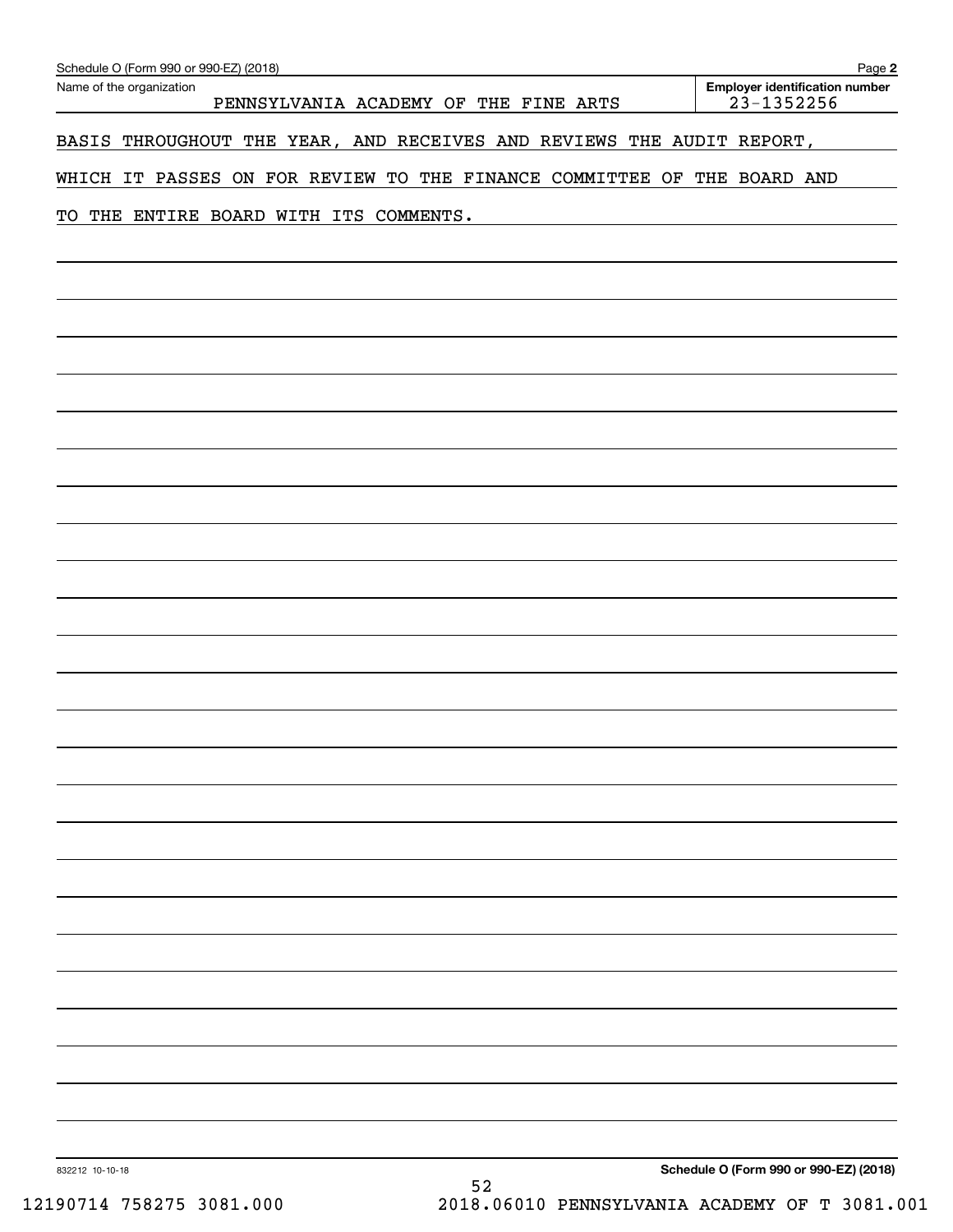Schedule O (Form 990 or 990-EZ) (2018) Page **2**

Name of the organization: PENNSYLVANIA ACADEMY OF THE FINE ARTS

**Employer identification number** 23-1352256

BASIS THROUGHOUT THE YEAR, AND RECEIVES AND REVIEWS THE AUDIT REPORT, WHICH IT PASSES ON FOR REVIEW TO THE FINANCE COMMITTEE OF THE BOARD AND TO THE ENTIRE BOARD WITH ITS COMMENTS.

832212 10-10-18 **Schedule O (Form 990 or 990-EZ) (2018)**

12190714 758275 3081.000 2018.06010 PENNSYLVANIA ACADEMY OF T 3081.001